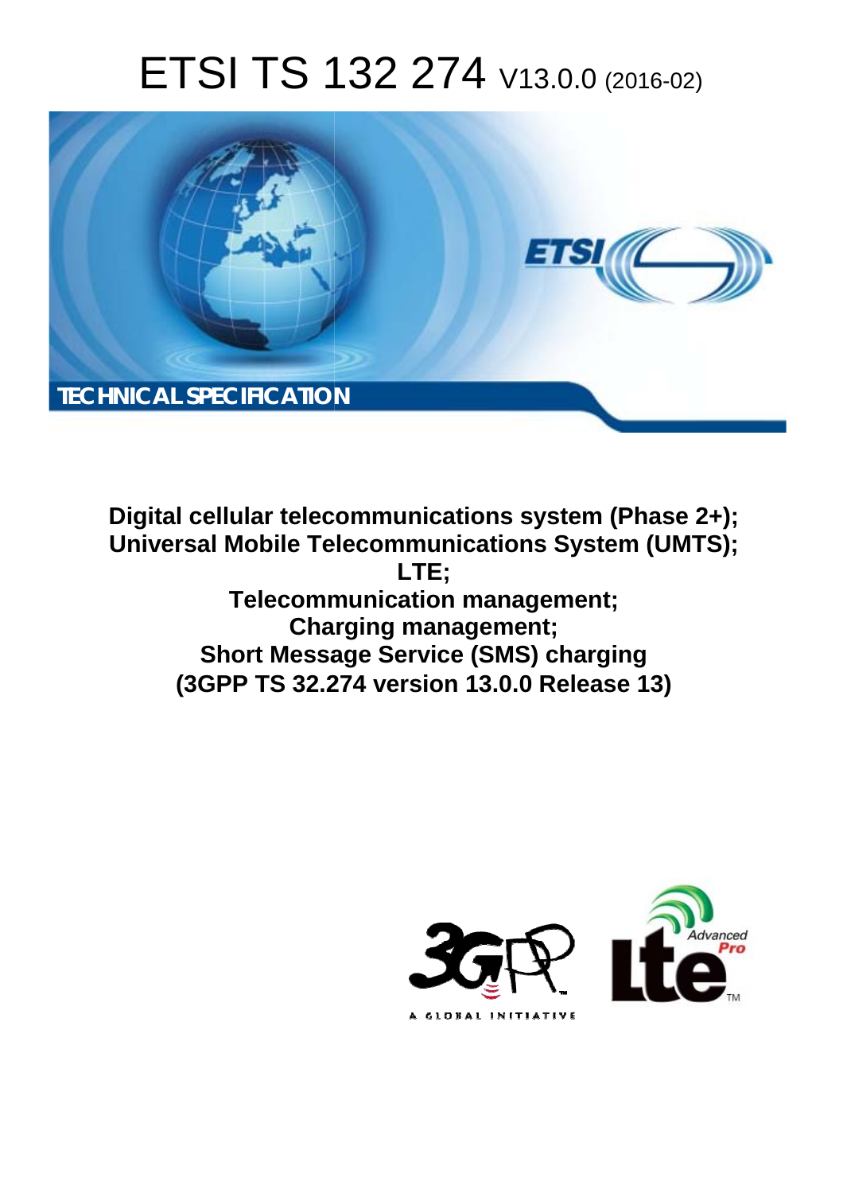# ETSI TS 132 274 V13.0.0 (2016-02)

TECHNICAL SPECIFICATION

**Digital cellular telecommunications system (Phase 2+);**
**Universal Mobile Telecommunications System (UMTS);**
**LTE;**
**Telecommunication management;**
**Charging management;**
**Short Message Service (SMS) charging**
**(3GPP TS 32.274 version 13.0.0 Release 13)**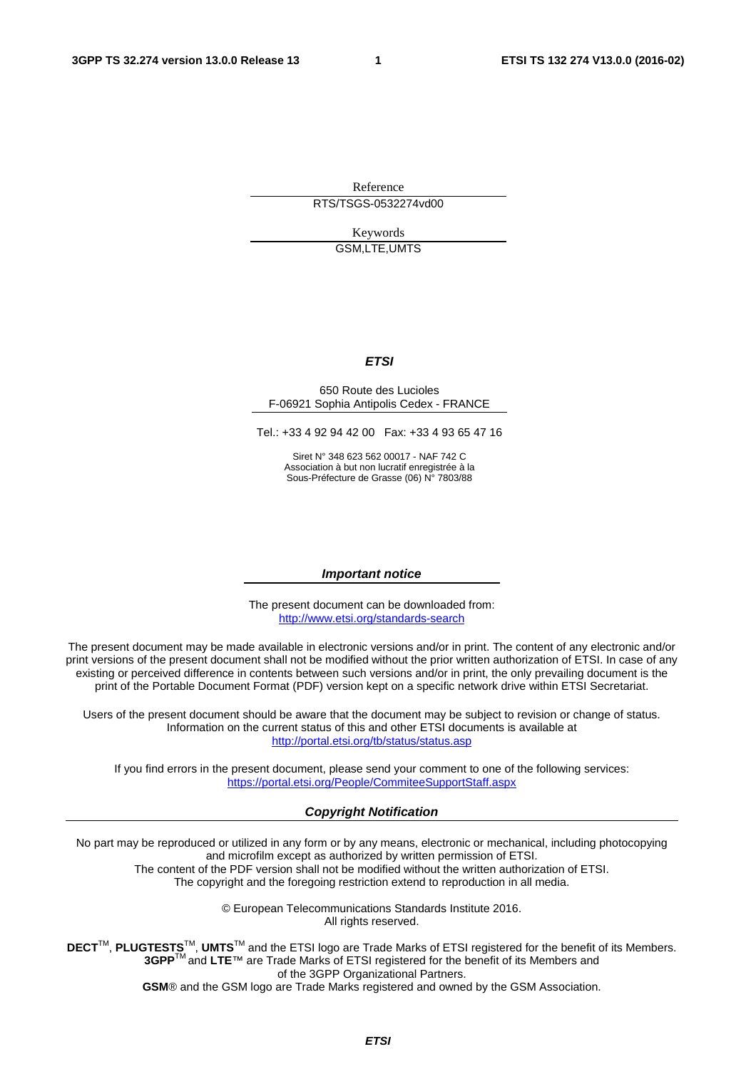Reference

RTS/TSGS-0532274vd00

Keywords

GSM,LTE,UMTS

***ETSI***

650 Route des Lucioles
F-06921 Sophia Antipolis Cedex - FRANCE

Tel.: +33 4 92 94 42 00 Fax: +33 4 93 65 47 16

Siret N° 348 623 562 00017 - NAF 742 C
Association à but non lucratif enregistrée à la
Sous-Préfecture de Grasse (06) N° 7803/88

***Important notice***

The present document can be downloaded from:
http://www.etsi.org/standards-search

The present document may be made available in electronic versions and/or in print. The content of any electronic and/or print versions of the present document shall not be modified without the prior written authorization of ETSI. In case of any existing or perceived difference in contents between such versions and/or in print, the only prevailing document is the print of the Portable Document Format (PDF) version kept on a specific network drive within ETSI Secretariat.

Users of the present document should be aware that the document may be subject to revision or change of status. Information on the current status of this and other ETSI documents is available at
http://portal.etsi.org/tb/status/status.asp

If you find errors in the present document, please send your comment to one of the following services:
https://portal.etsi.org/People/CommiteeSupportStaff.aspx

***Copyright Notification***

No part may be reproduced or utilized in any form or by any means, electronic or mechanical, including photocopying and microfilm except as authorized by written permission of ETSI.
The content of the PDF version shall not be modified without the written authorization of ETSI.
The copyright and the foregoing restriction extend to reproduction in all media.

© European Telecommunications Standards Institute 2016.
All rights reserved.

**DECT**™, **PLUGTESTS**™, **UMTS**™ and the ETSI logo are Trade Marks of ETSI registered for the benefit of its Members.
**3GPP**™ and **LTE**™ are Trade Marks of ETSI registered for the benefit of its Members and of the 3GPP Organizational Partners.
**GSM**® and the GSM logo are Trade Marks registered and owned by the GSM Association.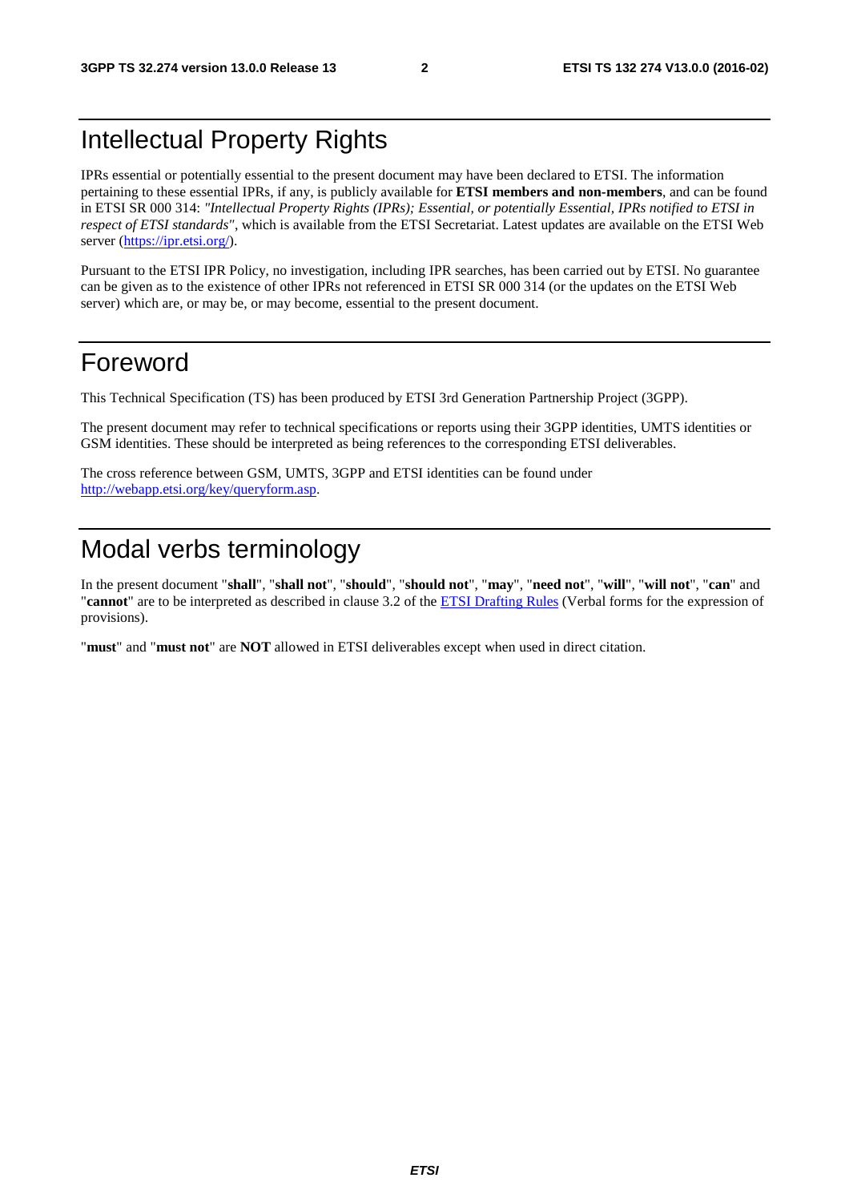# Intellectual Property Rights

IPRs essential or potentially essential to the present document may have been declared to ETSI. The information pertaining to these essential IPRs, if any, is publicly available for **ETSI members and non-members**, and can be found in ETSI SR 000 314: *"Intellectual Property Rights (IPRs); Essential, or potentially Essential, IPRs notified to ETSI in respect of ETSI standards"*, which is available from the ETSI Secretariat. Latest updates are available on the ETSI Web server (https://ipr.etsi.org/).

Pursuant to the ETSI IPR Policy, no investigation, including IPR searches, has been carried out by ETSI. No guarantee can be given as to the existence of other IPRs not referenced in ETSI SR 000 314 (or the updates on the ETSI Web server) which are, or may be, or may become, essential to the present document.

# Foreword

This Technical Specification (TS) has been produced by ETSI 3rd Generation Partnership Project (3GPP).

The present document may refer to technical specifications or reports using their 3GPP identities, UMTS identities or GSM identities. These should be interpreted as being references to the corresponding ETSI deliverables.

The cross reference between GSM, UMTS, 3GPP and ETSI identities can be found under http://webapp.etsi.org/key/queryform.asp.

# Modal verbs terminology

In the present document "**shall**", "**shall not**", "**should**", "**should not**", "**may**", "**need not**", "**will**", "**will not**", "**can**" and "**cannot**" are to be interpreted as described in clause 3.2 of the ETSI Drafting Rules (Verbal forms for the expression of provisions).

"**must**" and "**must not**" are **NOT** allowed in ETSI deliverables except when used in direct citation.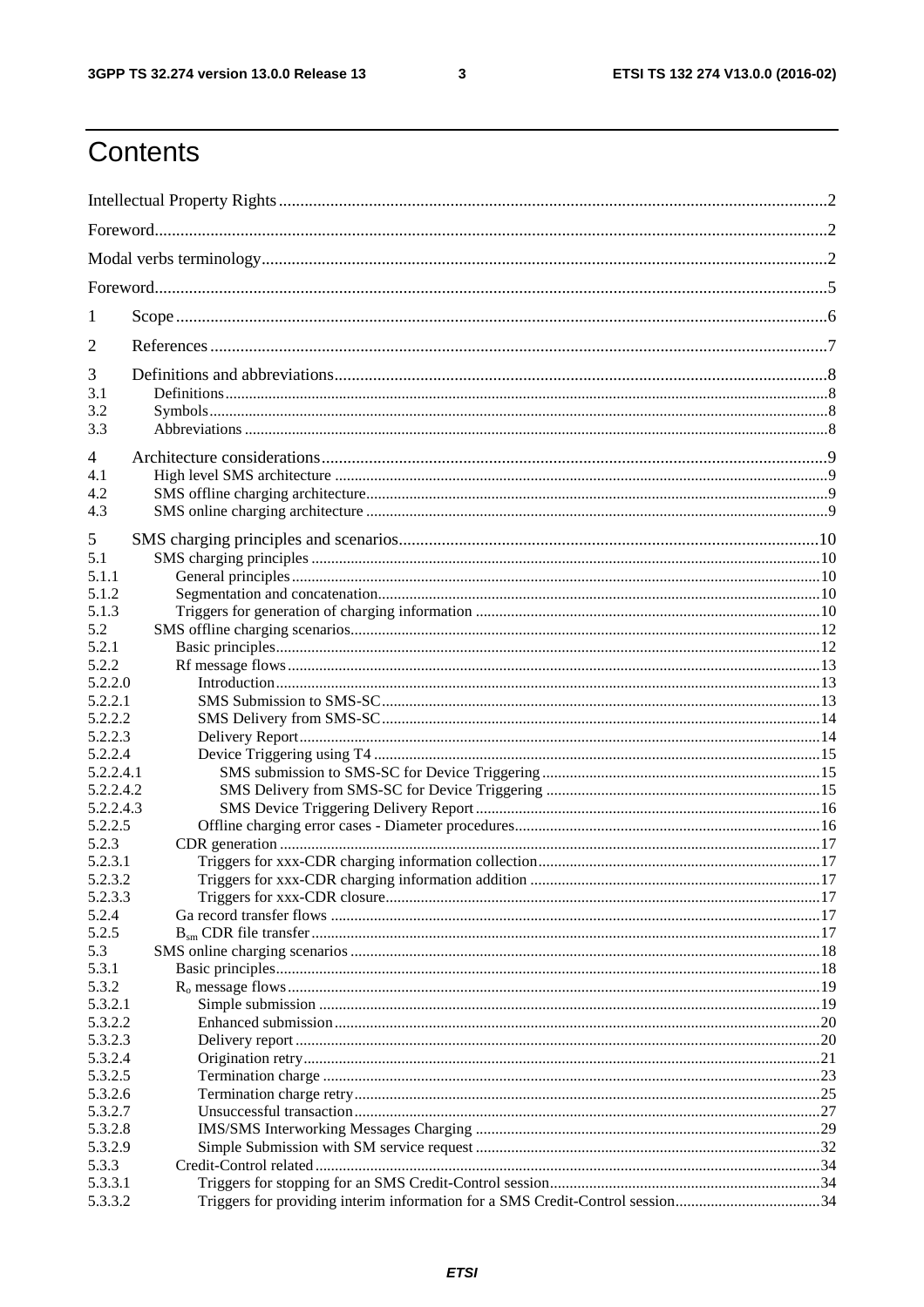# Contents

Intellectual Property Rights ........ 2
Foreword ........ 2
Modal verbs terminology ........ 2
Foreword ........ 5
1 Scope ........ 6
2 References ........ 7
3 Definitions and abbreviations ........ 8
3.1 Definitions ........ 8
3.2 Symbols ........ 8
3.3 Abbreviations ........ 8
4 Architecture considerations ........ 9
4.1 High level SMS architecture ........ 9
4.2 SMS offline charging architecture ........ 9
4.3 SMS online charging architecture ........ 9
5 SMS charging principles and scenarios ........ 10
5.1 SMS charging principles ........ 10
5.1.1 General principles ........ 10
5.1.2 Segmentation and concatenation ........ 10
5.1.3 Triggers for generation of charging information ........ 10
5.2 SMS offline charging scenarios ........ 12
5.2.1 Basic principles ........ 12
5.2.2 Rf message flows ........ 13
5.2.2.0 Introduction ........ 13
5.2.2.1 SMS Submission to SMS-SC ........ 13
5.2.2.2 SMS Delivery from SMS-SC ........ 14
5.2.2.3 Delivery Report ........ 14
5.2.2.4 Device Triggering using T4 ........ 15
5.2.2.4.1 SMS submission to SMS-SC for Device Triggering ........ 15
5.2.2.4.2 SMS Delivery from SMS-SC for Device Triggering ........ 15
5.2.2.4.3 SMS Device Triggering Delivery Report ........ 16
5.2.2.5 Offline charging error cases - Diameter procedures ........ 16
5.2.3 CDR generation ........ 17
5.2.3.1 Triggers for xxx-CDR charging information collection ........ 17
5.2.3.2 Triggers for xxx-CDR charging information addition ........ 17
5.2.3.3 Triggers for xxx-CDR closure ........ 17
5.2.4 Ga record transfer flows ........ 17
5.2.5 $B_{sm}$ CDR file transfer ........ 17
5.3 SMS online charging scenarios ........ 18
5.3.1 Basic principles ........ 18
5.3.2 $R_o$ message flows ........ 19
5.3.2.1 Simple submission ........ 19
5.3.2.2 Enhanced submission ........ 20
5.3.2.3 Delivery report ........ 20
5.3.2.4 Origination retry ........ 21
5.3.2.5 Termination charge ........ 23
5.3.2.6 Termination charge retry ........ 25
5.3.2.7 Unsuccessful transaction ........ 27
5.3.2.8 IMS/SMS Interworking Messages Charging ........ 29
5.3.2.9 Simple Submission with SM service request ........ 32
5.3.3 Credit-Control related ........ 34
5.3.3.1 Triggers for stopping for an SMS Credit-Control session ........ 34
5.3.3.2 Triggers for providing interim information for a SMS Credit-Control session ........ 34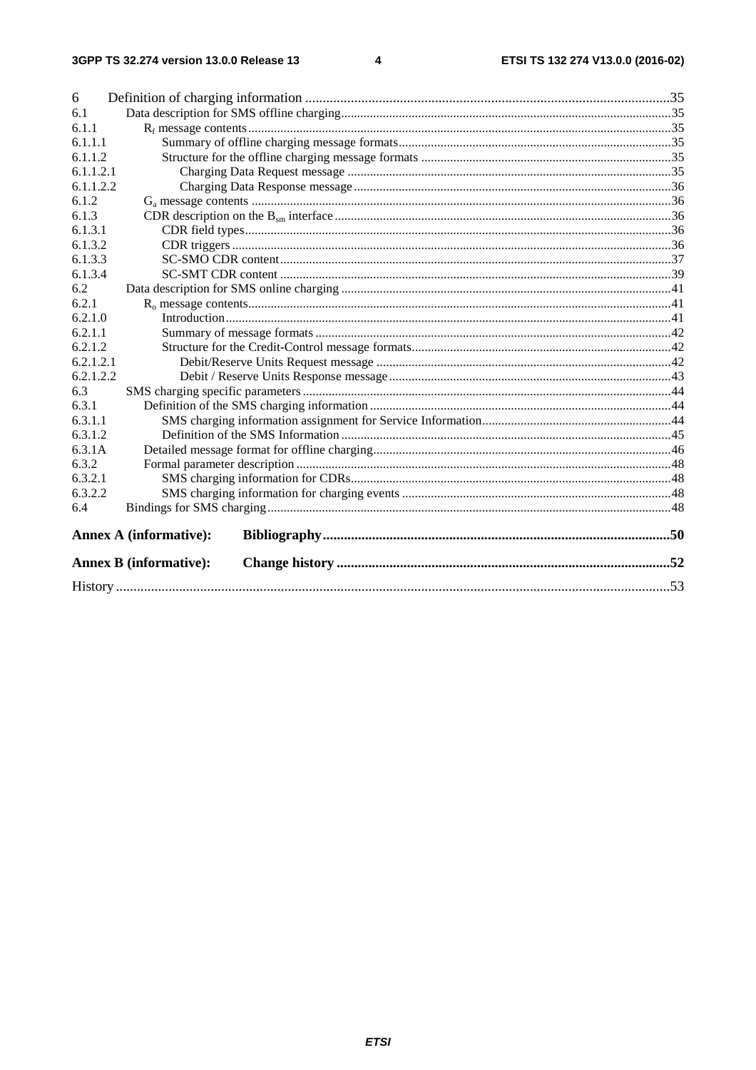6 Definition of charging information .......................................................................................................35
6.1 Data description for SMS offline charging......................................................................................................35
6.1.1 $R_f$ message contents...................................................................................................................................35
6.1.1.1 Summary of offline charging message formats....................................................................................35
6.1.1.2 Structure for the offline charging message formats .............................................................................35
6.1.1.2.1 Charging Data Request message ....................................................................................................35
6.1.1.2.2 Charging Data Response message..................................................................................................36
6.1.2 $G_a$ message contents .................................................................................................................................36
6.1.3 CDR description on the $B_{sm}$ interface ........................................................................................................36
6.1.3.1 CDR field types....................................................................................................................................36
6.1.3.2 CDR triggers ........................................................................................................................................36
6.1.3.3 SC-SMO CDR content.........................................................................................................................37
6.1.3.4 SC-SMT CDR content .........................................................................................................................39
6.2 Data description for SMS online charging ......................................................................................................41
6.2.1 $R_o$ message contents...................................................................................................................................41
6.2.1.0 Introduction..........................................................................................................................................41
6.2.1.1 Summary of message formats ..............................................................................................................42
6.2.1.2 Structure for the Credit-Control message formats................................................................................42
6.2.1.2.1 Debit/Reserve Units Request message ............................................................................................42
6.2.1.2.2 Debit / Reserve Units Response message........................................................................................43
6.3 SMS charging specific parameters..................................................................................................................44
6.3.1 Definition of the SMS charging information ..............................................................................................44
6.3.1.1 SMS charging information assignment for Service Information..........................................................44
6.3.1.2 Definition of the SMS Information ......................................................................................................45
6.3.1A Detailed message format for offline charging............................................................................................46
6.3.2 Formal parameter description ....................................................................................................................48
6.3.2.1 SMS charging information for CDRs...................................................................................................48
6.3.2.2 SMS charging information for charging events ...................................................................................48
6.4 Bindings for SMS charging............................................................................................................................48

**Annex A (informative): Bibliography..................................................................................................50**

**Annex B (informative): Change history ..............................................................................................52**

History ..............................................................................................................................................................53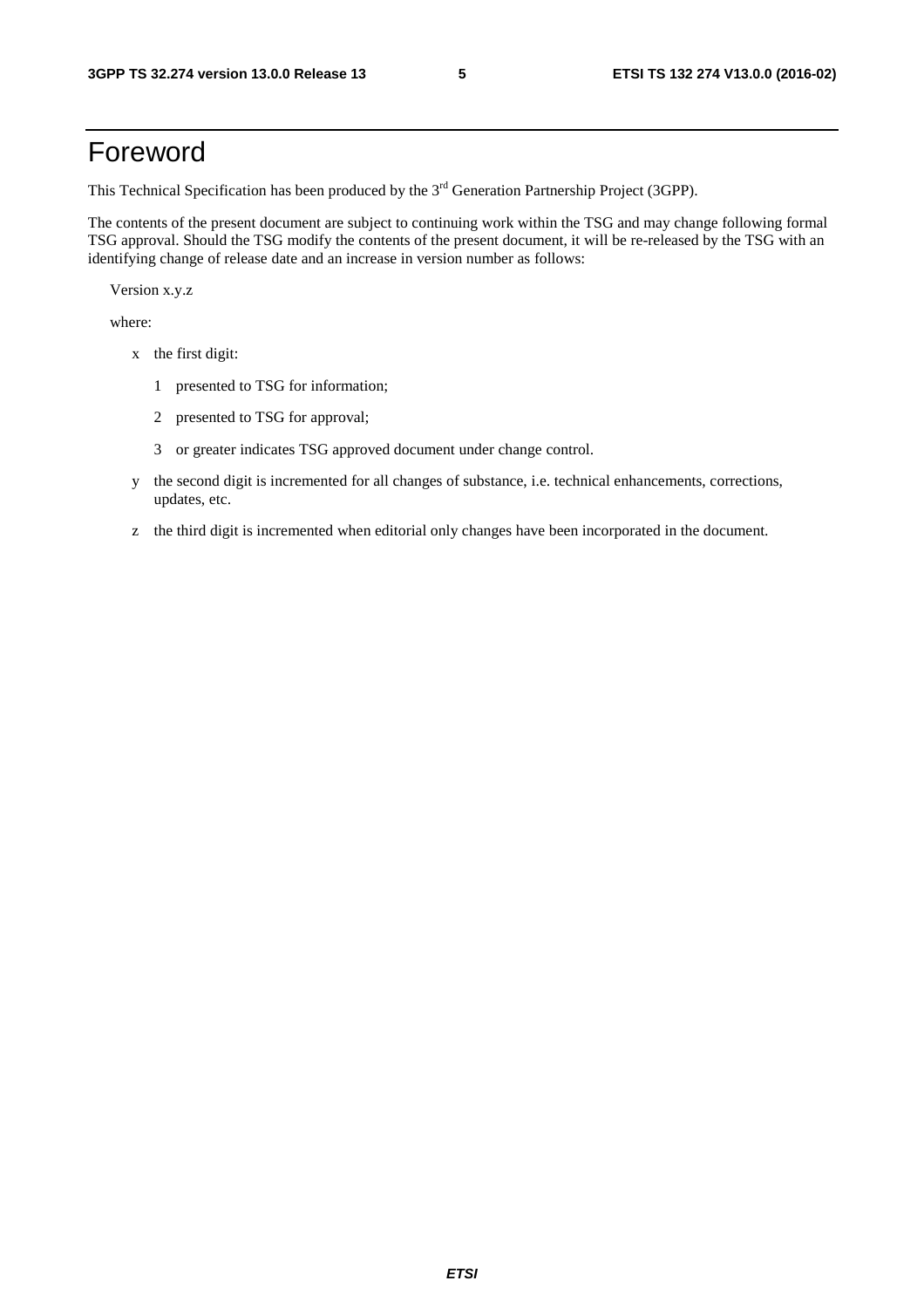# Foreword

This Technical Specification has been produced by the 3rd Generation Partnership Project (3GPP).

The contents of the present document are subject to continuing work within the TSG and may change following formal TSG approval. Should the TSG modify the contents of the present document, it will be re-released by the TSG with an identifying change of release date and an increase in version number as follows:

Version x.y.z

where:

- x the first digit:
  - 1 presented to TSG for information;
  - 2 presented to TSG for approval;
  - 3 or greater indicates TSG approved document under change control.
- y the second digit is incremented for all changes of substance, i.e. technical enhancements, corrections, updates, etc.
- z the third digit is incremented when editorial only changes have been incorporated in the document.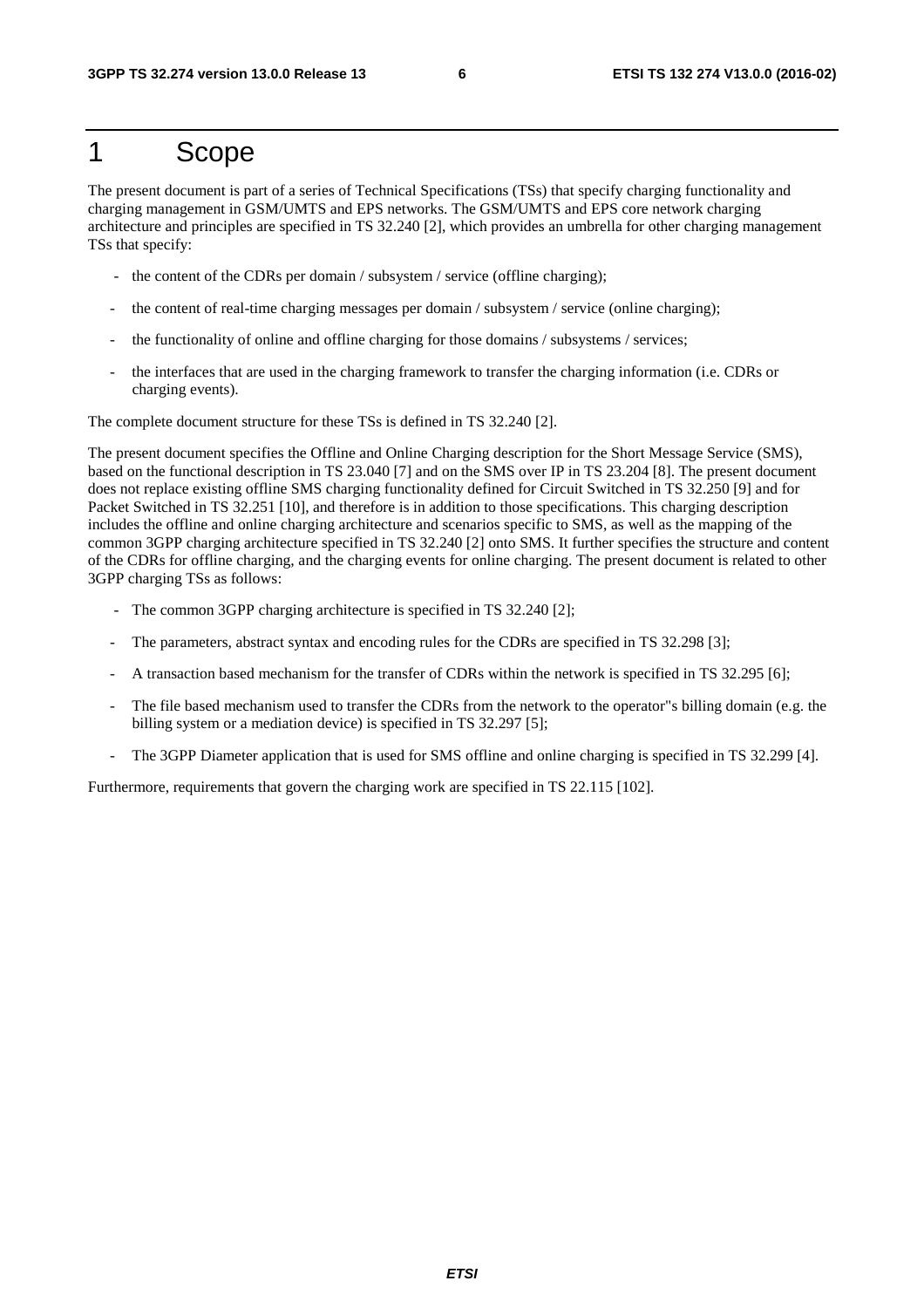# 1 Scope

The present document is part of a series of Technical Specifications (TSs) that specify charging functionality and charging management in GSM/UMTS and EPS networks. The GSM/UMTS and EPS core network charging architecture and principles are specified in TS 32.240 [2], which provides an umbrella for other charging management TSs that specify:

- the content of the CDRs per domain / subsystem / service (offline charging);
- the content of real-time charging messages per domain / subsystem / service (online charging);
- the functionality of online and offline charging for those domains / subsystems / services;
- the interfaces that are used in the charging framework to transfer the charging information (i.e. CDRs or charging events).

The complete document structure for these TSs is defined in TS 32.240 [2].

The present document specifies the Offline and Online Charging description for the Short Message Service (SMS), based on the functional description in TS 23.040 [7] and on the SMS over IP in TS 23.204 [8]. The present document does not replace existing offline SMS charging functionality defined for Circuit Switched in TS 32.250 [9] and for Packet Switched in TS 32.251 [10], and therefore is in addition to those specifications. This charging description includes the offline and online charging architecture and scenarios specific to SMS, as well as the mapping of the common 3GPP charging architecture specified in TS 32.240 [2] onto SMS. It further specifies the structure and content of the CDRs for offline charging, and the charging events for online charging. The present document is related to other 3GPP charging TSs as follows:

- The common 3GPP charging architecture is specified in TS 32.240 [2];
- The parameters, abstract syntax and encoding rules for the CDRs are specified in TS 32.298 [3];
- A transaction based mechanism for the transfer of CDRs within the network is specified in TS 32.295 [6];
- The file based mechanism used to transfer the CDRs from the network to the operator"s billing domain (e.g. the billing system or a mediation device) is specified in TS 32.297 [5];
- The 3GPP Diameter application that is used for SMS offline and online charging is specified in TS 32.299 [4].

Furthermore, requirements that govern the charging work are specified in TS 22.115 [102].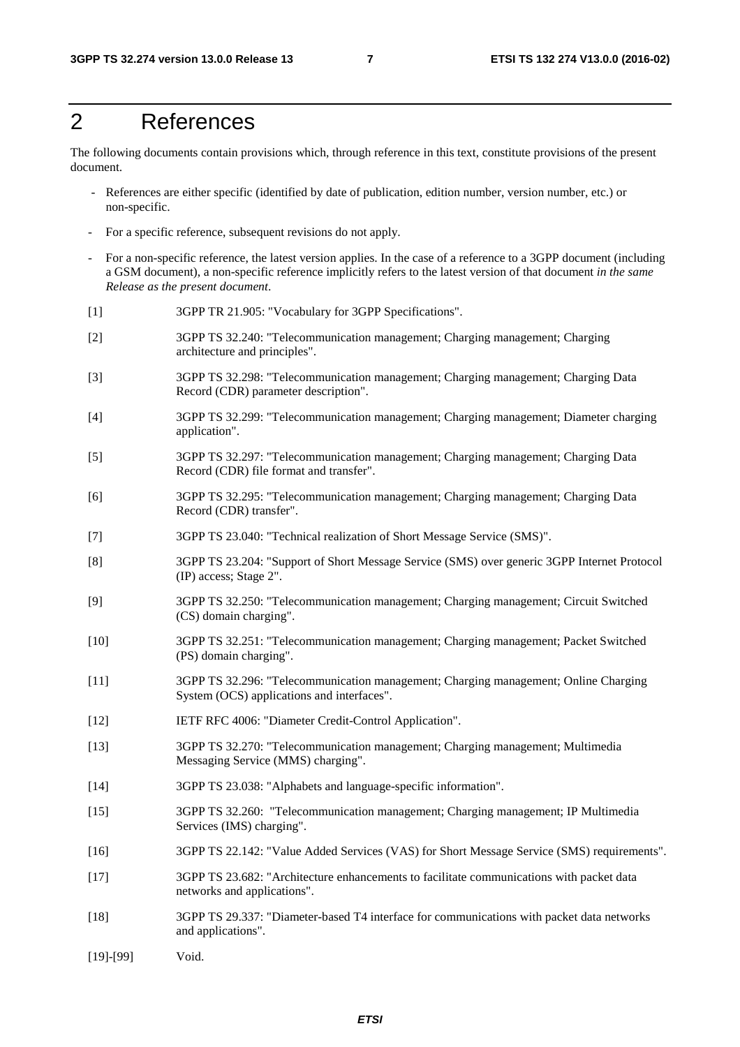# 2 References

The following documents contain provisions which, through reference in this text, constitute provisions of the present document.

- References are either specific (identified by date of publication, edition number, version number, etc.) or non-specific.
- For a specific reference, subsequent revisions do not apply.
- For a non-specific reference, the latest version applies. In the case of a reference to a 3GPP document (including a GSM document), a non-specific reference implicitly refers to the latest version of that document *in the same Release as the present document*.

[1] 3GPP TR 21.905: "Vocabulary for 3GPP Specifications".

[2] 3GPP TS 32.240: "Telecommunication management; Charging management; Charging architecture and principles".

[3] 3GPP TS 32.298: "Telecommunication management; Charging management; Charging Data Record (CDR) parameter description".

[4] 3GPP TS 32.299: "Telecommunication management; Charging management; Diameter charging application".

[5] 3GPP TS 32.297: "Telecommunication management; Charging management; Charging Data Record (CDR) file format and transfer".

[6] 3GPP TS 32.295: "Telecommunication management; Charging management; Charging Data Record (CDR) transfer".

[7] 3GPP TS 23.040: "Technical realization of Short Message Service (SMS)".

[8] 3GPP TS 23.204: "Support of Short Message Service (SMS) over generic 3GPP Internet Protocol (IP) access; Stage 2".

[9] 3GPP TS 32.250: "Telecommunication management; Charging management; Circuit Switched (CS) domain charging".

[10] 3GPP TS 32.251: "Telecommunication management; Charging management; Packet Switched (PS) domain charging".

[11] 3GPP TS 32.296: "Telecommunication management; Charging management; Online Charging System (OCS) applications and interfaces".

[12] IETF RFC 4006: "Diameter Credit-Control Application".

[13] 3GPP TS 32.270: "Telecommunication management; Charging management; Multimedia Messaging Service (MMS) charging".

[14] 3GPP TS 23.038: "Alphabets and language-specific information".

[15] 3GPP TS 32.260: "Telecommunication management; Charging management; IP Multimedia Services (IMS) charging".

[16] 3GPP TS 22.142: "Value Added Services (VAS) for Short Message Service (SMS) requirements".

[17] 3GPP TS 23.682: "Architecture enhancements to facilitate communications with packet data networks and applications".

[18] 3GPP TS 29.337: "Diameter-based T4 interface for communications with packet data networks and applications".

[19]-[99] Void.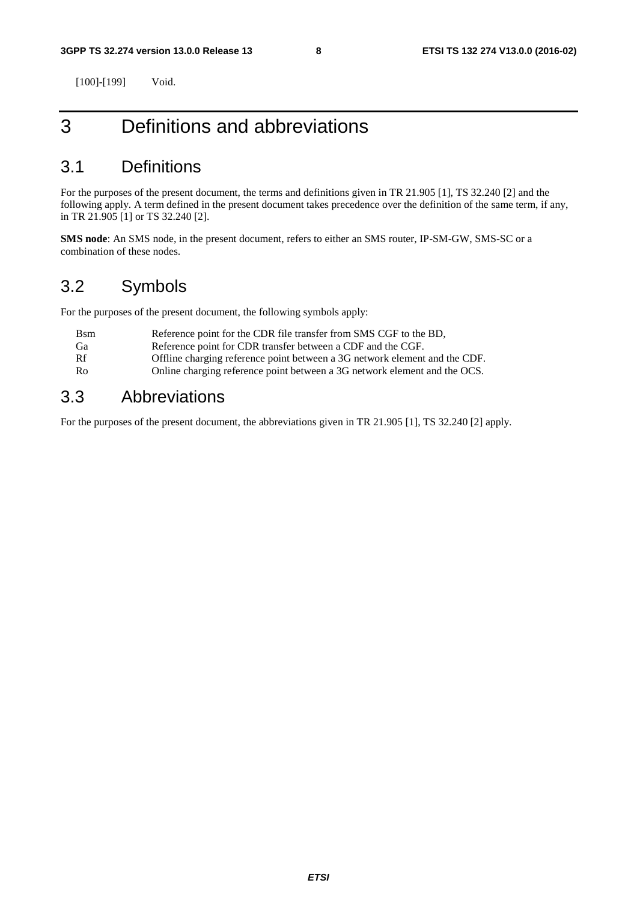[100]-[199] Void.

# 3 Definitions and abbreviations

## 3.1 Definitions

For the purposes of the present document, the terms and definitions given in TR 21.905 [1], TS 32.240 [2] and the following apply. A term defined in the present document takes precedence over the definition of the same term, if any, in TR 21.905 [1] or TS 32.240 [2].

**SMS node**: An SMS node, in the present document, refers to either an SMS router, IP-SM-GW, SMS-SC or a combination of these nodes.

## 3.2 Symbols

For the purposes of the present document, the following symbols apply:

| | |
|---|---|
| Bsm | Reference point for the CDR file transfer from SMS CGF to the BD, |
| Ga | Reference point for CDR transfer between a CDF and the CGF. |
| Rf | Offline charging reference point between a 3G network element and the CDF. |
| Ro | Online charging reference point between a 3G network element and the OCS. |

## 3.3 Abbreviations

For the purposes of the present document, the abbreviations given in TR 21.905 [1], TS 32.240 [2] apply.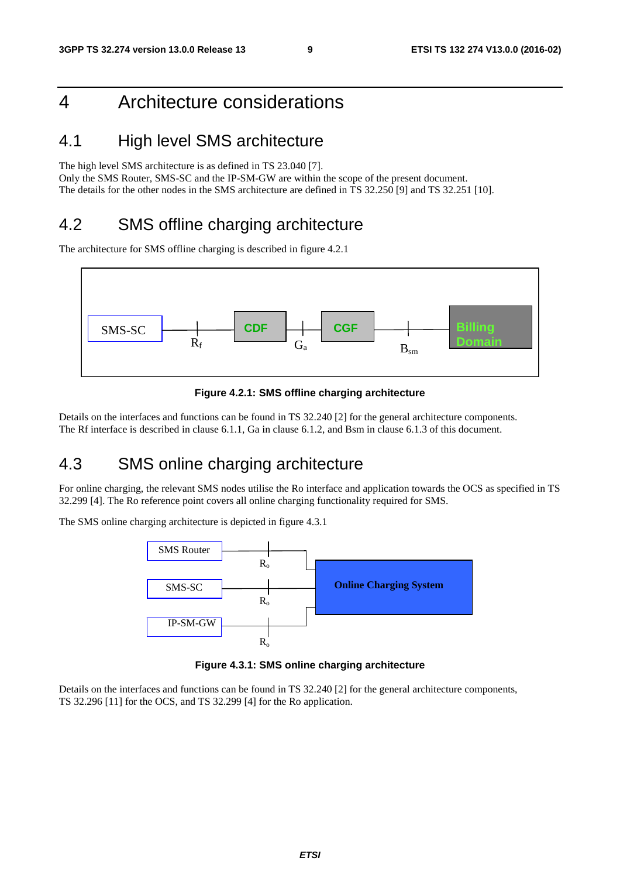# 4 Architecture considerations

## 4.1 High level SMS architecture

The high level SMS architecture is as defined in TS 23.040 [7].
Only the SMS Router, SMS-SC and the IP-SM-GW are within the scope of the present document.
The details for the other nodes in the SMS architecture are defined in TS 32.250 [9] and TS 32.251 [10].

## 4.2 SMS offline charging architecture

The architecture for SMS offline charging is described in figure 4.2.1

**Figure 4.2.1: SMS offline charging architecture**

Details on the interfaces and functions can be found in TS 32.240 [2] for the general architecture components.
The Rf interface is described in clause 6.1.1, Ga in clause 6.1.2, and Bsm in clause 6.1.3 of this document.

## 4.3 SMS online charging architecture

For online charging, the relevant SMS nodes utilise the Ro interface and application towards the OCS as specified in TS 32.299 [4]. The Ro reference point covers all online charging functionality required for SMS.

The SMS online charging architecture is depicted in figure 4.3.1

**Figure 4.3.1: SMS online charging architecture**

Details on the interfaces and functions can be found in TS 32.240 [2] for the general architecture components, TS 32.296 [11] for the OCS, and TS 32.299 [4] for the Ro application.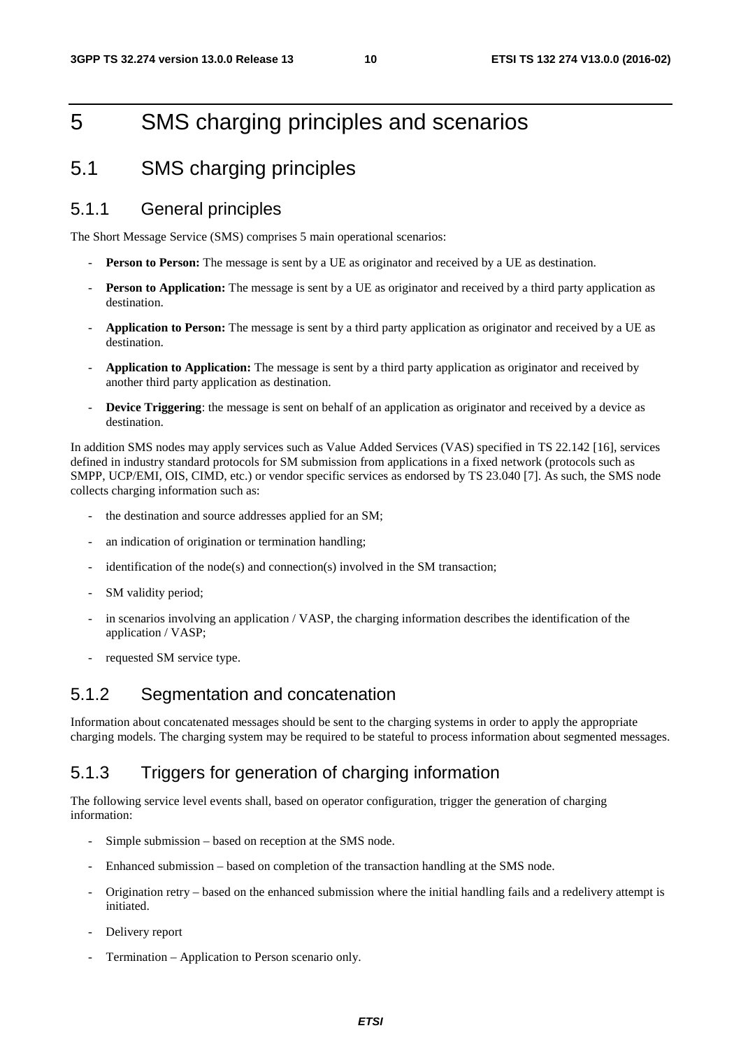# 5 SMS charging principles and scenarios

## 5.1 SMS charging principles

### 5.1.1 General principles

The Short Message Service (SMS) comprises 5 main operational scenarios:

- **Person to Person:** The message is sent by a UE as originator and received by a UE as destination.
- **Person to Application:** The message is sent by a UE as originator and received by a third party application as destination.
- **Application to Person:** The message is sent by a third party application as originator and received by a UE as destination.
- **Application to Application:** The message is sent by a third party application as originator and received by another third party application as destination.
- **Device Triggering**: the message is sent on behalf of an application as originator and received by a device as destination.

In addition SMS nodes may apply services such as Value Added Services (VAS) specified in TS 22.142 [16], services defined in industry standard protocols for SM submission from applications in a fixed network (protocols such as SMPP, UCP/EMI, OIS, CIMD, etc.) or vendor specific services as endorsed by TS 23.040 [7]. As such, the SMS node collects charging information such as:

- the destination and source addresses applied for an SM;
- an indication of origination or termination handling;
- identification of the node(s) and connection(s) involved in the SM transaction;
- SM validity period;
- in scenarios involving an application / VASP, the charging information describes the identification of the application / VASP;
- requested SM service type.

### 5.1.2 Segmentation and concatenation

Information about concatenated messages should be sent to the charging systems in order to apply the appropriate charging models. The charging system may be required to be stateful to process information about segmented messages.

### 5.1.3 Triggers for generation of charging information

The following service level events shall, based on operator configuration, trigger the generation of charging information:

- Simple submission – based on reception at the SMS node.
- Enhanced submission – based on completion of the transaction handling at the SMS node.
- Origination retry – based on the enhanced submission where the initial handling fails and a redelivery attempt is initiated.
- Delivery report
- Termination – Application to Person scenario only.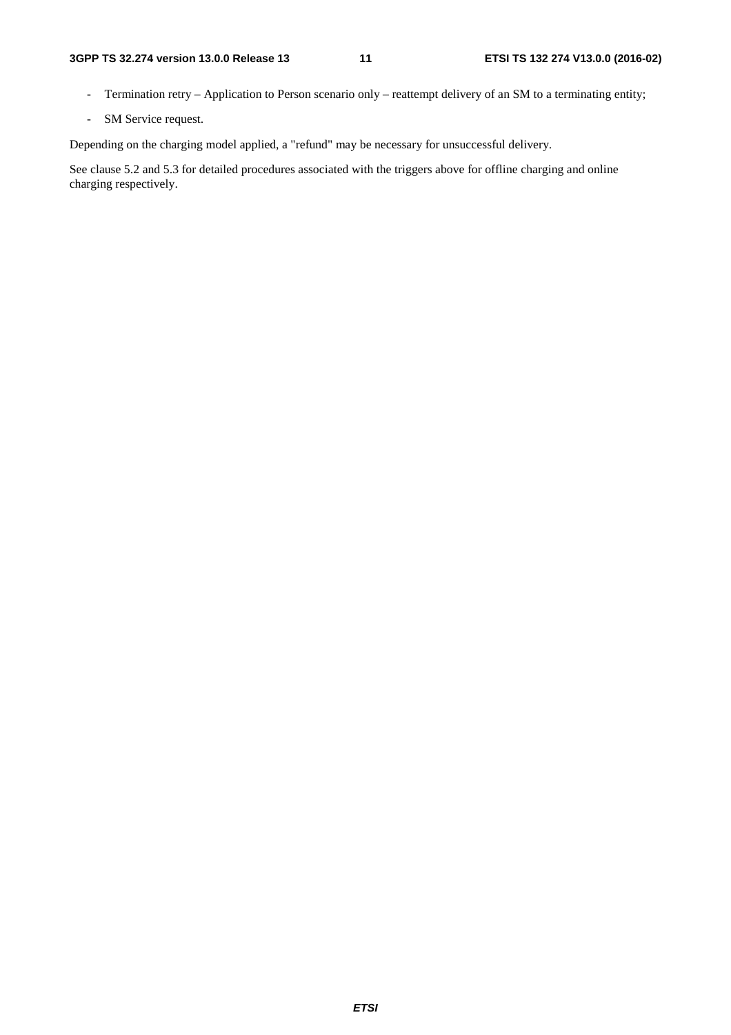- Termination retry – Application to Person scenario only – reattempt delivery of an SM to a terminating entity;
- SM Service request.

Depending on the charging model applied, a "refund" may be necessary for unsuccessful delivery.

See clause 5.2 and 5.3 for detailed procedures associated with the triggers above for offline charging and online charging respectively.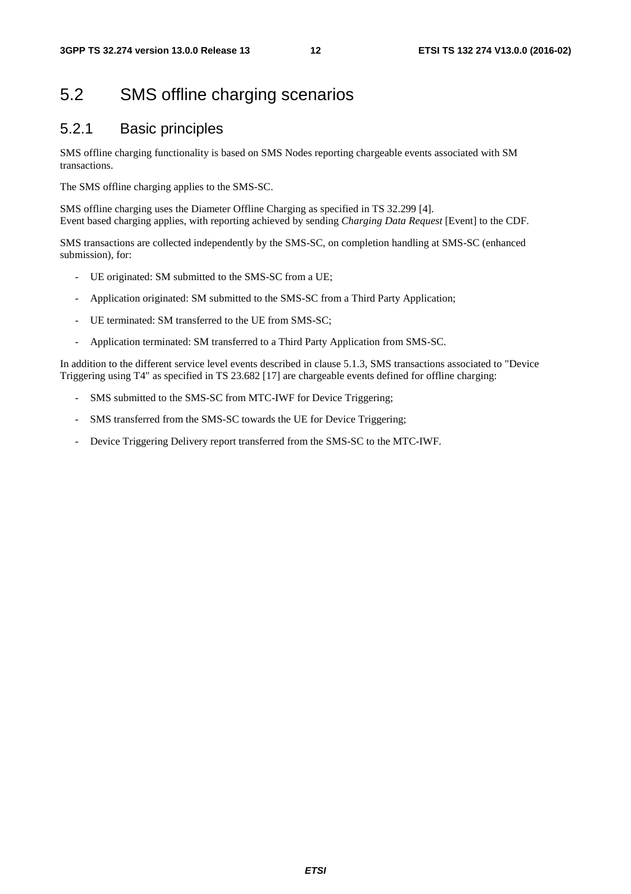## 5.2 SMS offline charging scenarios

### 5.2.1 Basic principles

SMS offline charging functionality is based on SMS Nodes reporting chargeable events associated with SM transactions.

The SMS offline charging applies to the SMS-SC.

SMS offline charging uses the Diameter Offline Charging as specified in TS 32.299 [4].
Event based charging applies, with reporting achieved by sending *Charging Data Request* [Event] to the CDF.

SMS transactions are collected independently by the SMS-SC, on completion handling at SMS-SC (enhanced submission), for:

- UE originated: SM submitted to the SMS-SC from a UE;
- Application originated: SM submitted to the SMS-SC from a Third Party Application;
- UE terminated: SM transferred to the UE from SMS-SC;
- Application terminated: SM transferred to a Third Party Application from SMS-SC.

In addition to the different service level events described in clause 5.1.3, SMS transactions associated to "Device Triggering using T4" as specified in TS 23.682 [17] are chargeable events defined for offline charging:

- SMS submitted to the SMS-SC from MTC-IWF for Device Triggering;
- SMS transferred from the SMS-SC towards the UE for Device Triggering;
- Device Triggering Delivery report transferred from the SMS-SC to the MTC-IWF.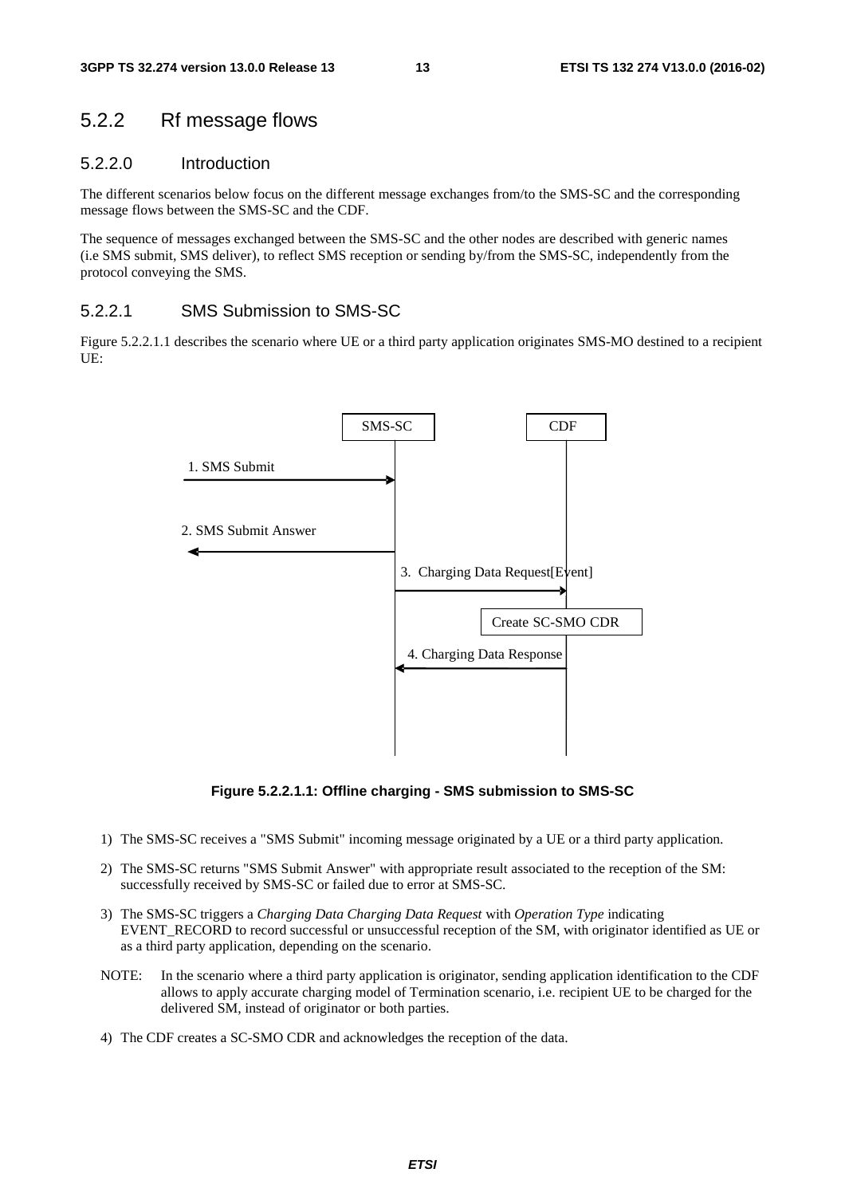## 5.2.2 Rf message flows

### 5.2.2.0 Introduction

The different scenarios below focus on the different message exchanges from/to the SMS-SC and the corresponding message flows between the SMS-SC and the CDF.

The sequence of messages exchanged between the SMS-SC and the other nodes are described with generic names (i.e SMS submit, SMS deliver), to reflect SMS reception or sending by/from the SMS-SC, independently from the protocol conveying the SMS.

### 5.2.2.1 SMS Submission to SMS-SC

Figure 5.2.2.1.1 describes the scenario where UE or a third party application originates SMS-MO destined to a recipient UE:

**Figure 5.2.2.1.1: Offline charging - SMS submission to SMS-SC**

1) The SMS-SC receives a "SMS Submit" incoming message originated by a UE or a third party application.

2) The SMS-SC returns "SMS Submit Answer" with appropriate result associated to the reception of the SM: successfully received by SMS-SC or failed due to error at SMS-SC.

3) The SMS-SC triggers a *Charging Data Charging Data Request* with *Operation Type* indicating EVENT_RECORD to record successful or unsuccessful reception of the SM, with originator identified as UE or as a third party application, depending on the scenario.

NOTE: In the scenario where a third party application is originator, sending application identification to the CDF allows to apply accurate charging model of Termination scenario, i.e. recipient UE to be charged for the delivered SM, instead of originator or both parties.

4) The CDF creates a SC-SMO CDR and acknowledges the reception of the data.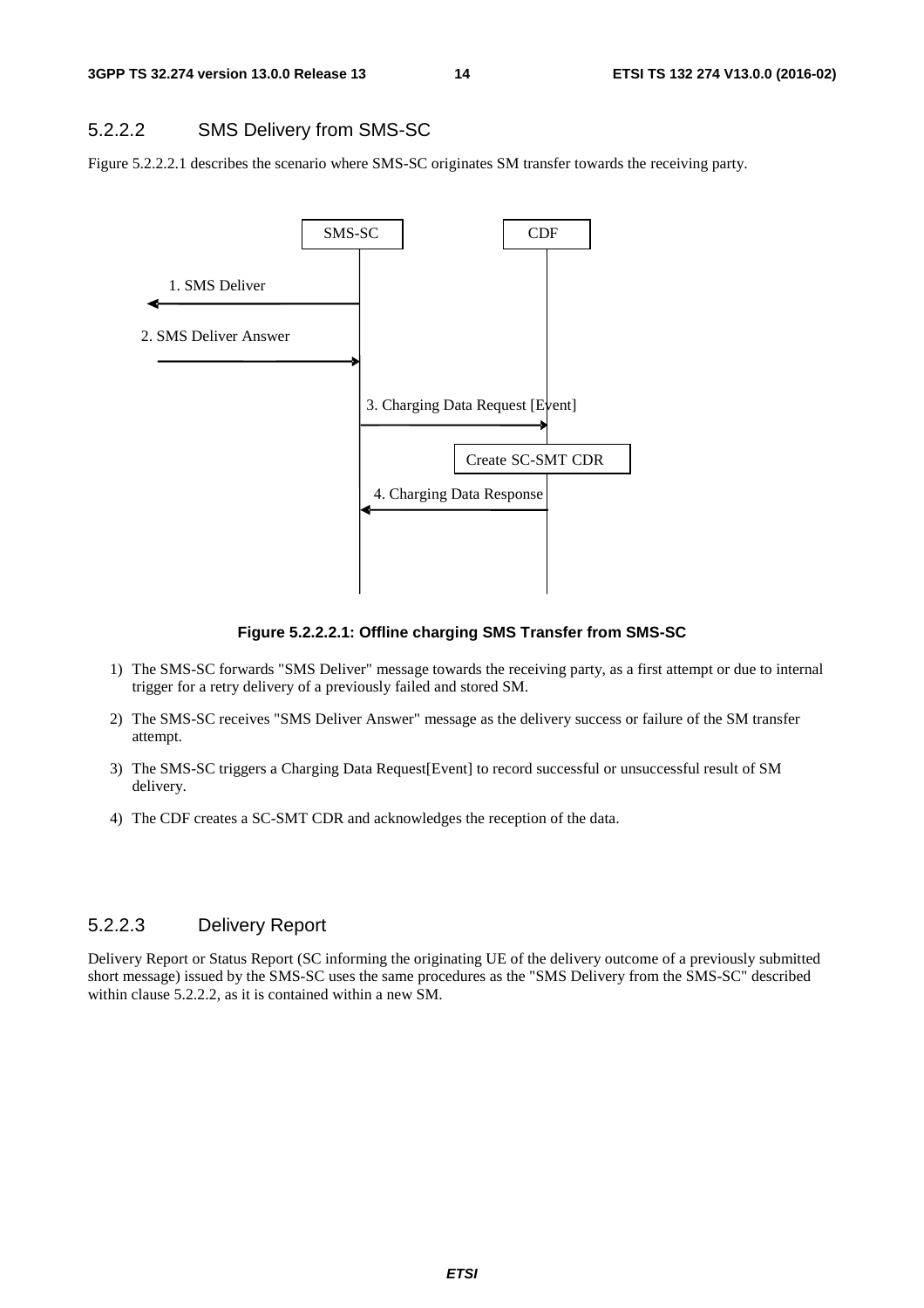#### 5.2.2.2 SMS Delivery from SMS-SC

Figure 5.2.2.2.1 describes the scenario where SMS-SC originates SM transfer towards the receiving party.

**Figure 5.2.2.2.1: Offline charging SMS Transfer from SMS-SC**

1) The SMS-SC forwards "SMS Deliver" message towards the receiving party, as a first attempt or due to internal trigger for a retry delivery of a previously failed and stored SM.

2) The SMS-SC receives "SMS Deliver Answer" message as the delivery success or failure of the SM transfer attempt.

3) The SMS-SC triggers a Charging Data Request[Event] to record successful or unsuccessful result of SM delivery.

4) The CDF creates a SC-SMT CDR and acknowledges the reception of the data.

#### 5.2.2.3 Delivery Report

Delivery Report or Status Report (SC informing the originating UE of the delivery outcome of a previously submitted short message) issued by the SMS-SC uses the same procedures as the "SMS Delivery from the SMS-SC" described within clause 5.2.2.2, as it is contained within a new SM.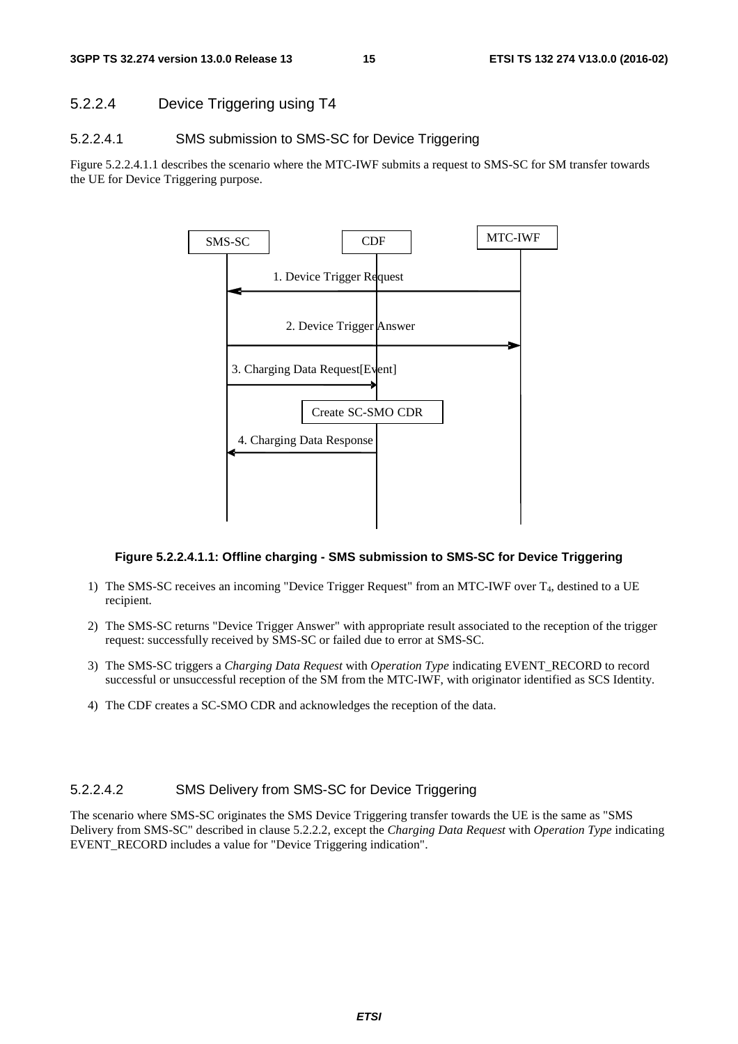### 5.2.2.4 Device Triggering using T4

#### 5.2.2.4.1 SMS submission to SMS-SC for Device Triggering

Figure 5.2.2.4.1.1 describes the scenario where the MTC-IWF submits a request to SMS-SC for SM transfer towards the UE for Device Triggering purpose.

SMS-SC | CDF | MTC-IWF

1. Device Trigger Request

2. Device Trigger Answer

3. Charging Data Request[Event]

Create SC-SMO CDR

4. Charging Data Response

**Figure 5.2.2.4.1.1: Offline charging - SMS submission to SMS-SC for Device Triggering**

1) The SMS-SC receives an incoming "Device Trigger Request" from an MTC-IWF over $T_4$, destined to a UE recipient.

2) The SMS-SC returns "Device Trigger Answer" with appropriate result associated to the reception of the trigger request: successfully received by SMS-SC or failed due to error at SMS-SC.

3) The SMS-SC triggers a *Charging Data Request* with *Operation Type* indicating EVENT_RECORD to record successful or unsuccessful reception of the SM from the MTC-IWF, with originator identified as SCS Identity.

4) The CDF creates a SC-SMO CDR and acknowledges the reception of the data.

#### 5.2.2.4.2 SMS Delivery from SMS-SC for Device Triggering

The scenario where SMS-SC originates the SMS Device Triggering transfer towards the UE is the same as "SMS Delivery from SMS-SC" described in clause 5.2.2.2, except the *Charging Data Request* with *Operation Type* indicating EVENT_RECORD includes a value for "Device Triggering indication".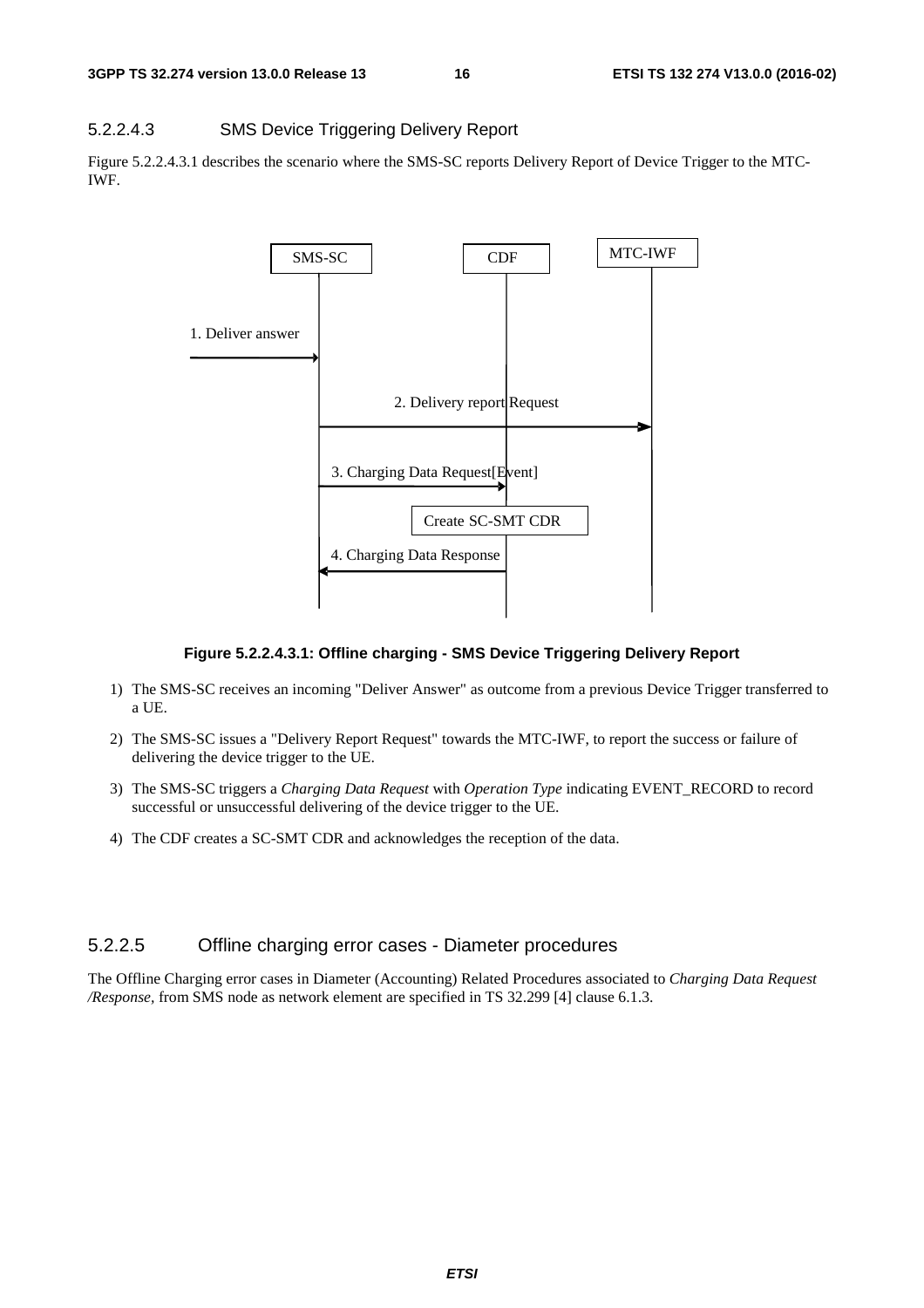#### 5.2.2.4.3 SMS Device Triggering Delivery Report

Figure 5.2.2.4.3.1 describes the scenario where the SMS-SC reports Delivery Report of Device Trigger to the MTC-IWF.

**Figure 5.2.2.4.3.1: Offline charging - SMS Device Triggering Delivery Report**

1) The SMS-SC receives an incoming "Deliver Answer" as outcome from a previous Device Trigger transferred to a UE.

2) The SMS-SC issues a "Delivery Report Request" towards the MTC-IWF, to report the success or failure of delivering the device trigger to the UE.

3) The SMS-SC triggers a *Charging Data Request* with *Operation Type* indicating EVENT_RECORD to record successful or unsuccessful delivering of the device trigger to the UE.

4) The CDF creates a SC-SMT CDR and acknowledges the reception of the data.

#### 5.2.2.5 Offline charging error cases - Diameter procedures

The Offline Charging error cases in Diameter (Accounting) Related Procedures associated to *Charging Data Request /Response*, from SMS node as network element are specified in TS 32.299 [4] clause 6.1.3.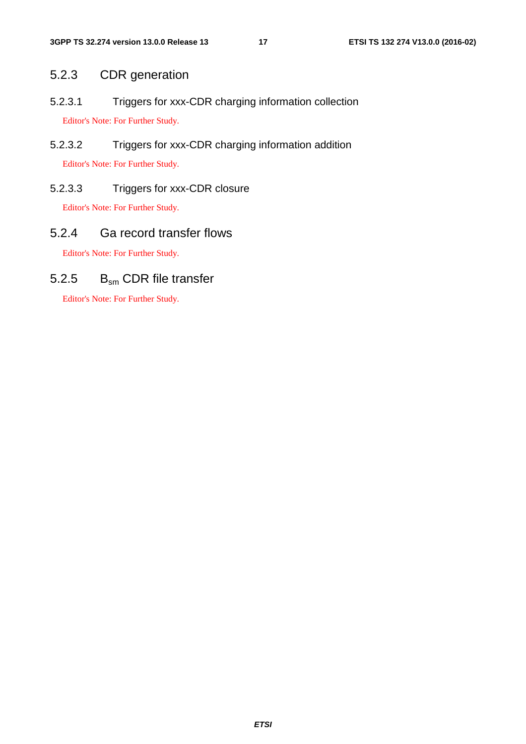### 5.2.3 CDR generation

#### 5.2.3.1 Triggers for xxx-CDR charging information collection

Editor's Note: For Further Study.

#### 5.2.3.2 Triggers for xxx-CDR charging information addition

Editor's Note: For Further Study.

#### 5.2.3.3 Triggers for xxx-CDR closure

Editor's Note: For Further Study.

### 5.2.4 Ga record transfer flows

Editor's Note: For Further Study.

### 5.2.5 $B_{sm}$ CDR file transfer

Editor's Note: For Further Study.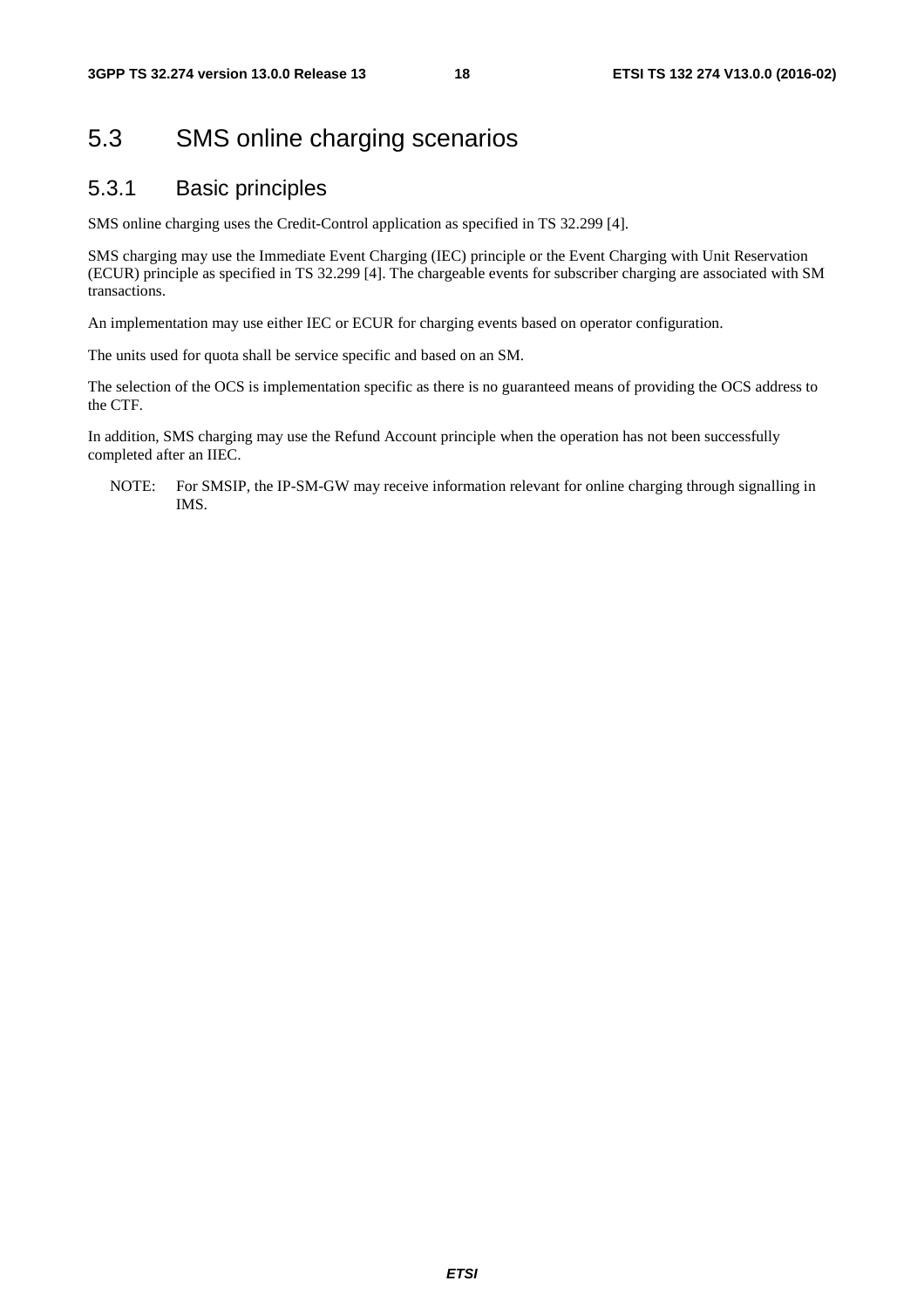## 5.3 SMS online charging scenarios

### 5.3.1 Basic principles

SMS online charging uses the Credit-Control application as specified in TS 32.299 [4].

SMS charging may use the Immediate Event Charging (IEC) principle or the Event Charging with Unit Reservation (ECUR) principle as specified in TS 32.299 [4]. The chargeable events for subscriber charging are associated with SM transactions.

An implementation may use either IEC or ECUR for charging events based on operator configuration.

The units used for quota shall be service specific and based on an SM.

The selection of the OCS is implementation specific as there is no guaranteed means of providing the OCS address to the CTF.

In addition, SMS charging may use the Refund Account principle when the operation has not been successfully completed after an IIEC.

NOTE: For SMSIP, the IP-SM-GW may receive information relevant for online charging through signalling in IMS.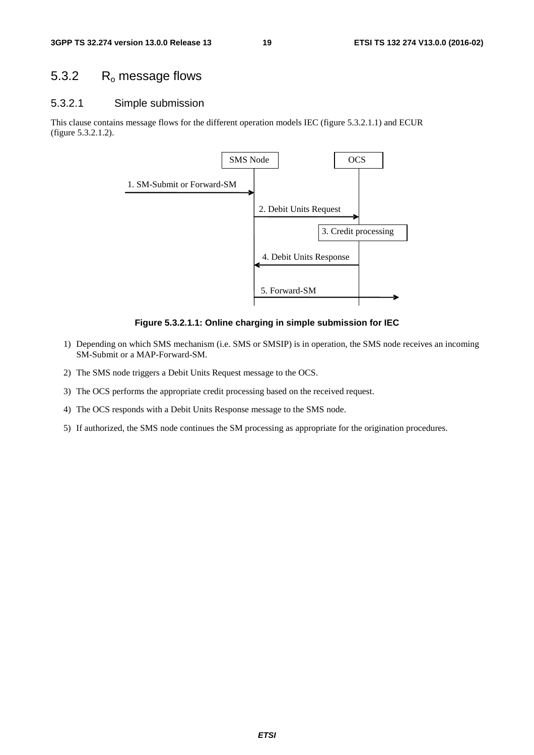### 5.3.2 $R_o$ message flows

#### 5.3.2.1 Simple submission

This clause contains message flows for the different operation models IEC (figure 5.3.2.1.1) and ECUR (figure 5.3.2.1.2).

SMS Node | OCS

1. SM-Submit or Forward-SM

2. Debit Units Request

3. Credit processing

4. Debit Units Response

5. Forward-SM

**Figure 5.3.2.1.1: Online charging in simple submission for IEC**

1) Depending on which SMS mechanism (i.e. SMS or SMSIP) is in operation, the SMS node receives an incoming SM-Submit or a MAP-Forward-SM.

2) The SMS node triggers a Debit Units Request message to the OCS.

3) The OCS performs the appropriate credit processing based on the received request.

4) The OCS responds with a Debit Units Response message to the SMS node.

5) If authorized, the SMS node continues the SM processing as appropriate for the origination procedures.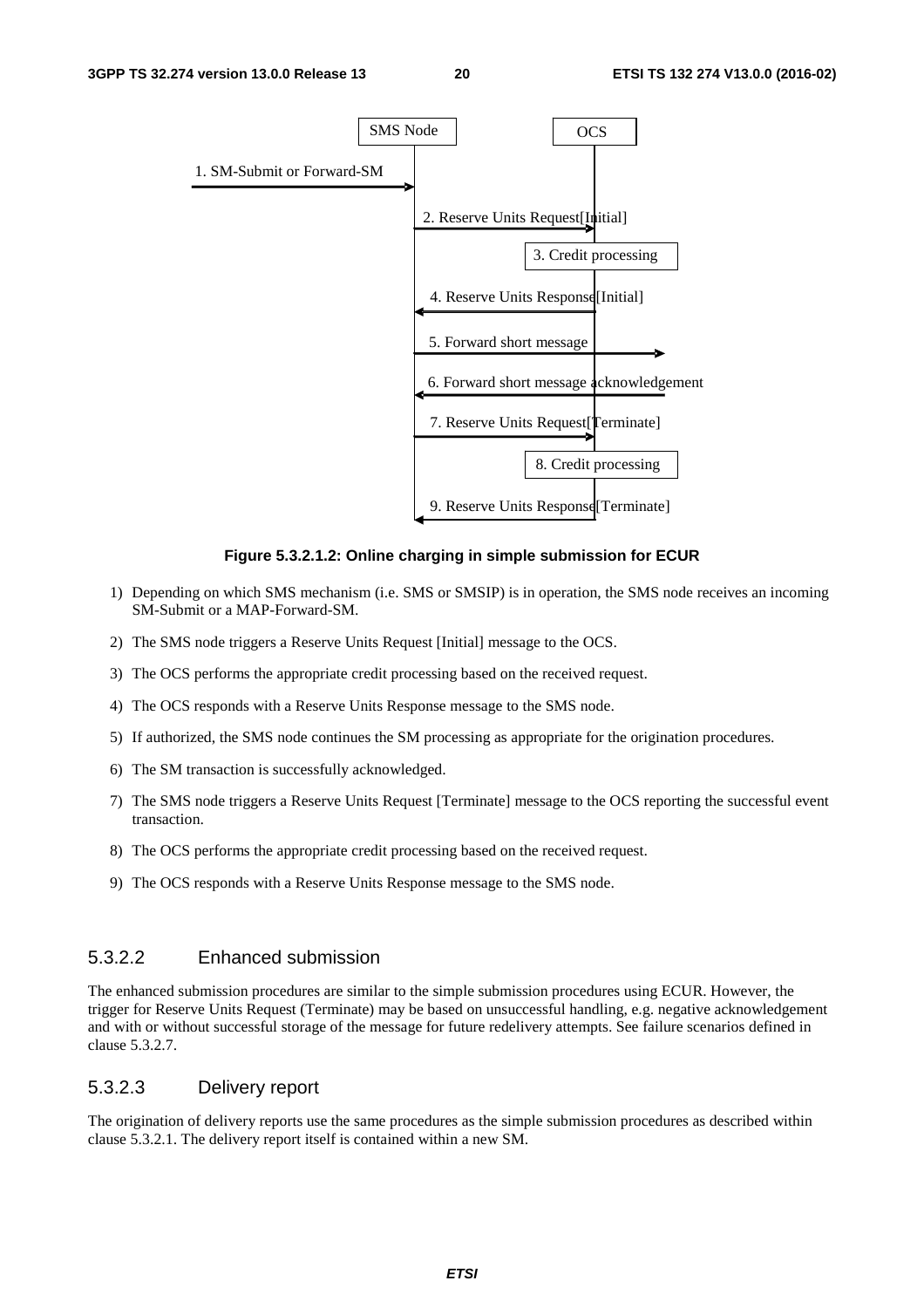SMS Node | OCS

1. SM-Submit or Forward-SM

2. Reserve Units Request[Initial]

3. Credit processing

4. Reserve Units Response[Initial]

5. Forward short message

6. Forward short message acknowledgement

7. Reserve Units Request[Terminate]

8. Credit processing

9. Reserve Units Response[Terminate]

**Figure 5.3.2.1.2: Online charging in simple submission for ECUR**

1) Depending on which SMS mechanism (i.e. SMS or SMSIP) is in operation, the SMS node receives an incoming SM-Submit or a MAP-Forward-SM.

2) The SMS node triggers a Reserve Units Request [Initial] message to the OCS.

3) The OCS performs the appropriate credit processing based on the received request.

4) The OCS responds with a Reserve Units Response message to the SMS node.

5) If authorized, the SMS node continues the SM processing as appropriate for the origination procedures.

6) The SM transaction is successfully acknowledged.

7) The SMS node triggers a Reserve Units Request [Terminate] message to the OCS reporting the successful event transaction.

8) The OCS performs the appropriate credit processing based on the received request.

9) The OCS responds with a Reserve Units Response message to the SMS node.

### 5.3.2.2 Enhanced submission

The enhanced submission procedures are similar to the simple submission procedures using ECUR. However, the trigger for Reserve Units Request (Terminate) may be based on unsuccessful handling, e.g. negative acknowledgement and with or without successful storage of the message for future redelivery attempts. See failure scenarios defined in clause 5.3.2.7.

### 5.3.2.3 Delivery report

The origination of delivery reports use the same procedures as the simple submission procedures as described within clause 5.3.2.1. The delivery report itself is contained within a new SM.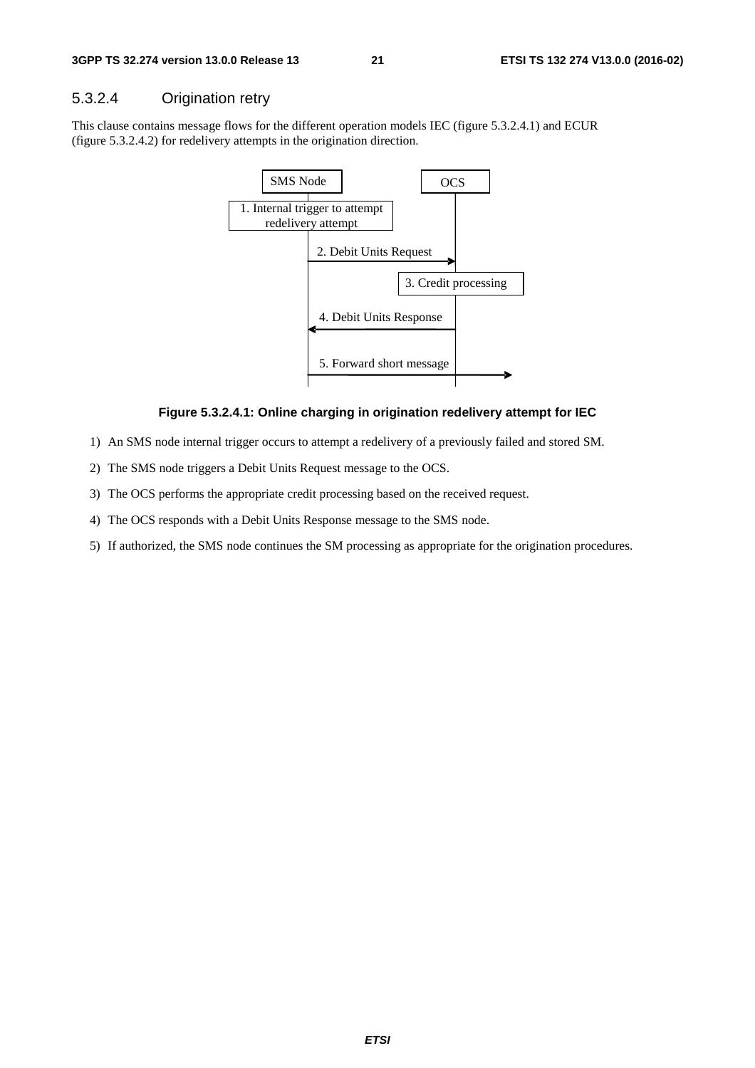### 5.3.2.4 Origination retry

This clause contains message flows for the different operation models IEC (figure 5.3.2.4.1) and ECUR (figure 5.3.2.4.2) for redelivery attempts in the origination direction.

SMS Node | OCS

1. Internal trigger to attempt redelivery attempt

2. Debit Units Request

3. Credit processing

4. Debit Units Response

5. Forward short message

**Figure 5.3.2.4.1: Online charging in origination redelivery attempt for IEC**

1) An SMS node internal trigger occurs to attempt a redelivery of a previously failed and stored SM.
2) The SMS node triggers a Debit Units Request message to the OCS.
3) The OCS performs the appropriate credit processing based on the received request.
4) The OCS responds with a Debit Units Response message to the SMS node.
5) If authorized, the SMS node continues the SM processing as appropriate for the origination procedures.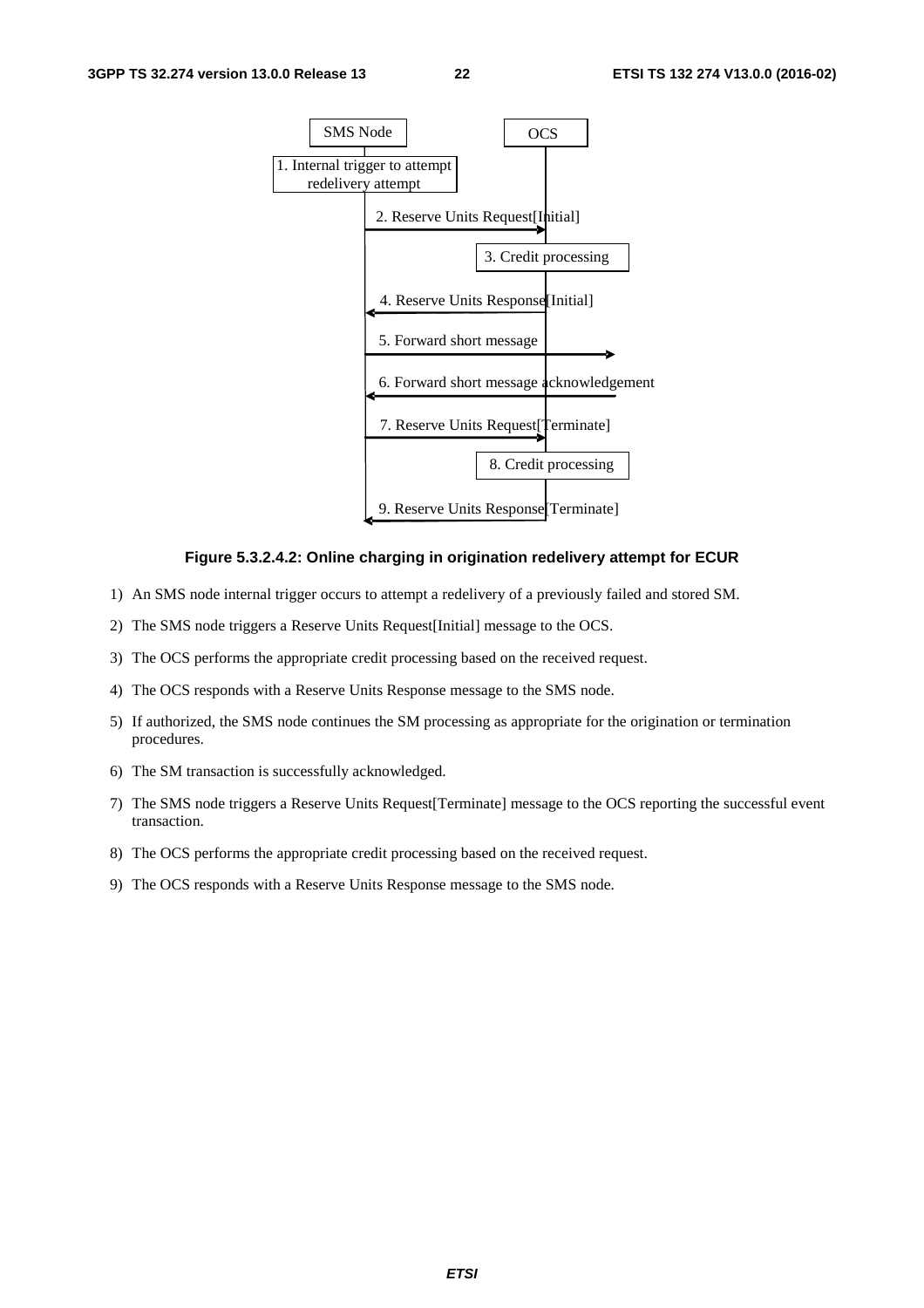**Figure 5.3.2.4.2: Online charging in origination redelivery attempt for ECUR**

1) An SMS node internal trigger occurs to attempt a redelivery of a previously failed and stored SM.

2) The SMS node triggers a Reserve Units Request[Initial] message to the OCS.

3) The OCS performs the appropriate credit processing based on the received request.

4) The OCS responds with a Reserve Units Response message to the SMS node.

5) If authorized, the SMS node continues the SM processing as appropriate for the origination or termination procedures.

6) The SM transaction is successfully acknowledged.

7) The SMS node triggers a Reserve Units Request[Terminate] message to the OCS reporting the successful event transaction.

8) The OCS performs the appropriate credit processing based on the received request.

9) The OCS responds with a Reserve Units Response message to the SMS node.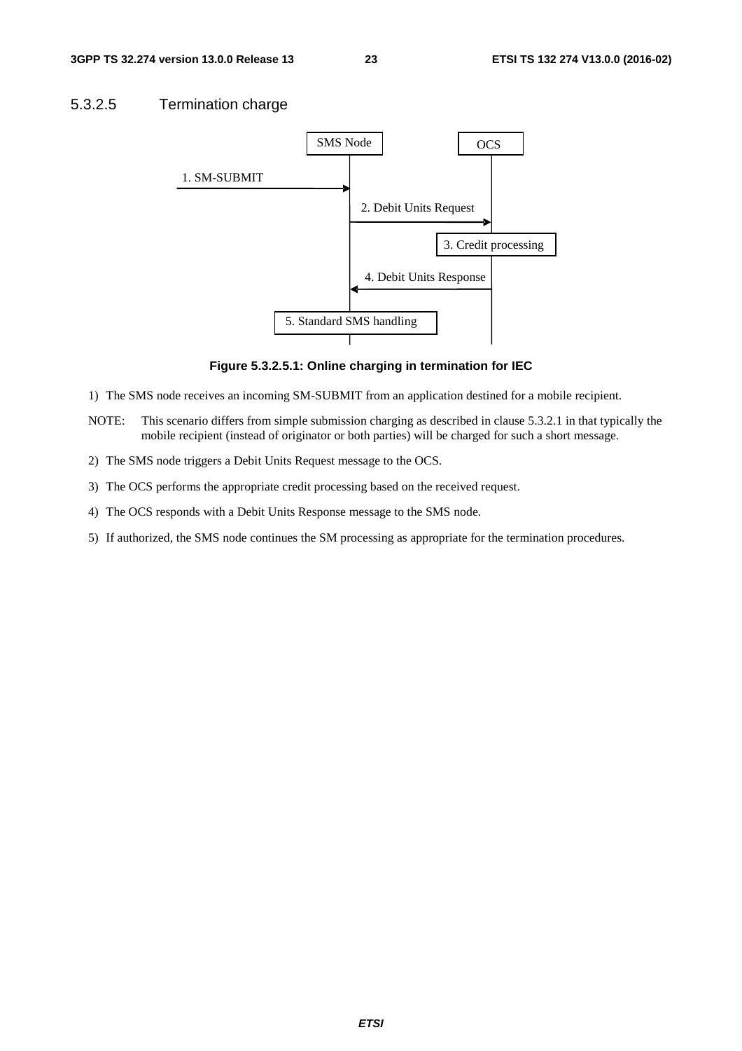### 5.3.2.5 Termination charge

Figure 5.3.2.5.1: Online charging in termination for IEC

1) The SMS node receives an incoming SM-SUBMIT from an application destined for a mobile recipient.

NOTE: This scenario differs from simple submission charging as described in clause 5.3.2.1 in that typically the mobile recipient (instead of originator or both parties) will be charged for such a short message.

2) The SMS node triggers a Debit Units Request message to the OCS.

3) The OCS performs the appropriate credit processing based on the received request.

4) The OCS responds with a Debit Units Response message to the SMS node.

5) If authorized, the SMS node continues the SM processing as appropriate for the termination procedures.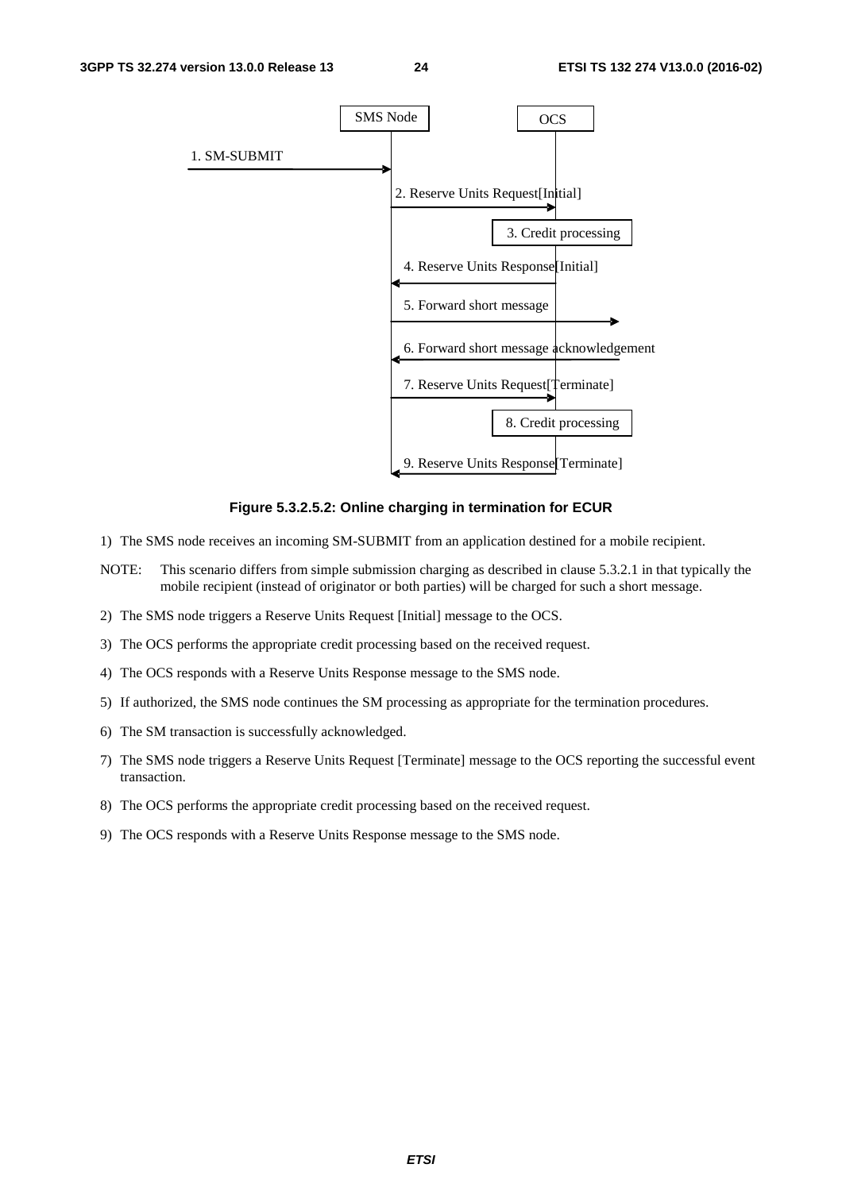**Figure 5.3.2.5.2: Online charging in termination for ECUR**

1) The SMS node receives an incoming SM-SUBMIT from an application destined for a mobile recipient.

NOTE: This scenario differs from simple submission charging as described in clause 5.3.2.1 in that typically the mobile recipient (instead of originator or both parties) will be charged for such a short message.

2) The SMS node triggers a Reserve Units Request [Initial] message to the OCS.

3) The OCS performs the appropriate credit processing based on the received request.

4) The OCS responds with a Reserve Units Response message to the SMS node.

5) If authorized, the SMS node continues the SM processing as appropriate for the termination procedures.

6) The SM transaction is successfully acknowledged.

7) The SMS node triggers a Reserve Units Request [Terminate] message to the OCS reporting the successful event transaction.

8) The OCS performs the appropriate credit processing based on the received request.

9) The OCS responds with a Reserve Units Response message to the SMS node.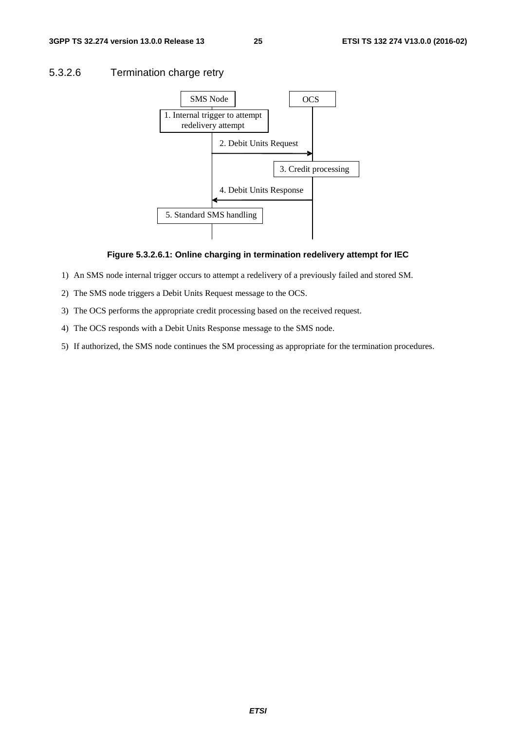### 5.3.2.6 Termination charge retry

**Figure 5.3.2.6.1: Online charging in termination redelivery attempt for IEC**

1) An SMS node internal trigger occurs to attempt a redelivery of a previously failed and stored SM.

2) The SMS node triggers a Debit Units Request message to the OCS.

3) The OCS performs the appropriate credit processing based on the received request.

4) The OCS responds with a Debit Units Response message to the SMS node.

5) If authorized, the SMS node continues the SM processing as appropriate for the termination procedures.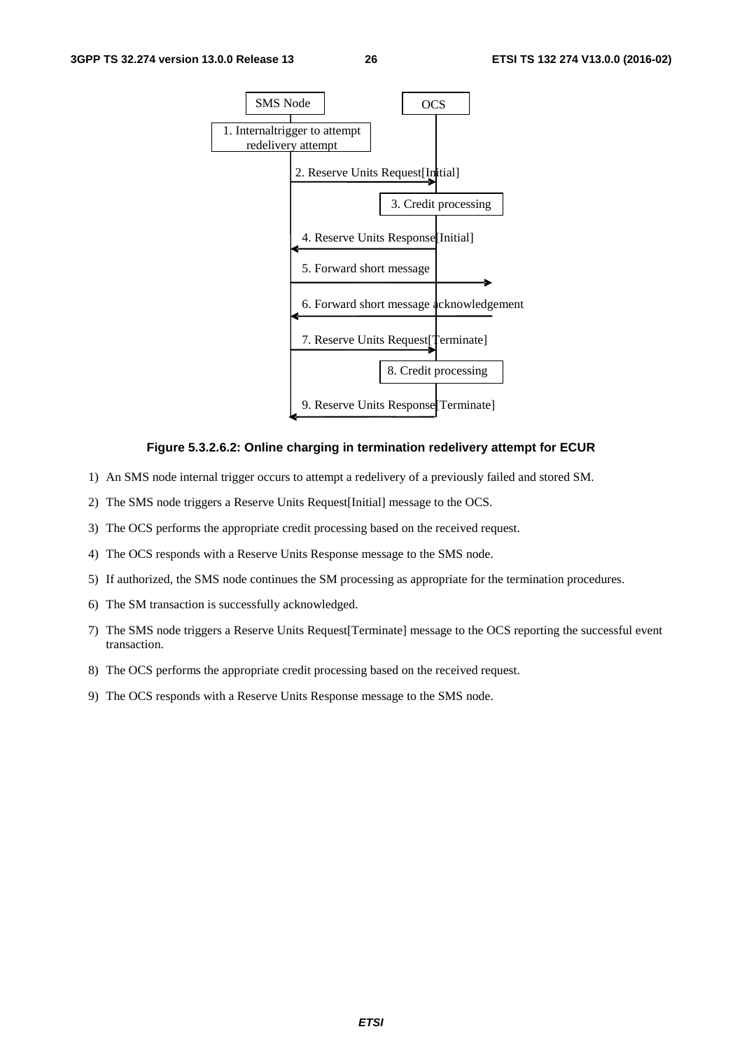Figure 5.3.2.6.2: Online charging in termination redelivery attempt for ECUR

1) An SMS node internal trigger occurs to attempt a redelivery of a previously failed and stored SM.
2) The SMS node triggers a Reserve Units Request[Initial] message to the OCS.
3) The OCS performs the appropriate credit processing based on the received request.
4) The OCS responds with a Reserve Units Response message to the SMS node.
5) If authorized, the SMS node continues the SM processing as appropriate for the termination procedures.
6) The SM transaction is successfully acknowledged.
7) The SMS node triggers a Reserve Units Request[Terminate] message to the OCS reporting the successful event transaction.
8) The OCS performs the appropriate credit processing based on the received request.
9) The OCS responds with a Reserve Units Response message to the SMS node.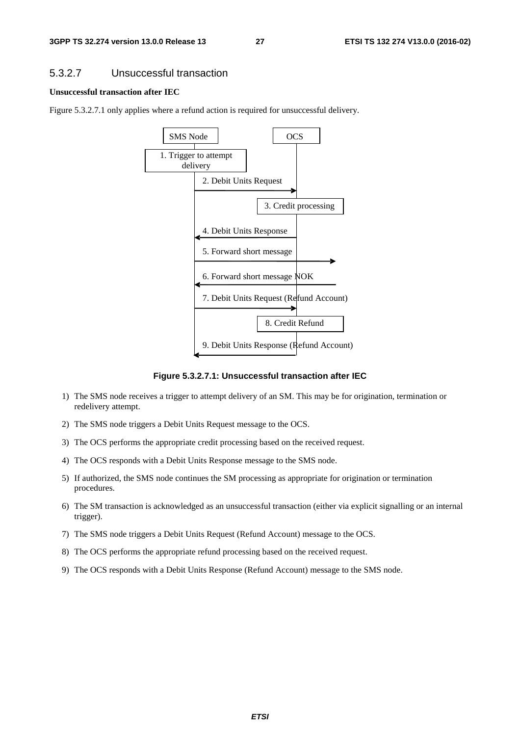### 5.3.2.7 Unsuccessful transaction

**Unsuccessful transaction after IEC**

Figure 5.3.2.7.1 only applies where a refund action is required for unsuccessful delivery.

**Figure 5.3.2.7.1: Unsuccessful transaction after IEC**

1) The SMS node receives a trigger to attempt delivery of an SM. This may be for origination, termination or redelivery attempt.
2) The SMS node triggers a Debit Units Request message to the OCS.
3) The OCS performs the appropriate credit processing based on the received request.
4) The OCS responds with a Debit Units Response message to the SMS node.
5) If authorized, the SMS node continues the SM processing as appropriate for origination or termination procedures.
6) The SM transaction is acknowledged as an unsuccessful transaction (either via explicit signalling or an internal trigger).
7) The SMS node triggers a Debit Units Request (Refund Account) message to the OCS.
8) The OCS performs the appropriate refund processing based on the received request.
9) The OCS responds with a Debit Units Response (Refund Account) message to the SMS node.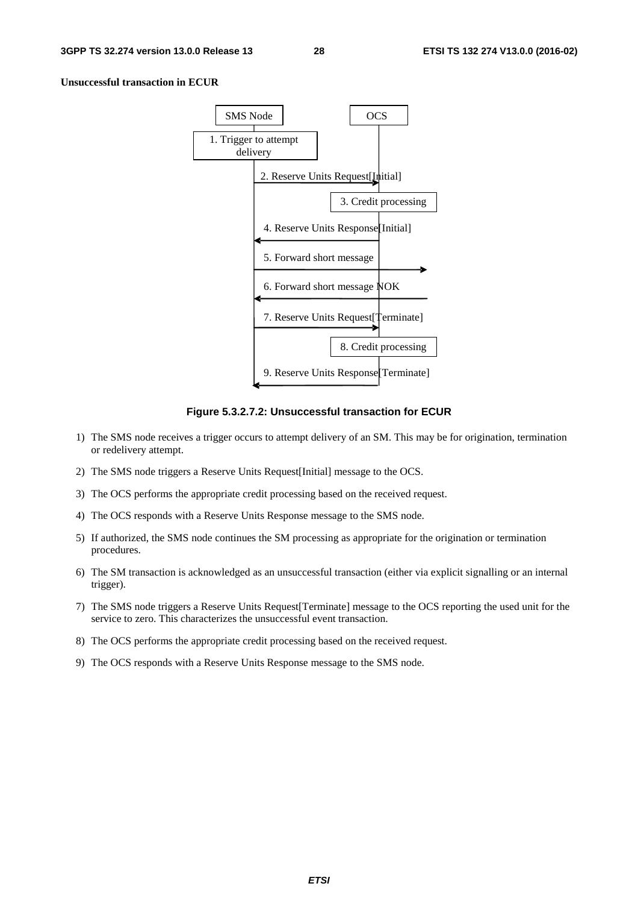**Unsuccessful transaction in ECUR**

**Figure 5.3.2.7.2: Unsuccessful transaction for ECUR**

1) The SMS node receives a trigger occurs to attempt delivery of an SM. This may be for origination, termination or redelivery attempt.

2) The SMS node triggers a Reserve Units Request[Initial] message to the OCS.

3) The OCS performs the appropriate credit processing based on the received request.

4) The OCS responds with a Reserve Units Response message to the SMS node.

5) If authorized, the SMS node continues the SM processing as appropriate for the origination or termination procedures.

6) The SM transaction is acknowledged as an unsuccessful transaction (either via explicit signalling or an internal trigger).

7) The SMS node triggers a Reserve Units Request[Terminate] message to the OCS reporting the used unit for the service to zero. This characterizes the unsuccessful event transaction.

8) The OCS performs the appropriate credit processing based on the received request.

9) The OCS responds with a Reserve Units Response message to the SMS node.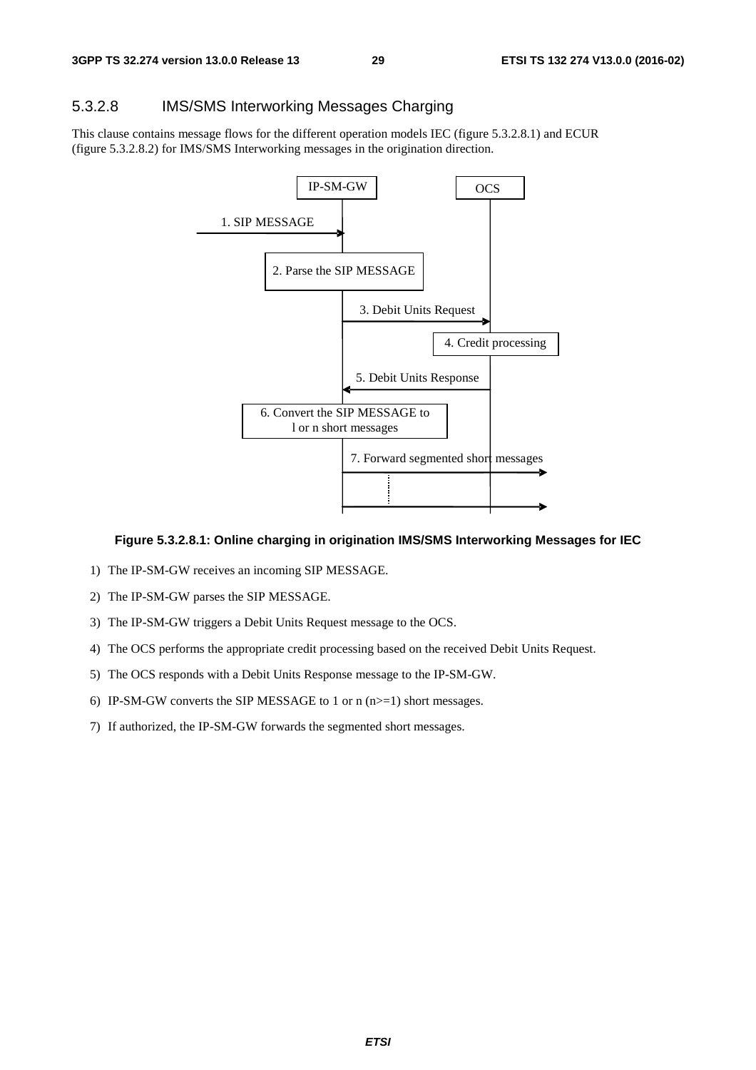### 5.3.2.8 IMS/SMS Interworking Messages Charging

This clause contains message flows for the different operation models IEC (figure 5.3.2.8.1) and ECUR (figure 5.3.2.8.2) for IMS/SMS Interworking messages in the origination direction.

**Figure 5.3.2.8.1: Online charging in origination IMS/SMS Interworking Messages for IEC**

1) The IP-SM-GW receives an incoming SIP MESSAGE.
2) The IP-SM-GW parses the SIP MESSAGE.
3) The IP-SM-GW triggers a Debit Units Request message to the OCS.
4) The OCS performs the appropriate credit processing based on the received Debit Units Request.
5) The OCS responds with a Debit Units Response message to the IP-SM-GW.
6) IP-SM-GW converts the SIP MESSAGE to 1 or n (n>=1) short messages.
7) If authorized, the IP-SM-GW forwards the segmented short messages.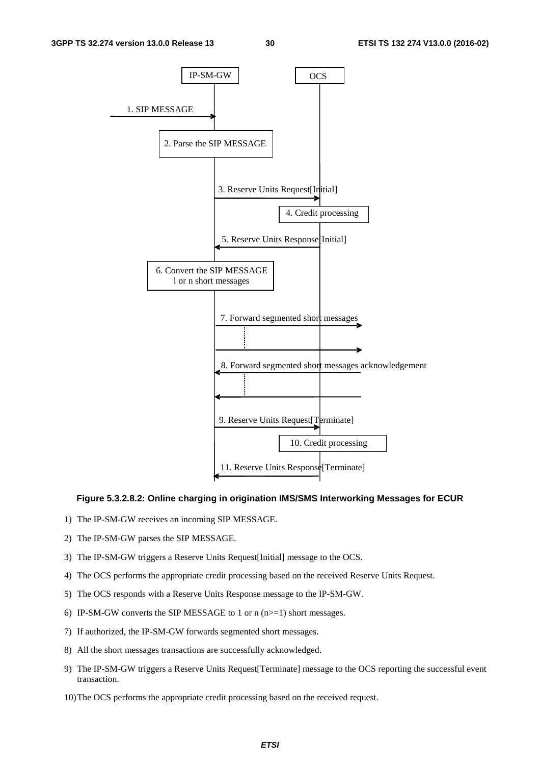**Figure 5.3.2.8.2: Online charging in origination IMS/SMS Interworking Messages for ECUR**

1) The IP-SM-GW receives an incoming SIP MESSAGE.
2) The IP-SM-GW parses the SIP MESSAGE.
3) The IP-SM-GW triggers a Reserve Units Request[Initial] message to the OCS.
4) The OCS performs the appropriate credit processing based on the received Reserve Units Request.
5) The OCS responds with a Reserve Units Response message to the IP-SM-GW.
6) IP-SM-GW converts the SIP MESSAGE to 1 or n (n>=1) short messages.
7) If authorized, the IP-SM-GW forwards segmented short messages.
8) All the short messages transactions are successfully acknowledged.
9) The IP-SM-GW triggers a Reserve Units Request[Terminate] message to the OCS reporting the successful event transaction.
10) The OCS performs the appropriate credit processing based on the received request.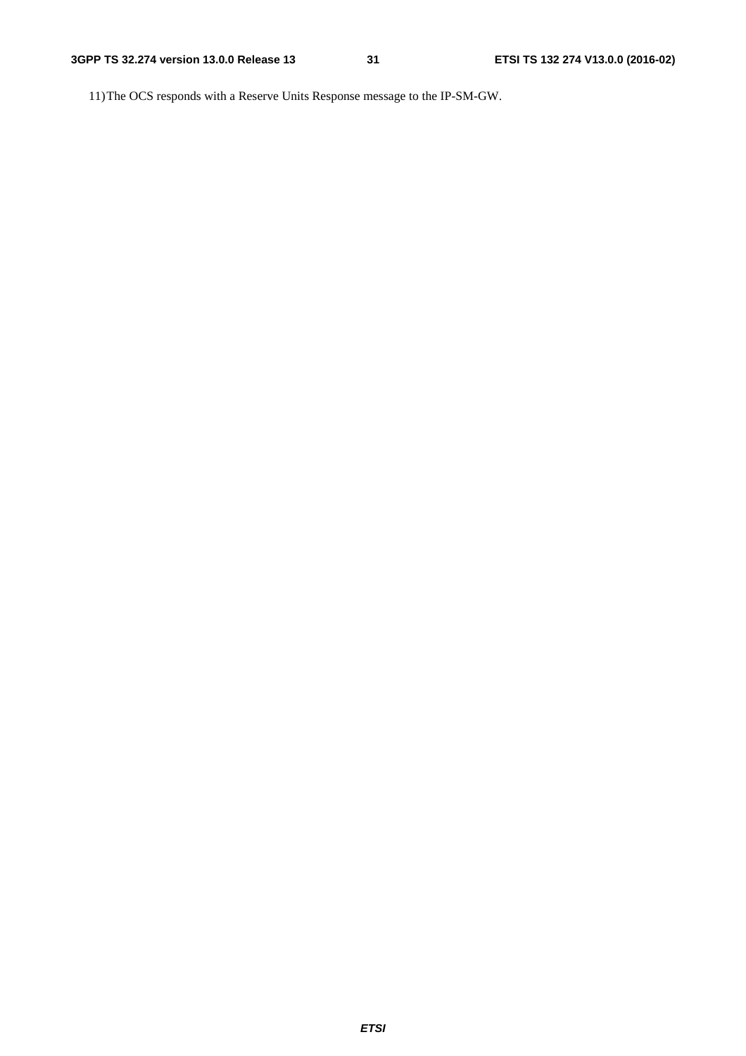11) The OCS responds with a Reserve Units Response message to the IP-SM-GW.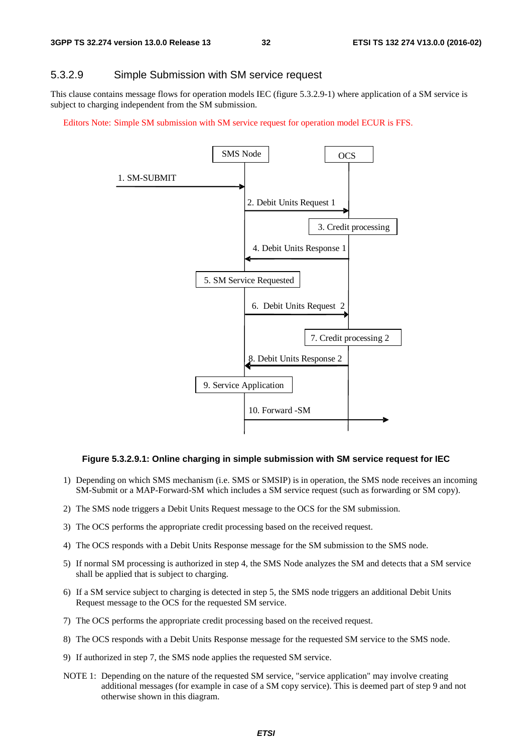### 5.3.2.9 Simple Submission with SM service request

This clause contains message flows for operation models IEC (figure 5.3.2.9-1) where application of a SM service is subject to charging independent from the SM submission.

Editors Note: Simple SM submission with SM service request for operation model ECUR is FFS.

SMS Node | OCS

1. SM-SUBMIT
2. Debit Units Request 1
3. Credit processing
4. Debit Units Response 1
5. SM Service Requested
6. Debit Units Request 2
7. Credit processing 2
8. Debit Units Response 2
9. Service Application
10. Forward -SM

**Figure 5.3.2.9.1: Online charging in simple submission with SM service request for IEC**

1) Depending on which SMS mechanism (i.e. SMS or SMSIP) is in operation, the SMS node receives an incoming SM-Submit or a MAP-Forward-SM which includes a SM service request (such as forwarding or SM copy).

2) The SMS node triggers a Debit Units Request message to the OCS for the SM submission.

3) The OCS performs the appropriate credit processing based on the received request.

4) The OCS responds with a Debit Units Response message for the SM submission to the SMS node.

5) If normal SM processing is authorized in step 4, the SMS Node analyzes the SM and detects that a SM service shall be applied that is subject to charging.

6) If a SM service subject to charging is detected in step 5, the SMS node triggers an additional Debit Units Request message to the OCS for the requested SM service.

7) The OCS performs the appropriate credit processing based on the received request.

8) The OCS responds with a Debit Units Response message for the requested SM service to the SMS node.

9) If authorized in step 7, the SMS node applies the requested SM service.

NOTE 1: Depending on the nature of the requested SM service, "service application" may involve creating additional messages (for example in case of a SM copy service). This is deemed part of step 9 and not otherwise shown in this diagram.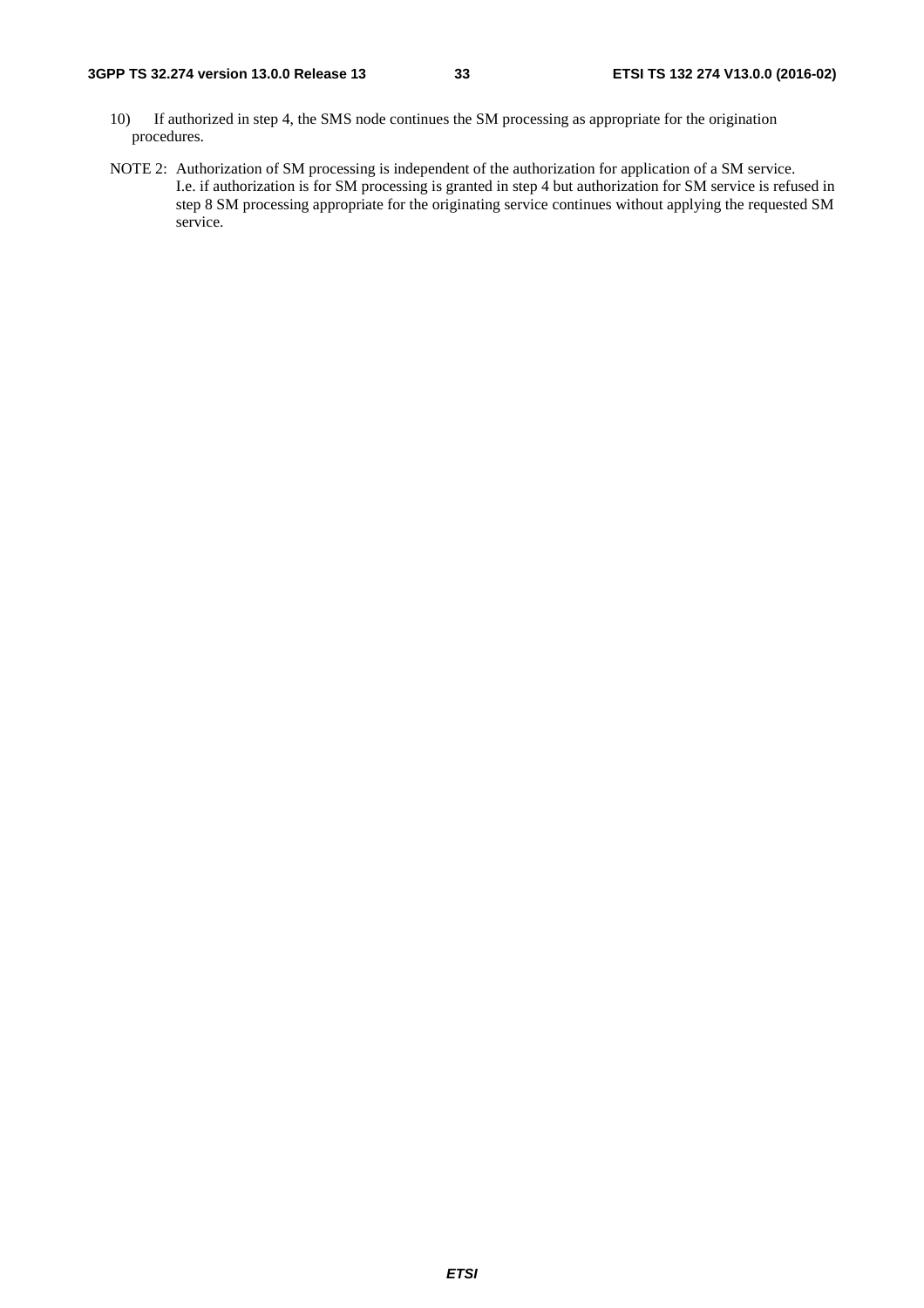10) If authorized in step 4, the SMS node continues the SM processing as appropriate for the origination procedures.

NOTE 2: Authorization of SM processing is independent of the authorization for application of a SM service. I.e. if authorization is for SM processing is granted in step 4 but authorization for SM service is refused in step 8 SM processing appropriate for the originating service continues without applying the requested SM service.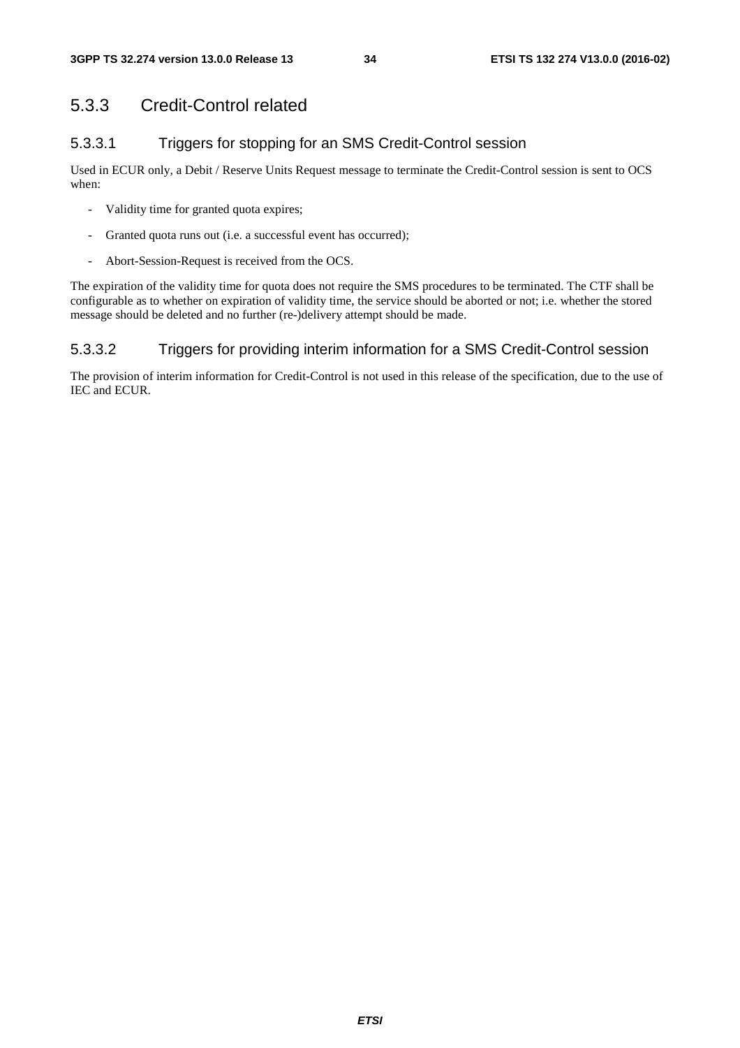### 5.3.3 Credit-Control related

#### 5.3.3.1 Triggers for stopping for an SMS Credit-Control session

Used in ECUR only, a Debit / Reserve Units Request message to terminate the Credit-Control session is sent to OCS when:

- Validity time for granted quota expires;
- Granted quota runs out (i.e. a successful event has occurred);
- Abort-Session-Request is received from the OCS.

The expiration of the validity time for quota does not require the SMS procedures to be terminated. The CTF shall be configurable as to whether on expiration of validity time, the service should be aborted or not; i.e. whether the stored message should be deleted and no further (re-)delivery attempt should be made.

#### 5.3.3.2 Triggers for providing interim information for a SMS Credit-Control session

The provision of interim information for Credit-Control is not used in this release of the specification, due to the use of IEC and ECUR.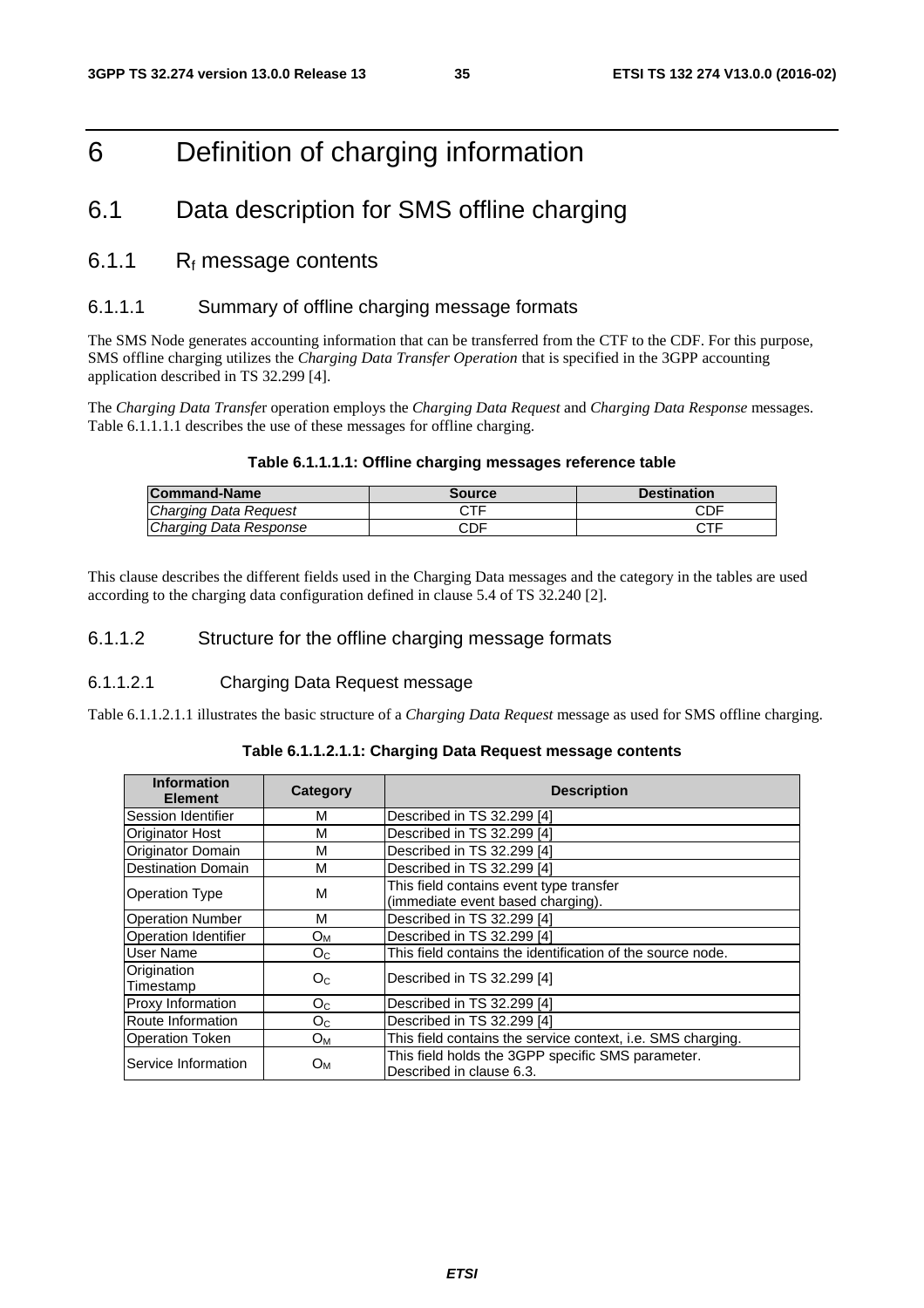# 6 Definition of charging information

## 6.1 Data description for SMS offline charging

### 6.1.1 $R_f$ message contents

#### 6.1.1.1 Summary of offline charging message formats

The SMS Node generates accounting information that can be transferred from the CTF to the CDF. For this purpose, SMS offline charging utilizes the *Charging Data Transfer Operation* that is specified in the 3GPP accounting application described in TS 32.299 [4].

The *Charging Data Transfe*r operation employs the *Charging Data Request* and *Charging Data Response* messages. Table 6.1.1.1.1 describes the use of these messages for offline charging.

**Table 6.1.1.1.1: Offline charging messages reference table**

| Command-Name | Source | Destination |
|---|---|---|
| *Charging Data Request* | CTF | CDF |
| *Charging Data Response* | CDF | CTF |

This clause describes the different fields used in the Charging Data messages and the category in the tables are used according to the charging data configuration defined in clause 5.4 of TS 32.240 [2].

#### 6.1.1.2 Structure for the offline charging message formats

##### 6.1.1.2.1 Charging Data Request message

Table 6.1.1.2.1.1 illustrates the basic structure of a *Charging Data Request* message as used for SMS offline charging.

**Table 6.1.1.2.1.1: Charging Data Request message contents**

| Information Element | Category | Description |
|---|---|---|
| Session Identifier | M | Described in TS 32.299 [4] |
| Originator Host | M | Described in TS 32.299 [4] |
| Originator Domain | M | Described in TS 32.299 [4] |
| Destination Domain | M | Described in TS 32.299 [4] |
| Operation Type | M | This field contains event type transfer (immediate event based charging). |
| Operation Number | M | Described in TS 32.299 [4] |
| Operation Identifier | $O_M$ | Described in TS 32.299 [4] |
| User Name | $O_C$ | This field contains the identification of the source node. |
| Origination Timestamp | $O_C$ | Described in TS 32.299 [4] |
| Proxy Information | $O_C$ | Described in TS 32.299 [4] |
| Route Information | $O_C$ | Described in TS 32.299 [4] |
| Operation Token | $O_M$ | This field contains the service context, i.e. SMS charging. |
| Service Information | $O_M$ | This field holds the 3GPP specific SMS parameter. Described in clause 6.3. |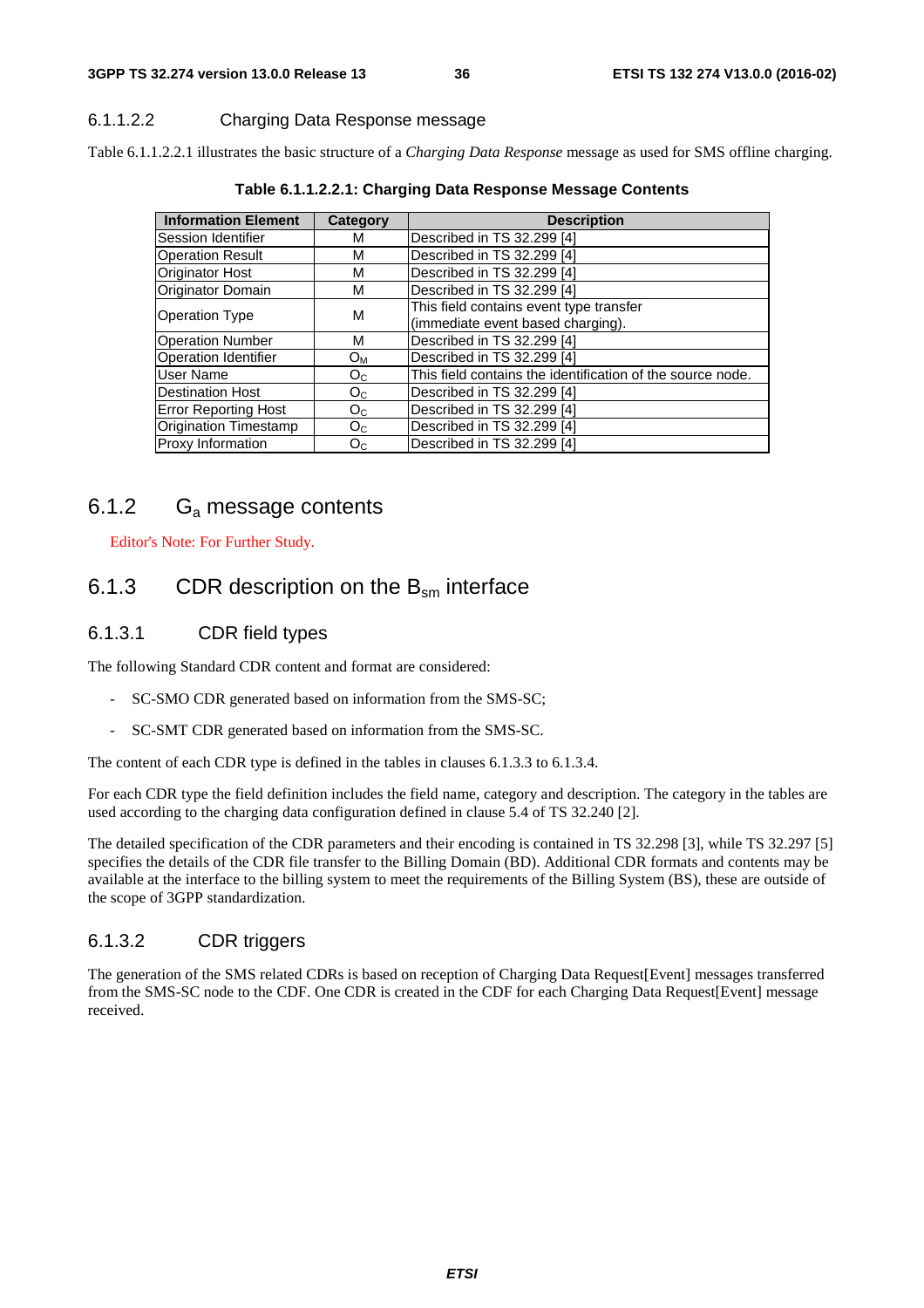#### 6.1.1.2.2 Charging Data Response message

Table 6.1.1.2.2.1 illustrates the basic structure of a *Charging Data Response* message as used for SMS offline charging.

**Table 6.1.1.2.2.1: Charging Data Response Message Contents**

| Information Element | Category | Description |
|---|---|---|
| Session Identifier | M | Described in TS 32.299 [4] |
| Operation Result | M | Described in TS 32.299 [4] |
| Originator Host | M | Described in TS 32.299 [4] |
| Originator Domain | M | Described in TS 32.299 [4] |
| Operation Type | M | This field contains event type transfer (immediate event based charging). |
| Operation Number | M | Described in TS 32.299 [4] |
| Operation Identifier | $O_M$ | Described in TS 32.299 [4] |
| User Name | $O_C$ | This field contains the identification of the source node. |
| Destination Host | $O_C$ | Described in TS 32.299 [4] |
| Error Reporting Host | $O_C$ | Described in TS 32.299 [4] |
| Origination Timestamp | $O_C$ | Described in TS 32.299 [4] |
| Proxy Information | $O_C$ | Described in TS 32.299 [4] |

### 6.1.2 $G_a$ message contents

Editor's Note: For Further Study.

### 6.1.3 CDR description on the $B_{sm}$ interface

#### 6.1.3.1 CDR field types

The following Standard CDR content and format are considered:

- SC-SMO CDR generated based on information from the SMS-SC;
- SC-SMT CDR generated based on information from the SMS-SC.

The content of each CDR type is defined in the tables in clauses 6.1.3.3 to 6.1.3.4.

For each CDR type the field definition includes the field name, category and description. The category in the tables are used according to the charging data configuration defined in clause 5.4 of TS 32.240 [2].

The detailed specification of the CDR parameters and their encoding is contained in TS 32.298 [3], while TS 32.297 [5] specifies the details of the CDR file transfer to the Billing Domain (BD). Additional CDR formats and contents may be available at the interface to the billing system to meet the requirements of the Billing System (BS), these are outside of the scope of 3GPP standardization.

#### 6.1.3.2 CDR triggers

The generation of the SMS related CDRs is based on reception of Charging Data Request[Event] messages transferred from the SMS-SC node to the CDF. One CDR is created in the CDF for each Charging Data Request[Event] message received.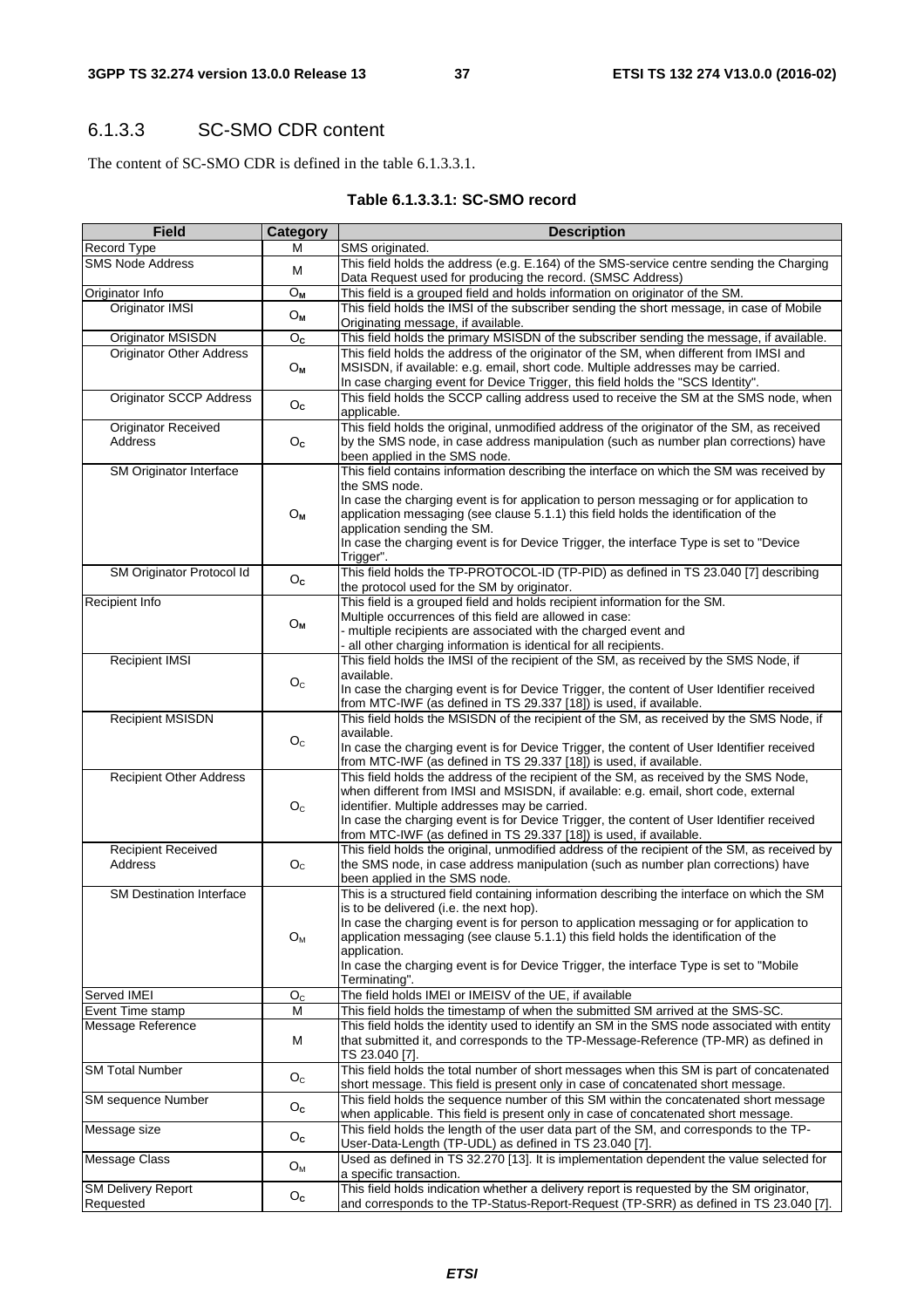### 6.1.3.3 SC-SMO CDR content

The content of SC-SMO CDR is defined in the table 6.1.3.3.1.

**Table 6.1.3.3.1: SC-SMO record**

| Field | Category | Description |
|---|---|---|
| Record Type | M | SMS originated. |
| SMS Node Address | M | This field holds the address (e.g. E.164) of the SMS-service centre sending the Charging Data Request used for producing the record. (SMSC Address) |
| Originator Info | $O_M$ | This field is a grouped field and holds information on originator of the SM. |
| Originator IMSI | $O_M$ | This field holds the IMSI of the subscriber sending the short message, in case of Mobile Originating message, if available. |
| Originator MSISDN | $O_C$ | This field holds the primary MSISDN of the subscriber sending the message, if available. |
| Originator Other Address | $O_M$ | This field holds the address of the originator of the SM, when different from IMSI and MSISDN, if available: e.g. email, short code. Multiple addresses may be carried. In case charging event for Device Trigger, this field holds the "SCS Identity". |
| Originator SCCP Address | $O_C$ | This field holds the SCCP calling address used to receive the SM at the SMS node, when applicable. |
| Originator Received Address | $O_C$ | This field holds the original, unmodified address of the originator of the SM, as received by the SMS node, in case address manipulation (such as number plan corrections) have been applied in the SMS node. |
| SM Originator Interface | $O_M$ | This field contains information describing the interface on which the SM was received by the SMS node. In case the charging event is for application to person messaging or for application to application messaging (see clause 5.1.1) this field holds the identification of the application sending the SM. In case the charging event is for Device Trigger, the interface Type is set to "Device Trigger". |
| SM Originator Protocol Id | $O_C$ | This field holds the TP-PROTOCOL-ID (TP-PID) as defined in TS 23.040 [7] describing the protocol used for the SM by originator. |
| Recipient Info | $O_M$ | This field is a grouped field and holds recipient information for the SM. Multiple occurrences of this field are allowed in case:<br>- multiple recipients are associated with the charged event and<br>- all other charging information is identical for all recipients. |
| Recipient IMSI | $O_C$ | This field holds the IMSI of the recipient of the SM, as received by the SMS Node, if available. In case the charging event is for Device Trigger, the content of User Identifier received from MTC-IWF (as defined in TS 29.337 [18]) is used, if available. |
| Recipient MSISDN | $O_C$ | This field holds the MSISDN of the recipient of the SM, as received by the SMS Node, if available. In case the charging event is for Device Trigger, the content of User Identifier received from MTC-IWF (as defined in TS 29.337 [18]) is used, if available. |
| Recipient Other Address | $O_C$ | This field holds the address of the recipient of the SM, as received by the SMS Node, when different from IMSI and MSISDN, if available: e.g. email, short code, external identifier. Multiple addresses may be carried. In case the charging event is for Device Trigger, the content of User Identifier received from MTC-IWF (as defined in TS 29.337 [18]) is used, if available. |
| Recipient Received Address | $O_C$ | This field holds the original, unmodified address of the recipient of the SM, as received by the SMS node, in case address manipulation (such as number plan corrections) have been applied in the SMS node. |
| SM Destination Interface | $O_M$ | This is a structured field containing information describing the interface on which the SM is to be delivered (i.e. the next hop). In case the charging event is for person to application messaging or for application to application messaging (see clause 5.1.1) this field holds the identification of the application. In case the charging event is for Device Trigger, the interface Type is set to "Mobile Terminating". |
| Served IMEI | $O_C$ | The field holds IMEI or IMEISV of the UE, if available |
| Event Time stamp | M | This field holds the timestamp of when the submitted SM arrived at the SMS-SC. |
| Message Reference | M | This field holds the identity used to identify an SM in the SMS node associated with entity that submitted it, and corresponds to the TP-Message-Reference (TP-MR) as defined in TS 23.040 [7]. |
| SM Total Number | $O_C$ | This field holds the total number of short messages when this SM is part of concatenated short message. This field is present only in case of concatenated short message. |
| SM sequence Number | $O_C$ | This field holds the sequence number of this SM within the concatenated short message when applicable. This field is present only in case of concatenated short message. |
| Message size | $O_C$ | This field holds the length of the user data part of the SM, and corresponds to the TP-User-Data-Length (TP-UDL) as defined in TS 23.040 [7]. |
| Message Class | $O_M$ | Used as defined in TS 32.270 [13]. It is implementation dependent the value selected for a specific transaction. |
| SM Delivery Report Requested | $O_C$ | This field holds indication whether a delivery report is requested by the SM originator, and corresponds to the TP-Status-Report-Request (TP-SRR) as defined in TS 23.040 [7]. |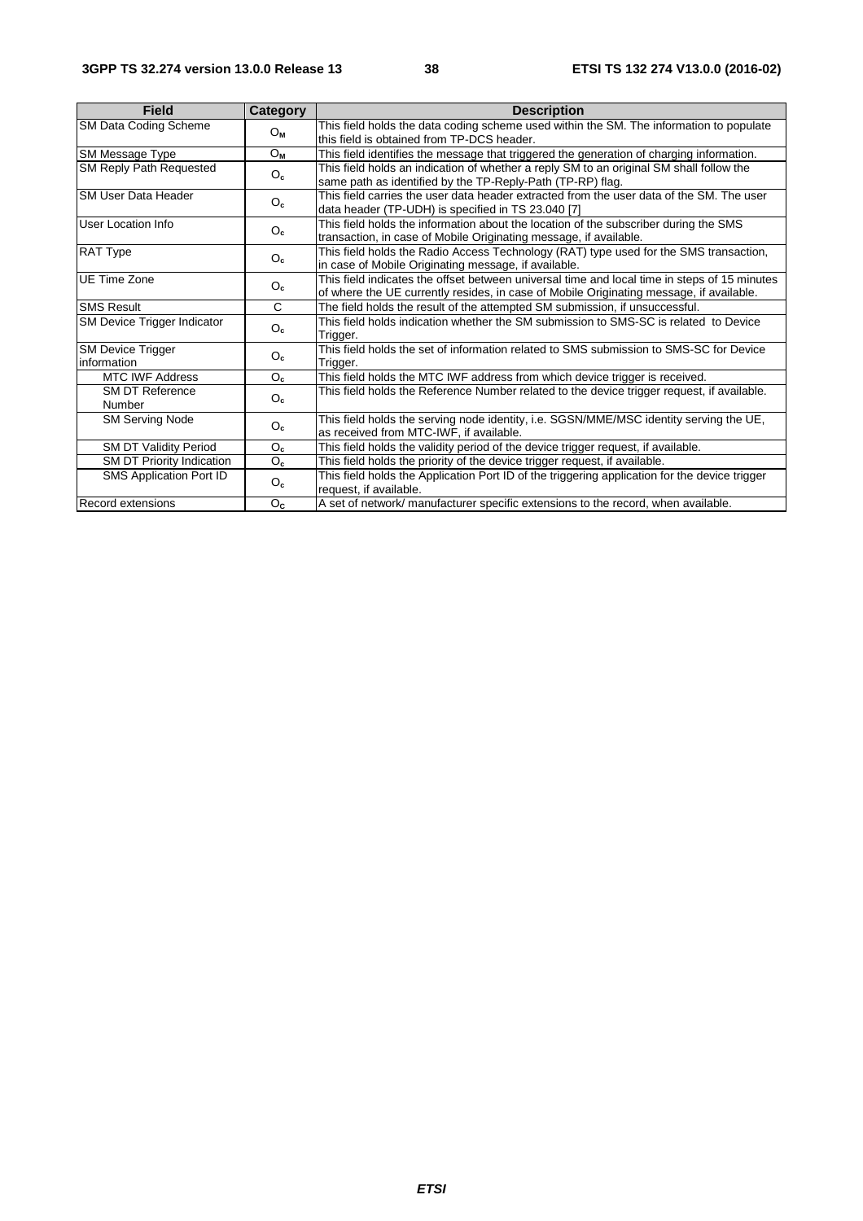| Field | Category | Description |
| --- | --- | --- |
| SM Data Coding Scheme | $O_M$ | This field holds the data coding scheme used within the SM. The information to populate this field is obtained from TP-DCS header. |
| SM Message Type | $O_M$ | This field identifies the message that triggered the generation of charging information. |
| SM Reply Path Requested | $O_c$ | This field holds an indication of whether a reply SM to an original SM shall follow the same path as identified by the TP-Reply-Path (TP-RP) flag. |
| SM User Data Header | $O_c$ | This field carries the user data header extracted from the user data of the SM. The user data header (TP-UDH) is specified in TS 23.040 [7] |
| User Location Info | $O_c$ | This field holds the information about the location of the subscriber during the SMS transaction, in case of Mobile Originating message, if available. |
| RAT Type | $O_c$ | This field holds the Radio Access Technology (RAT) type used for the SMS transaction, in case of Mobile Originating message, if available. |
| UE Time Zone | $O_c$ | This field indicates the offset between universal time and local time in steps of 15 minutes of where the UE currently resides, in case of Mobile Originating message, if available. |
| SMS Result | C | The field holds the result of the attempted SM submission, if unsuccessful. |
| SM Device Trigger Indicator | $O_c$ | This field holds indication whether the SM submission to SMS-SC is related to Device Trigger. |
| SM Device Trigger information | $O_c$ | This field holds the set of information related to SMS submission to SMS-SC for Device Trigger. |
| MTC IWF Address | $O_c$ | This field holds the MTC IWF address from which device trigger is received. |
| SM DT Reference Number | $O_c$ | This field holds the Reference Number related to the device trigger request, if available. |
| SM Serving Node | $O_c$ | This field holds the serving node identity, i.e. SGSN/MME/MSC identity serving the UE, as received from MTC-IWF, if available. |
| SM DT Validity Period | $O_c$ | This field holds the validity period of the device trigger request, if available. |
| SM DT Priority Indication | $O_c$ | This field holds the priority of the device trigger request, if available. |
| SMS Application Port ID | $O_c$ | This field holds the Application Port ID of the triggering application for the device trigger request, if available. |
| Record extensions | $O_C$ | A set of network/ manufacturer specific extensions to the record, when available. |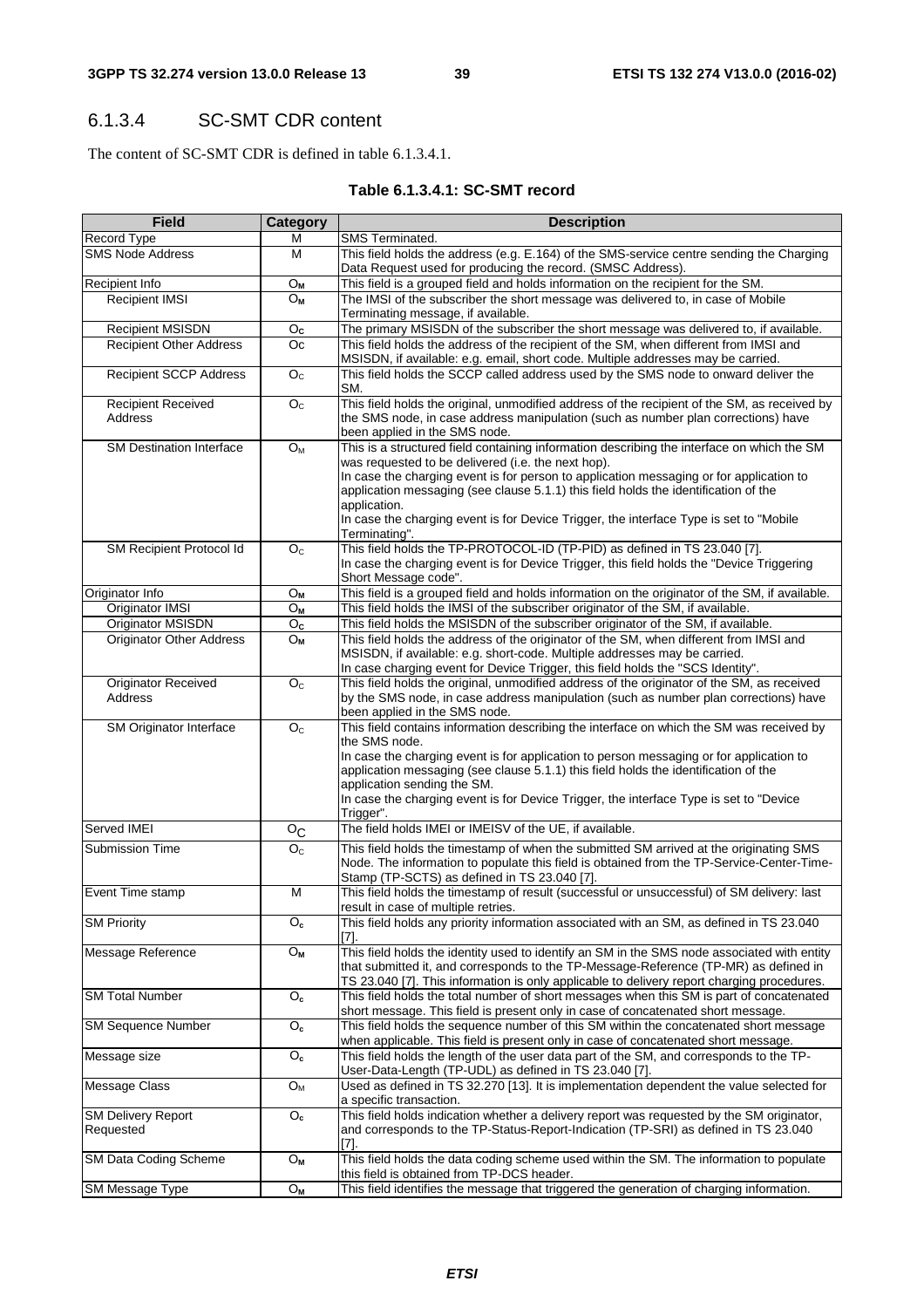### 6.1.3.4 SC-SMT CDR content

The content of SC-SMT CDR is defined in table 6.1.3.4.1.

**Table 6.1.3.4.1: SC-SMT record**

| Field | Category | Description |
| --- | --- | --- |
| Record Type | M | SMS Terminated. |
| SMS Node Address | M | This field holds the address (e.g. E.164) of the SMS-service centre sending the Charging Data Request used for producing the record. (SMSC Address). |
| Recipient Info | $O_M$ | This field is a grouped field and holds information on the recipient for the SM. |
| Recipient IMSI | $O_M$ | The IMSI of the subscriber the short message was delivered to, in case of Mobile Terminating message, if available. |
| Recipient MSISDN | $O_C$ | The primary MSISDN of the subscriber the short message was delivered to, if available. |
| Recipient Other Address | Oc | This field holds the address of the recipient of the SM, when different from IMSI and MSISDN, if available: e.g. email, short code. Multiple addresses may be carried. |
| Recipient SCCP Address | $O_C$ | This field holds the SCCP called address used by the SMS node to onward deliver the SM. |
| Recipient Received Address | $O_C$ | This field holds the original, unmodified address of the recipient of the SM, as received by the SMS node, in case address manipulation (such as number plan corrections) have been applied in the SMS node. |
| SM Destination Interface | $O_M$ | This is a structured field containing information describing the interface on which the SM was requested to be delivered (i.e. the next hop).<br>In case the charging event is for person to application messaging or for application to application messaging (see clause 5.1.1) this field holds the identification of the application.<br>In case the charging event is for Device Trigger, the interface Type is set to "Mobile Terminating". |
| SM Recipient Protocol Id | $O_C$ | This field holds the TP-PROTOCOL-ID (TP-PID) as defined in TS 23.040 [7].<br>In case the charging event is for Device Trigger, this field holds the "Device Triggering Short Message code". |
| Originator Info | $O_M$ | This field is a grouped field and holds information on the originator of the SM, if available. |
| Originator IMSI | $O_M$ | This field holds the IMSI of the subscriber originator of the SM, if available. |
| Originator MSISDN | $O_C$ | This field holds the MSISDN of the subscriber originator of the SM, if available. |
| Originator Other Address | $O_M$ | This field holds the address of the originator of the SM, when different from IMSI and MSISDN, if available: e.g. short-code. Multiple addresses may be carried.<br>In case charging event for Device Trigger, this field holds the "SCS Identity". |
| Originator Received Address | $O_C$ | This field holds the original, unmodified address of the originator of the SM, as received by the SMS node, in case address manipulation (such as number plan corrections) have been applied in the SMS node. |
| SM Originator Interface | $O_C$ | This field contains information describing the interface on which the SM was received by the SMS node.<br>In case the charging event is for application to person messaging or for application to application messaging (see clause 5.1.1) this field holds the identification of the application sending the SM.<br>In case the charging event is for Device Trigger, the interface Type is set to "Device Trigger". |
| Served IMEI | $O_C$ | The field holds IMEI or IMEISV of the UE, if available. |
| Submission Time | $O_C$ | This field holds the timestamp of when the submitted SM arrived at the originating SMS Node. The information to populate this field is obtained from the TP-Service-Center-Time-Stamp (TP-SCTS) as defined in TS 23.040 [7]. |
| Event Time stamp | M | This field holds the timestamp of result (successful or unsuccessful) of SM delivery: last result in case of multiple retries. |
| SM Priority | $O_c$ | This field holds any priority information associated with an SM, as defined in TS 23.040 [7]. |
| Message Reference | $O_M$ | This field holds the identity used to identify an SM in the SMS node associated with entity that submitted it, and corresponds to the TP-Message-Reference (TP-MR) as defined in TS 23.040 [7]. This information is only applicable to delivery report charging procedures. |
| SM Total Number | $O_c$ | This field holds the total number of short messages when this SM is part of concatenated short message. This field is present only in case of concatenated short message. |
| SM Sequence Number | $O_c$ | This field holds the sequence number of this SM within the concatenated short message when applicable. This field is present only in case of concatenated short message. |
| Message size | $O_c$ | This field holds the length of the user data part of the SM, and corresponds to the TP-User-Data-Length (TP-UDL) as defined in TS 23.040 [7]. |
| Message Class | $O_M$ | Used as defined in TS 32.270 [13]. It is implementation dependent the value selected for a specific transaction. |
| SM Delivery Report Requested | $O_c$ | This field holds indication whether a delivery report was requested by the SM originator, and corresponds to the TP-Status-Report-Indication (TP-SRI) as defined in TS 23.040 [7]. |
| SM Data Coding Scheme | $O_M$ | This field holds the data coding scheme used within the SM. The information to populate this field is obtained from TP-DCS header. |
| SM Message Type | $O_M$ | This field identifies the message that triggered the generation of charging information. |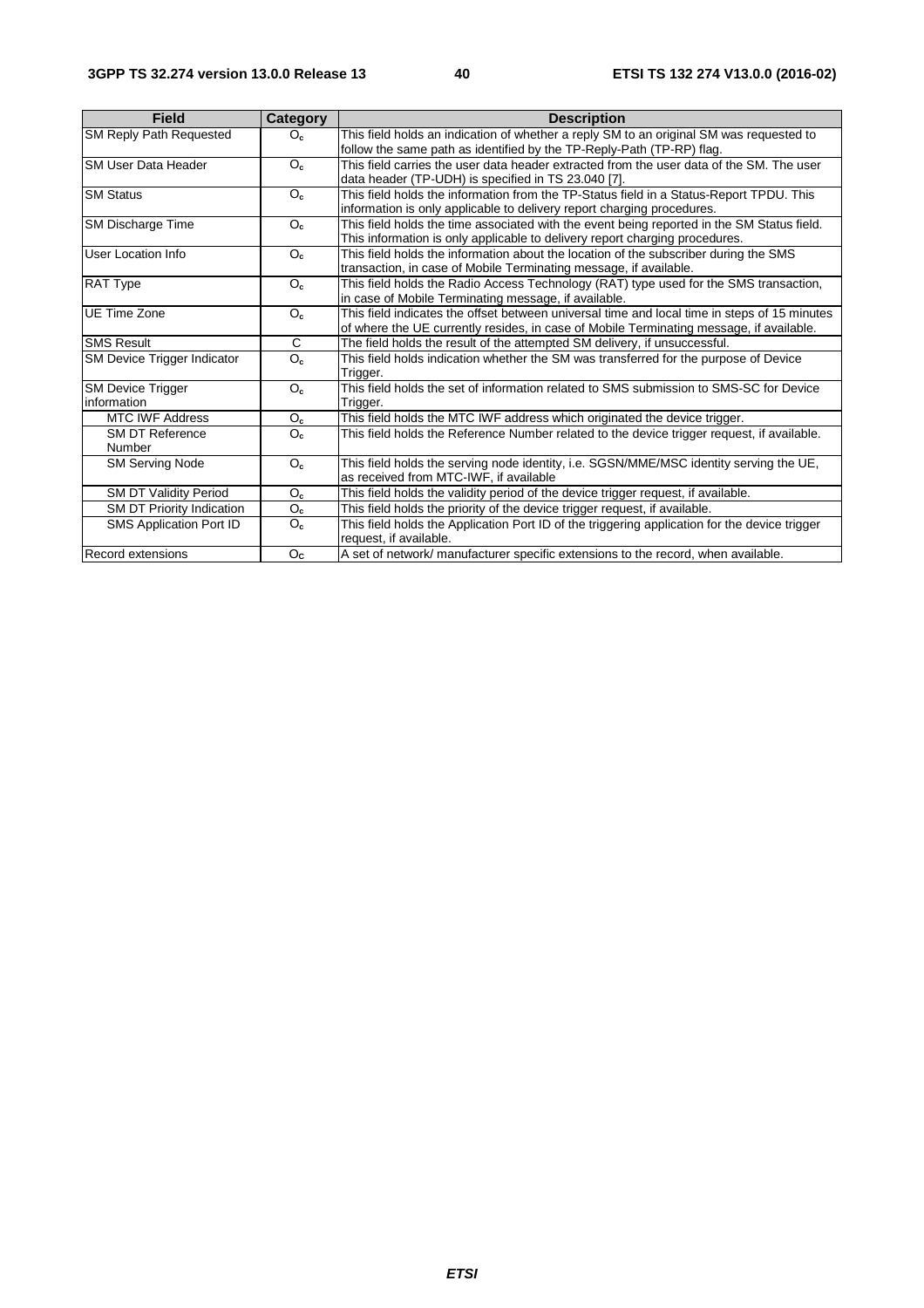| Field | Category | Description |
|---|---|---|
| SM Reply Path Requested | $O_c$ | This field holds an indication of whether a reply SM to an original SM was requested to follow the same path as identified by the TP-Reply-Path (TP-RP) flag. |
| SM User Data Header | $O_c$ | This field carries the user data header extracted from the user data of the SM. The user data header (TP-UDH) is specified in TS 23.040 [7]. |
| SM Status | $O_c$ | This field holds the information from the TP-Status field in a Status-Report TPDU. This information is only applicable to delivery report charging procedures. |
| SM Discharge Time | $O_c$ | This field holds the time associated with the event being reported in the SM Status field. This information is only applicable to delivery report charging procedures. |
| User Location Info | $O_c$ | This field holds the information about the location of the subscriber during the SMS transaction, in case of Mobile Terminating message, if available. |
| RAT Type | $O_c$ | This field holds the Radio Access Technology (RAT) type used for the SMS transaction, in case of Mobile Terminating message, if available. |
| UE Time Zone | $O_c$ | This field indicates the offset between universal time and local time in steps of 15 minutes of where the UE currently resides, in case of Mobile Terminating message, if available. |
| SMS Result | C | The field holds the result of the attempted SM delivery, if unsuccessful. |
| SM Device Trigger Indicator | $O_c$ | This field holds indication whether the SM was transferred for the purpose of Device Trigger. |
| SM Device Trigger information | $O_c$ | This field holds the set of information related to SMS submission to SMS-SC for Device Trigger. |
| MTC IWF Address | $O_c$ | This field holds the MTC IWF address which originated the device trigger. |
| SM DT Reference Number | $O_c$ | This field holds the Reference Number related to the device trigger request, if available. |
| SM Serving Node | $O_c$ | This field holds the serving node identity, i.e. SGSN/MME/MSC identity serving the UE, as received from MTC-IWF, if available |
| SM DT Validity Period | $O_c$ | This field holds the validity period of the device trigger request, if available. |
| SM DT Priority Indication | $O_c$ | This field holds the priority of the device trigger request, if available. |
| SMS Application Port ID | $O_c$ | This field holds the Application Port ID of the triggering application for the device trigger request, if available. |
| Record extensions | $O_c$ | A set of network/ manufacturer specific extensions to the record, when available. |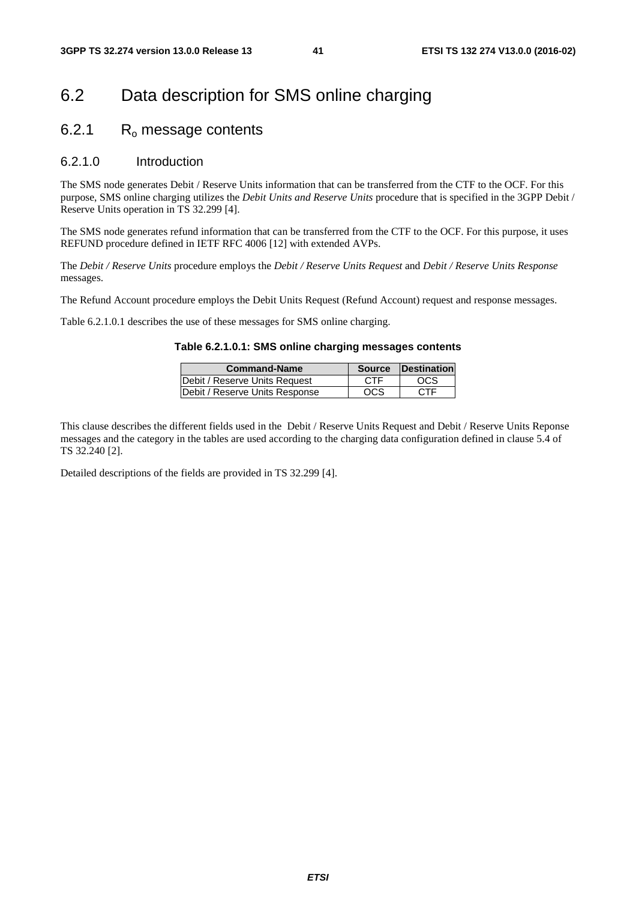## 6.2 Data description for SMS online charging

### 6.2.1 $R_o$ message contents

#### 6.2.1.0 Introduction

The SMS node generates Debit / Reserve Units information that can be transferred from the CTF to the OCF. For this purpose, SMS online charging utilizes the *Debit Units and Reserve Units* procedure that is specified in the 3GPP Debit / Reserve Units operation in TS 32.299 [4].

The SMS node generates refund information that can be transferred from the CTF to the OCF. For this purpose, it uses REFUND procedure defined in IETF RFC 4006 [12] with extended AVPs.

The *Debit / Reserve Units* procedure employs the *Debit / Reserve Units Request* and *Debit / Reserve Units Response* messages.

The Refund Account procedure employs the Debit Units Request (Refund Account) request and response messages.

Table 6.2.1.0.1 describes the use of these messages for SMS online charging.

**Table 6.2.1.0.1: SMS online charging messages contents**

| Command-Name | Source | Destination |
|---|---|---|
| Debit / Reserve Units Request | CTF | OCS |
| Debit / Reserve Units Response | OCS | CTF |

This clause describes the different fields used in the Debit / Reserve Units Request and Debit / Reserve Units Reponse messages and the category in the tables are used according to the charging data configuration defined in clause 5.4 of TS 32.240 [2].

Detailed descriptions of the fields are provided in TS 32.299 [4].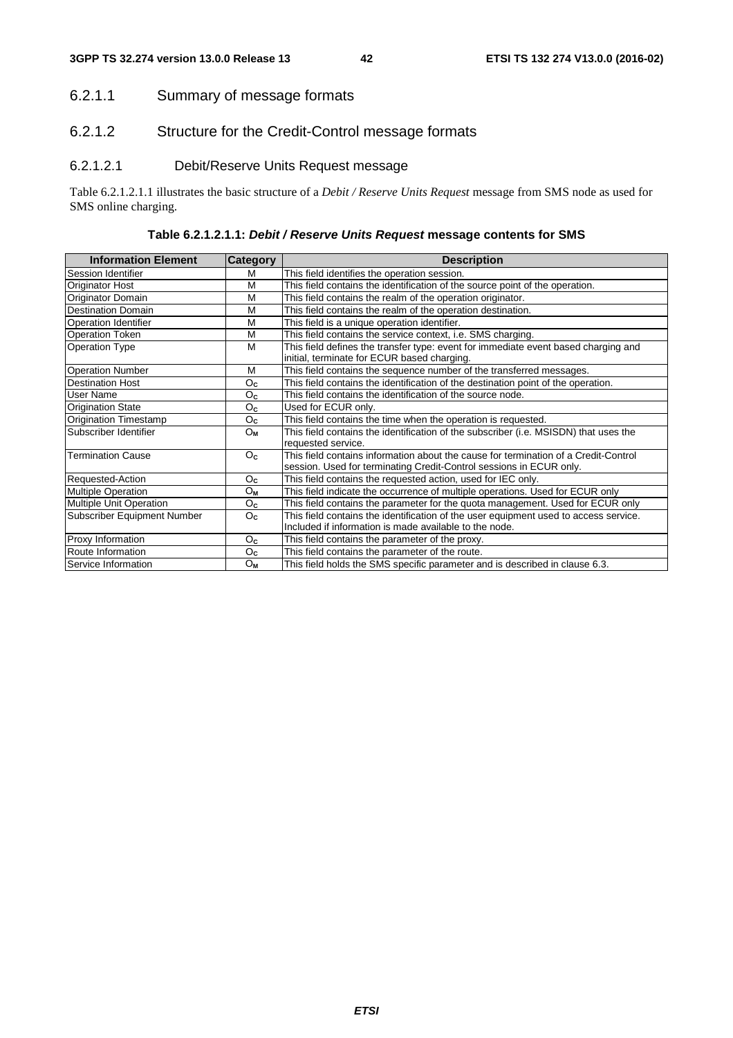### 6.2.1.1 Summary of message formats

### 6.2.1.2 Structure for the Credit-Control message formats

#### 6.2.1.2.1 Debit/Reserve Units Request message

Table 6.2.1.2.1.1 illustrates the basic structure of a *Debit / Reserve Units Request* message from SMS node as used for SMS online charging.

**Table 6.2.1.2.1.1: *Debit / Reserve Units Request* message contents for SMS**

| Information Element | Category | Description |
|---|---|---|
| Session Identifier | M | This field identifies the operation session. |
| Originator Host | M | This field contains the identification of the source point of the operation. |
| Originator Domain | M | This field contains the realm of the operation originator. |
| Destination Domain | M | This field contains the realm of the operation destination. |
| Operation Identifier | M | This field is a unique operation identifier. |
| Operation Token | M | This field contains the service context, i.e. SMS charging. |
| Operation Type | M | This field defines the transfer type: event for immediate event based charging and initial, terminate for ECUR based charging. |
| Operation Number | M | This field contains the sequence number of the transferred messages. |
| Destination Host | $O_C$ | This field contains the identification of the destination point of the operation. |
| User Name | $O_C$ | This field contains the identification of the source node. |
| Origination State | $O_C$ | Used for ECUR only. |
| Origination Timestamp | $O_C$ | This field contains the time when the operation is requested. |
| Subscriber Identifier | $O_M$ | This field contains the identification of the subscriber (i.e. MSISDN) that uses the requested service. |
| Termination Cause | $O_C$ | This field contains information about the cause for termination of a Credit-Control session. Used for terminating Credit-Control sessions in ECUR only. |
| Requested-Action | $O_C$ | This field contains the requested action, used for IEC only. |
| Multiple Operation | $O_M$ | This field indicate the occurrence of multiple operations. Used for ECUR only |
| Multiple Unit Operation | $O_C$ | This field contains the parameter for the quota management. Used for ECUR only |
| Subscriber Equipment Number | $O_C$ | This field contains the identification of the user equipment used to access service. Included if information is made available to the node. |
| Proxy Information | $O_C$ | This field contains the parameter of the proxy. |
| Route Information | $O_C$ | This field contains the parameter of the route. |
| Service Information | $O_M$ | This field holds the SMS specific parameter and is described in clause 6.3. |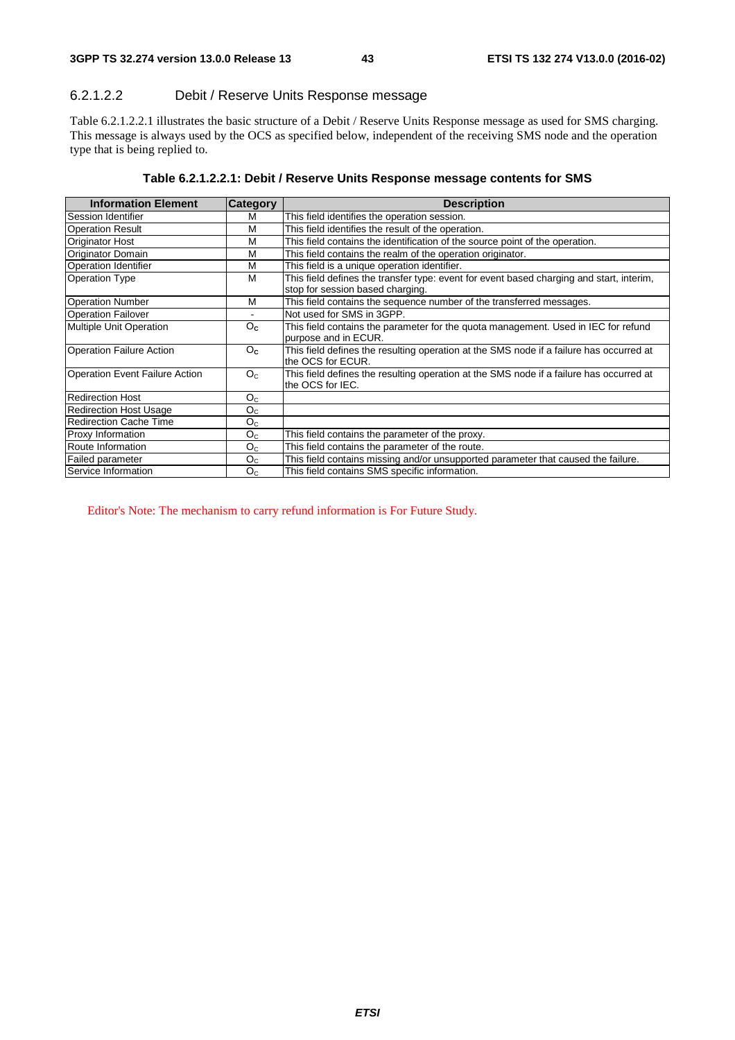#### 6.2.1.2.2 Debit / Reserve Units Response message

Table 6.2.1.2.2.1 illustrates the basic structure of a Debit / Reserve Units Response message as used for SMS charging. This message is always used by the OCS as specified below, independent of the receiving SMS node and the operation type that is being replied to.

**Table 6.2.1.2.2.1: Debit / Reserve Units Response message contents for SMS**

| Information Element | Category | Description |
|---|---|---|
| Session Identifier | M | This field identifies the operation session. |
| Operation Result | M | This field identifies the result of the operation. |
| Originator Host | M | This field contains the identification of the source point of the operation. |
| Originator Domain | M | This field contains the realm of the operation originator. |
| Operation Identifier | M | This field is a unique operation identifier. |
| Operation Type | M | This field defines the transfer type: event for event based charging and start, interim, stop for session based charging. |
| Operation Number | M | This field contains the sequence number of the transferred messages. |
| Operation Failover | - | Not used for SMS in 3GPP. |
| Multiple Unit Operation | $O_C$ | This field contains the parameter for the quota management. Used in IEC for refund purpose and in ECUR. |
| Operation Failure Action | $O_C$ | This field defines the resulting operation at the SMS node if a failure has occurred at the OCS for ECUR. |
| Operation Event Failure Action | $O_C$ | This field defines the resulting operation at the SMS node if a failure has occurred at the OCS for IEC. |
| Redirection Host | $O_C$ | |
| Redirection Host Usage | $O_C$ | |
| Redirection Cache Time | $O_C$ | |
| Proxy Information | $O_C$ | This field contains the parameter of the proxy. |
| Route Information | $O_C$ | This field contains the parameter of the route. |
| Failed parameter | $O_C$ | This field contains missing and/or unsupported parameter that caused the failure. |
| Service Information | $O_C$ | This field contains SMS specific information. |

Editor's Note: The mechanism to carry refund information is For Future Study.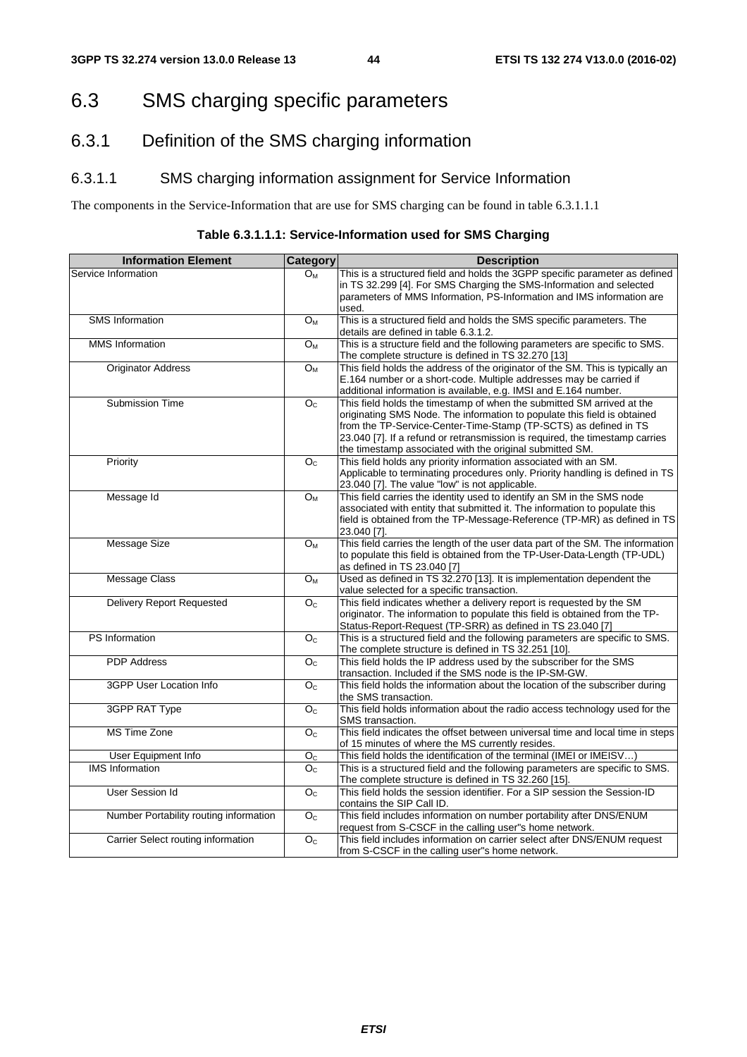# 6.3 SMS charging specific parameters

## 6.3.1 Definition of the SMS charging information

### 6.3.1.1 SMS charging information assignment for Service Information

The components in the Service-Information that are use for SMS charging can be found in table 6.3.1.1.1

**Table 6.3.1.1.1: Service-Information used for SMS Charging**

| Information Element | Category | Description |
|---|---|---|
| Service Information | $O_M$ | This is a structured field and holds the 3GPP specific parameter as defined in TS 32.299 [4]. For SMS Charging the SMS-Information and selected parameters of MMS Information, PS-Information and IMS information are used. |
| SMS Information | $O_M$ | This is a structured field and holds the SMS specific parameters. The details are defined in table 6.3.1.2. |
| MMS Information | $O_M$ | This is a structure field and the following parameters are specific to SMS. The complete structure is defined in TS 32.270 [13] |
| Originator Address | $O_M$ | This field holds the address of the originator of the SM. This is typically an E.164 number or a short-code. Multiple addresses may be carried if additional information is available, e.g. IMSI and E.164 number. |
| Submission Time | $O_C$ | This field holds the timestamp of when the submitted SM arrived at the originating SMS Node. The information to populate this field is obtained from the TP-Service-Center-Time-Stamp (TP-SCTS) as defined in TS 23.040 [7]. If a refund or retransmission is required, the timestamp carries the timestamp associated with the original submitted SM. |
| Priority | $O_C$ | This field holds any priority information associated with an SM. Applicable to terminating procedures only. Priority handling is defined in TS 23.040 [7]. The value "low" is not applicable. |
| Message Id | $O_M$ | This field carries the identity used to identify an SM in the SMS node associated with entity that submitted it. The information to populate this field is obtained from the TP-Message-Reference (TP-MR) as defined in TS 23.040 [7]. |
| Message Size | $O_M$ | This field carries the length of the user data part of the SM. The information to populate this field is obtained from the TP-User-Data-Length (TP-UDL) as defined in TS 23.040 [7] |
| Message Class | $O_M$ | Used as defined in TS 32.270 [13]. It is implementation dependent the value selected for a specific transaction. |
| Delivery Report Requested | $O_C$ | This field indicates whether a delivery report is requested by the SM originator. The information to populate this field is obtained from the TP-Status-Report-Request (TP-SRR) as defined in TS 23.040 [7] |
| PS Information | $O_C$ | This is a structured field and the following parameters are specific to SMS. The complete structure is defined in TS 32.251 [10]. |
| PDP Address | $O_C$ | This field holds the IP address used by the subscriber for the SMS transaction. Included if the SMS node is the IP-SM-GW. |
| 3GPP User Location Info | $O_C$ | This field holds the information about the location of the subscriber during the SMS transaction. |
| 3GPP RAT Type | $O_C$ | This field holds information about the radio access technology used for the SMS transaction. |
| MS Time Zone | $O_C$ | This field indicates the offset between universal time and local time in steps of 15 minutes of where the MS currently resides. |
| User Equipment Info | $O_C$ | This field holds the identification of the terminal (IMEI or IMEISV…) |
| IMS Information | $O_C$ | This is a structured field and the following parameters are specific to SMS. The complete structure is defined in TS 32.260 [15]. |
| User Session Id | $O_C$ | This field holds the session identifier. For a SIP session the Session-ID contains the SIP Call ID. |
| Number Portability routing information | $O_C$ | This field includes information on number portability after DNS/ENUM request from S-CSCF in the calling user"s home network. |
| Carrier Select routing information | $O_C$ | This field includes information on carrier select after DNS/ENUM request from S-CSCF in the calling user"s home network. |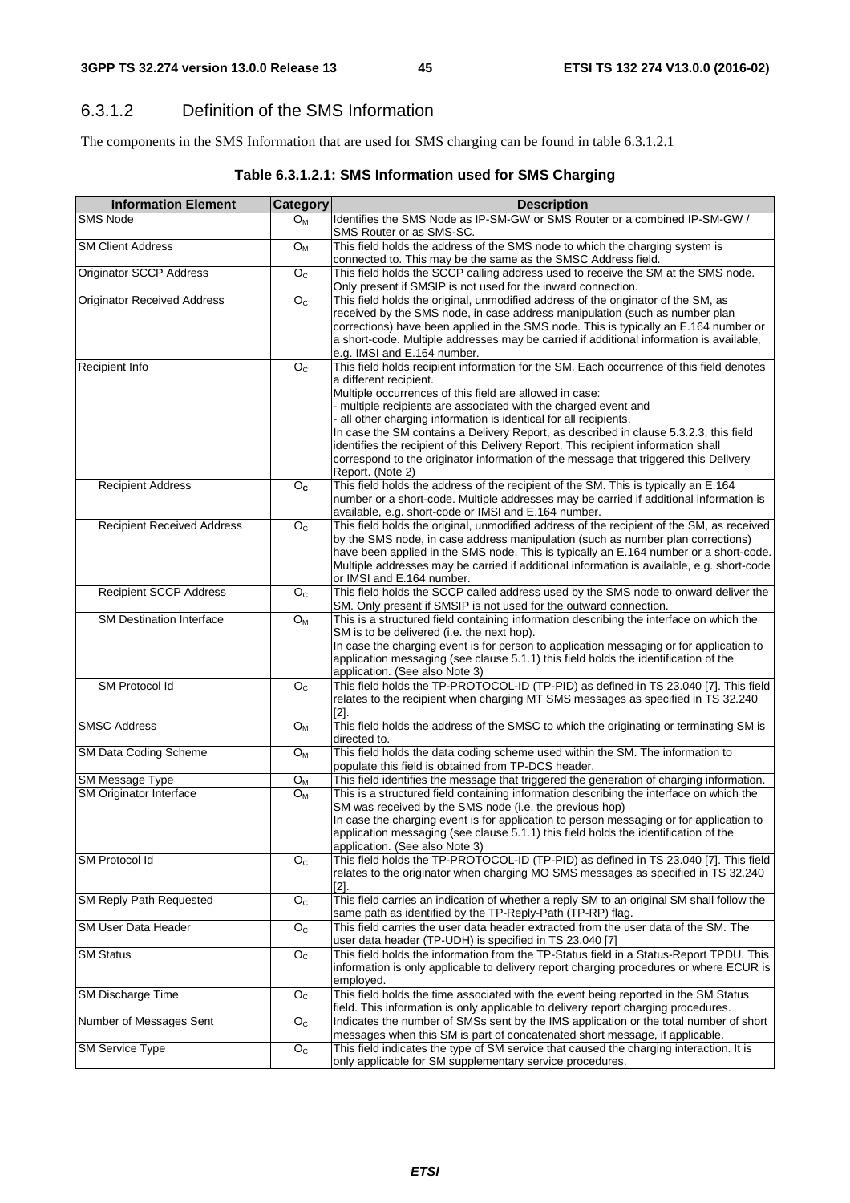### 6.3.1.2 Definition of the SMS Information

The components in the SMS Information that are used for SMS charging can be found in table 6.3.1.2.1

**Table 6.3.1.2.1: SMS Information used for SMS Charging**

| Information Element | Category | Description |
|---|---|---|
| SMS Node | $O_M$ | Identifies the SMS Node as IP-SM-GW or SMS Router or a combined IP-SM-GW / SMS Router or as SMS-SC. |
| SM Client Address | $O_M$ | This field holds the address of the SMS node to which the charging system is connected to. This may be the same as the SMSC Address field. |
| Originator SCCP Address | $O_C$ | This field holds the SCCP calling address used to receive the SM at the SMS node. Only present if SMSIP is not used for the inward connection. |
| Originator Received Address | $O_C$ | This field holds the original, unmodified address of the originator of the SM, as received by the SMS node, in case address manipulation (such as number plan corrections) have been applied in the SMS node. This is typically an E.164 number or a short-code. Multiple addresses may be carried if additional information is available, e.g. IMSI and E.164 number. |
| Recipient Info | $O_C$ | This field holds recipient information for the SM. Each occurrence of this field denotes a different recipient.<br>Multiple occurrences of this field are allowed in case:<br>- multiple recipients are associated with the charged event and<br>- all other charging information is identical for all recipients.<br>In case the SM contains a Delivery Report, as described in clause 5.3.2.3, this field identifies the recipient of this Delivery Report. This recipient information shall correspond to the originator information of the message that triggered this Delivery Report. (Note 2) |
| Recipient Address | $O_C$ | This field holds the address of the recipient of the SM. This is typically an E.164 number or a short-code. Multiple addresses may be carried if additional information is available, e.g. short-code or IMSI and E.164 number. |
| Recipient Received Address | $O_C$ | This field holds the original, unmodified address of the recipient of the SM, as received by the SMS node, in case address manipulation (such as number plan corrections) have been applied in the SMS node. This is typically an E.164 number or a short-code. Multiple addresses may be carried if additional information is available, e.g. short-code or IMSI and E.164 number. |
| Recipient SCCP Address | $O_C$ | This field holds the SCCP called address used by the SMS node to onward deliver the SM. Only present if SMSIP is not used for the outward connection. |
| SM Destination Interface | $O_M$ | This is a structured field containing information describing the interface on which the SM is to be delivered (i.e. the next hop).<br>In case the charging event is for person to application messaging or for application to application messaging (see clause 5.1.1) this field holds the identification of the application. (See also Note 3) |
| SM Protocol Id | $O_C$ | This field holds the TP-PROTOCOL-ID (TP-PID) as defined in TS 23.040 [7]. This field relates to the recipient when charging MT SMS messages as specified in TS 32.240 [2]. |
| SMSC Address | $O_M$ | This field holds the address of the SMSC to which the originating or terminating SM is directed to. |
| SM Data Coding Scheme | $O_M$ | This field holds the data coding scheme used within the SM. The information to populate this field is obtained from TP-DCS header. |
| SM Message Type | $O_M$ | This field identifies the message that triggered the generation of charging information. |
| SM Originator Interface | $O_M$ | This is a structured field containing information describing the interface on which the SM was received by the SMS node (i.e. the previous hop)<br>In case the charging event is for application to person messaging or for application to application messaging (see clause 5.1.1) this field holds the identification of the application. (See also Note 3) |
| SM Protocol Id | $O_C$ | This field holds the TP-PROTOCOL-ID (TP-PID) as defined in TS 23.040 [7]. This field relates to the originator when charging MO SMS messages as specified in TS 32.240 [2]. |
| SM Reply Path Requested | $O_C$ | This field carries an indication of whether a reply SM to an original SM shall follow the same path as identified by the TP-Reply-Path (TP-RP) flag. |
| SM User Data Header | $O_C$ | This field carries the user data header extracted from the user data of the SM. The user data header (TP-UDH) is specified in TS 23.040 [7] |
| SM Status | $O_C$ | This field holds the information from the TP-Status field in a Status-Report TPDU. This information is only applicable to delivery report charging procedures or where ECUR is employed. |
| SM Discharge Time | $O_C$ | This field holds the time associated with the event being reported in the SM Status field. This information is only applicable to delivery report charging procedures. |
| Number of Messages Sent | $O_C$ | Indicates the number of SMSs sent by the IMS application or the total number of short messages when this SM is part of concatenated short message, if applicable. |
| SM Service Type | $O_C$ | This field indicates the type of SM service that caused the charging interaction. It is only applicable for SM supplementary service procedures. |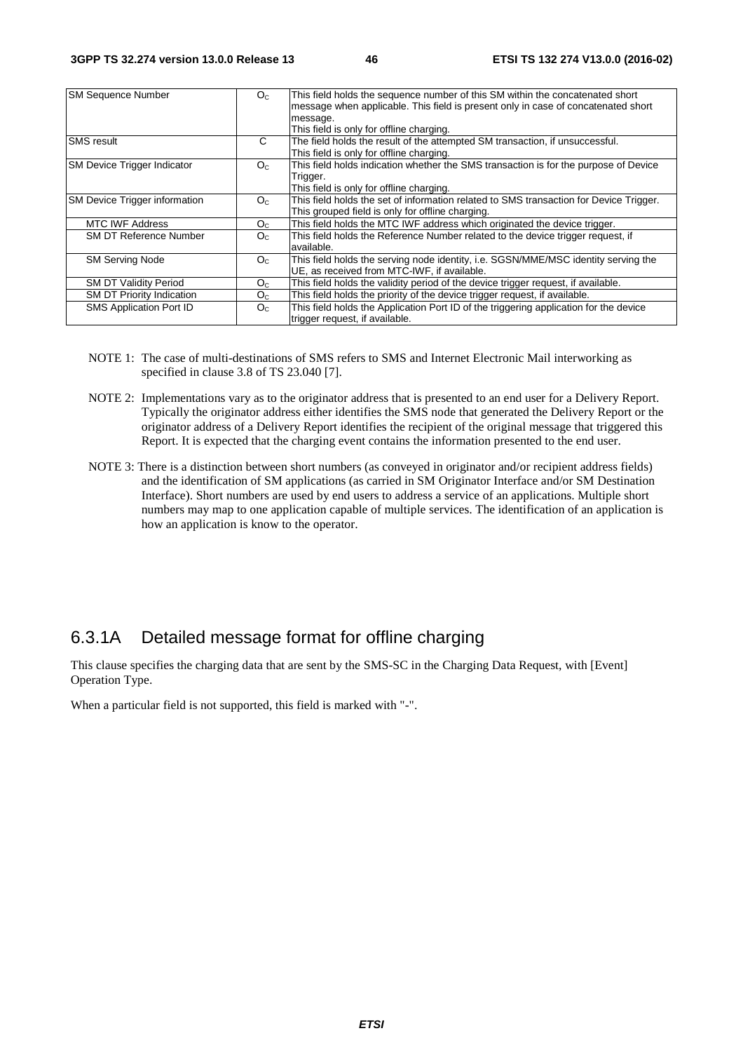| | | |
|---|---|---|
| SM Sequence Number | $O_C$ | This field holds the sequence number of this SM within the concatenated short message when applicable. This field is present only in case of concatenated short message.<br>This field is only for offline charging. |
| SMS result | C | The field holds the result of the attempted SM transaction, if unsuccessful.<br>This field is only for offline charging. |
| SM Device Trigger Indicator | $O_C$ | This field holds indication whether the SMS transaction is for the purpose of Device Trigger.<br>This field is only for offline charging. |
| SM Device Trigger information | $O_C$ | This field holds the set of information related to SMS transaction for Device Trigger.<br>This grouped field is only for offline charging. |
| MTC IWF Address | $O_C$ | This field holds the MTC IWF address which originated the device trigger. |
| SM DT Reference Number | $O_C$ | This field holds the Reference Number related to the device trigger request, if available. |
| SM Serving Node | $O_C$ | This field holds the serving node identity, i.e. SGSN/MME/MSC identity serving the UE, as received from MTC-IWF, if available. |
| SM DT Validity Period | $O_C$ | This field holds the validity period of the device trigger request, if available. |
| SM DT Priority Indication | $O_C$ | This field holds the priority of the device trigger request, if available. |
| SMS Application Port ID | $O_C$ | This field holds the Application Port ID of the triggering application for the device trigger request, if available. |

NOTE 1: The case of multi-destinations of SMS refers to SMS and Internet Electronic Mail interworking as specified in clause 3.8 of TS 23.040 [7].

NOTE 2: Implementations vary as to the originator address that is presented to an end user for a Delivery Report. Typically the originator address either identifies the SMS node that generated the Delivery Report or the originator address of a Delivery Report identifies the recipient of the original message that triggered this Report. It is expected that the charging event contains the information presented to the end user.

NOTE 3: There is a distinction between short numbers (as conveyed in originator and/or recipient address fields) and the identification of SM applications (as carried in SM Originator Interface and/or SM Destination Interface). Short numbers are used by end users to address a service of an applications. Multiple short numbers may map to one application capable of multiple services. The identification of an application is how an application is know to the operator.

## 6.3.1A Detailed message format for offline charging

This clause specifies the charging data that are sent by the SMS-SC in the Charging Data Request, with [Event] Operation Type.

When a particular field is not supported, this field is marked with "-".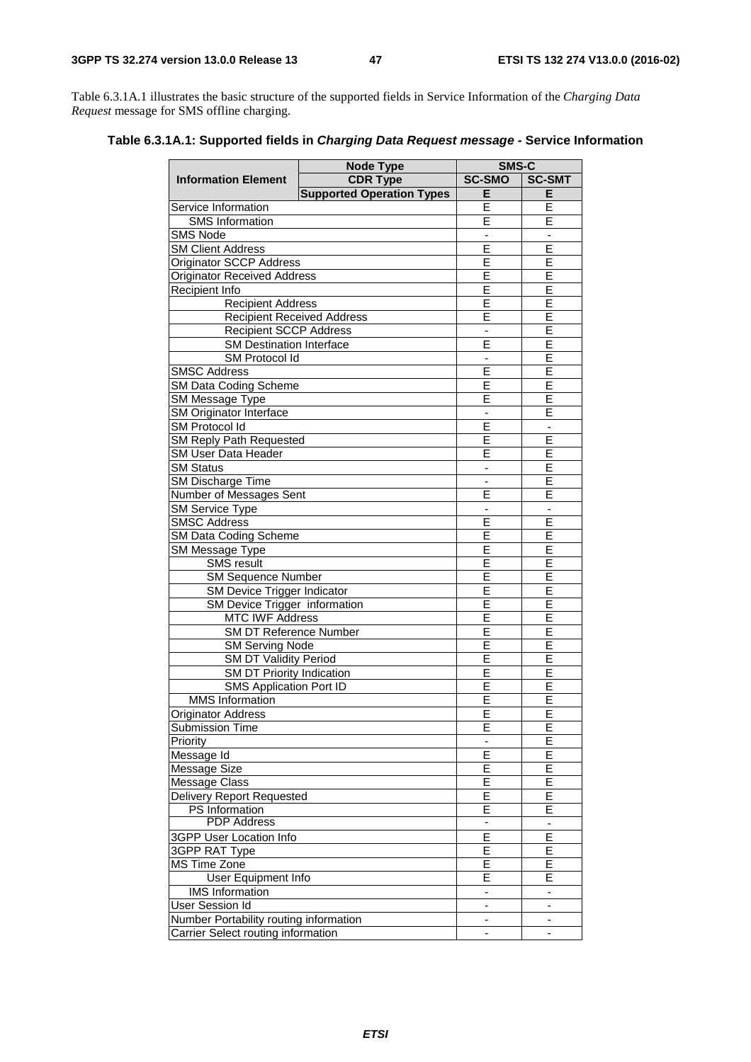Table 6.3.1A.1 illustrates the basic structure of the supported fields in Service Information of the *Charging Data Request* message for SMS offline charging.

**Table 6.3.1A.1: Supported fields in *Charging Data Request message* - Service Information**

| Information Element | Node Type | SMS-C | |
|---|---|---|---|
| | CDR Type | SC-SMO | SC-SMT |
| | Supported Operation Types | E | E |
| Service Information | | E | E |
| SMS Information | | E | E |
| SMS Node | | - | - |
| SM Client Address | | E | E |
| Originator SCCP Address | | E | E |
| Originator Received Address | | E | E |
| Recipient Info | | E | E |
| Recipient Address | | E | E |
| Recipient Received Address | | E | E |
| Recipient SCCP Address | | - | E |
| SM Destination Interface | | E | E |
| SM Protocol Id | | - | E |
| SMSC Address | | E | E |
| SM Data Coding Scheme | | E | E |
| SM Message Type | | E | E |
| SM Originator Interface | | - | E |
| SM Protocol Id | | E | - |
| SM Reply Path Requested | | E | E |
| SM User Data Header | | E | E |
| SM Status | | - | E |
| SM Discharge Time | | - | E |
| Number of Messages Sent | | E | E |
| SM Service Type | | - | - |
| SMSC Address | | E | E |
| SM Data Coding Scheme | | E | E |
| SM Message Type | | E | E |
| SMS result | | E | E |
| SM Sequence Number | | E | E |
| SM Device Trigger Indicator | | E | E |
| SM Device Trigger information | | E | E |
| MTC IWF Address | | E | E |
| SM DT Reference Number | | E | E |
| SM Serving Node | | E | E |
| SM DT Validity Period | | E | E |
| SM DT Priority Indication | | E | E |
| SMS Application Port ID | | E | E |
| MMS Information | | E | E |
| Originator Address | | E | E |
| Submission Time | | E | E |
| Priority | | - | E |
| Message Id | | E | E |
| Message Size | | E | E |
| Message Class | | E | E |
| Delivery Report Requested | | E | E |
| PS Information | | E | E |
| PDP Address | | - | - |
| 3GPP User Location Info | | E | E |
| 3GPP RAT Type | | E | E |
| MS Time Zone | | E | E |
| User Equipment Info | | E | E |
| IMS Information | | - | - |
| User Session Id | | - | - |
| Number Portability routing information | | - | - |
| Carrier Select routing information | | - | - |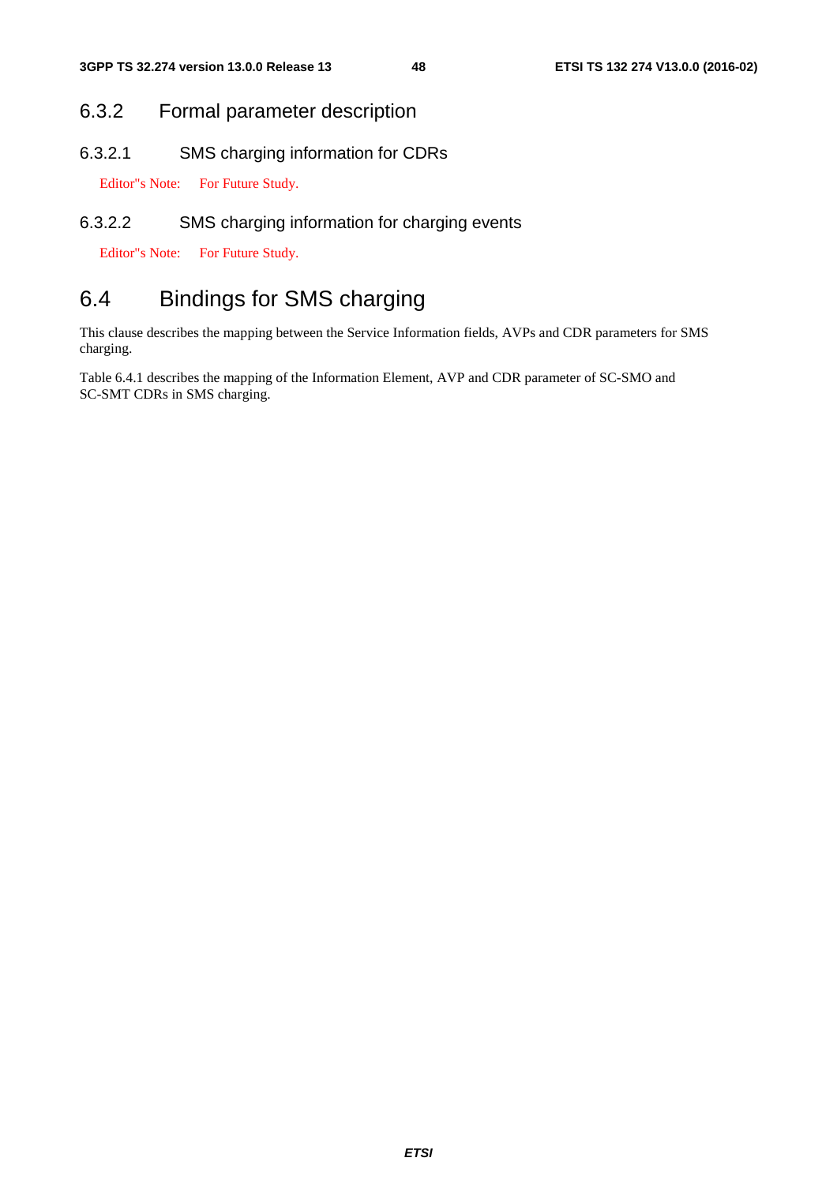### 6.3.2 Formal parameter description

#### 6.3.2.1 SMS charging information for CDRs

Editor"s Note: For Future Study.

#### 6.3.2.2 SMS charging information for charging events

Editor"s Note: For Future Study.

## 6.4 Bindings for SMS charging

This clause describes the mapping between the Service Information fields, AVPs and CDR parameters for SMS charging.

Table 6.4.1 describes the mapping of the Information Element, AVP and CDR parameter of SC-SMO and SC-SMT CDRs in SMS charging.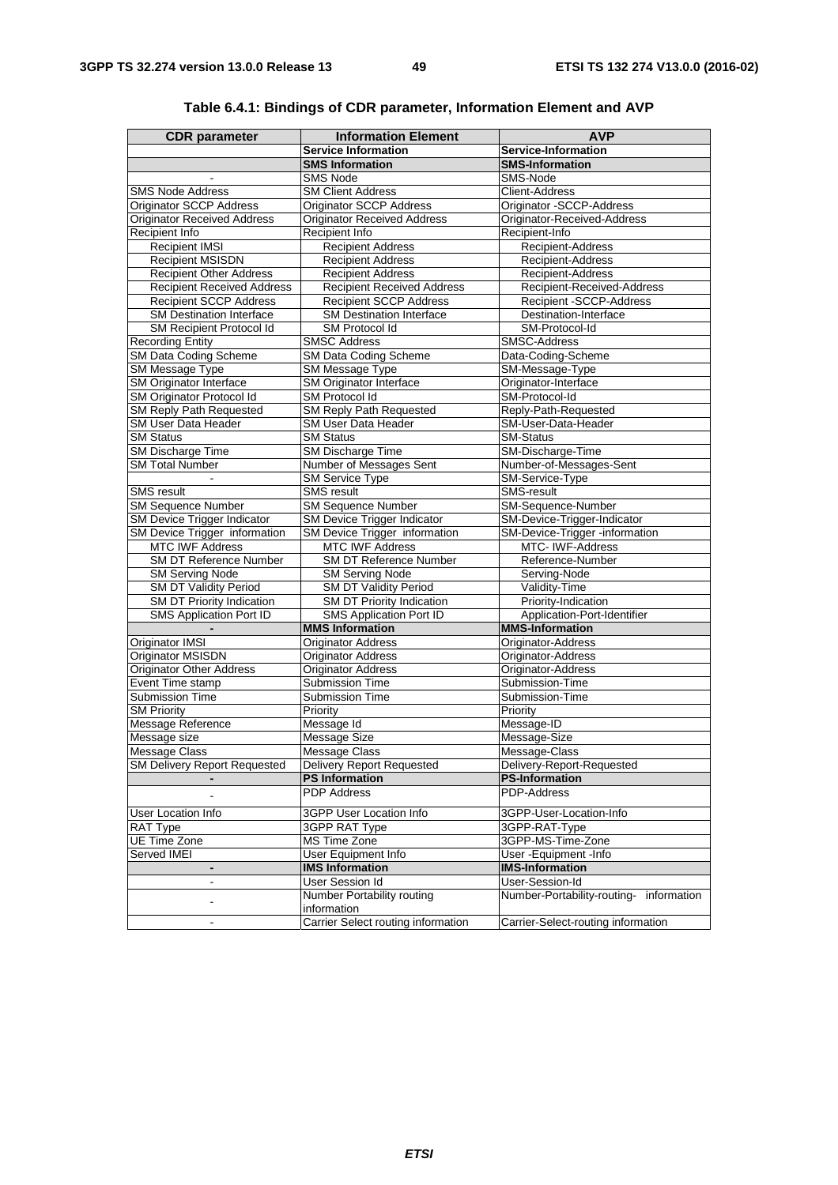**Table 6.4.1: Bindings of CDR parameter, Information Element and AVP**

| CDR parameter | Information Element | AVP |
|---|---|---|
| | **Service Information** | **Service-Information** |
| | **SMS Information** | **SMS-Information** |
| - | SMS Node | SMS-Node |
| SMS Node Address | SM Client Address | Client-Address |
| Originator SCCP Address | Originator SCCP Address | Originator -SCCP-Address |
| Originator Received Address | Originator Received Address | Originator-Received-Address |
| Recipient Info | Recipient Info | Recipient-Info |
| Recipient IMSI | Recipient Address | Recipient-Address |
| Recipient MSISDN | Recipient Address | Recipient-Address |
| Recipient Other Address | Recipient Address | Recipient-Address |
| Recipient Received Address | Recipient Received Address | Recipient-Received-Address |
| Recipient SCCP Address | Recipient SCCP Address | Recipient -SCCP-Address |
| SM Destination Interface | SM Destination Interface | Destination-Interface |
| SM Recipient Protocol Id | SM Protocol Id | SM-Protocol-Id |
| Recording Entity | SMSC Address | SMSC-Address |
| SM Data Coding Scheme | SM Data Coding Scheme | Data-Coding-Scheme |
| SM Message Type | SM Message Type | SM-Message-Type |
| SM Originator Interface | SM Originator Interface | Originator-Interface |
| SM Originator Protocol Id | SM Protocol Id | SM-Protocol-Id |
| SM Reply Path Requested | SM Reply Path Requested | Reply-Path-Requested |
| SM User Data Header | SM User Data Header | SM-User-Data-Header |
| SM Status | SM Status | SM-Status |
| SM Discharge Time | SM Discharge Time | SM-Discharge-Time |
| SM Total Number | Number of Messages Sent | Number-of-Messages-Sent |
| - | SM Service Type | SM-Service-Type |
| SMS result | SMS result | SMS-result |
| SM Sequence Number | SM Sequence Number | SM-Sequence-Number |
| SM Device Trigger Indicator | SM Device Trigger Indicator | SM-Device-Trigger-Indicator |
| SM Device Trigger information | SM Device Trigger information | SM-Device-Trigger -information |
| MTC IWF Address | MTC IWF Address | MTC- IWF-Address |
| SM DT Reference Number | SM DT Reference Number | Reference-Number |
| SM Serving Node | SM Serving Node | Serving-Node |
| SM DT Validity Period | SM DT Validity Period | Validity-Time |
| SM DT Priority Indication | SM DT Priority Indication | Priority-Indication |
| SMS Application Port ID | SMS Application Port ID | Application-Port-Identifier |
| **-** | **MMS Information** | **MMS-Information** |
| Originator IMSI | Originator Address | Originator-Address |
| Originator MSISDN | Originator Address | Originator-Address |
| Originator Other Address | Originator Address | Originator-Address |
| Event Time stamp | Submission Time | Submission-Time |
| Submission Time | Submission Time | Submission-Time |
| SM Priority | Priority | Priority |
| Message Reference | Message Id | Message-ID |
| Message size | Message Size | Message-Size |
| Message Class | Message Class | Message-Class |
| SM Delivery Report Requested | Delivery Report Requested | Delivery-Report-Requested |
| **-** | **PS Information** | **PS-Information** |
| - | PDP Address | PDP-Address |
| User Location Info | 3GPP User Location Info | 3GPP-User-Location-Info |
| RAT Type | 3GPP RAT Type | 3GPP-RAT-Type |
| UE Time Zone | MS Time Zone | 3GPP-MS-Time-Zone |
| Served IMEI | User Equipment Info | User -Equipment -Info |
| **-** | **IMS Information** | **IMS-Information** |
| - | User Session Id | User-Session-Id |
| - | Number Portability routing information | Number-Portability-routing- information |
| - | Carrier Select routing information | Carrier-Select-routing information |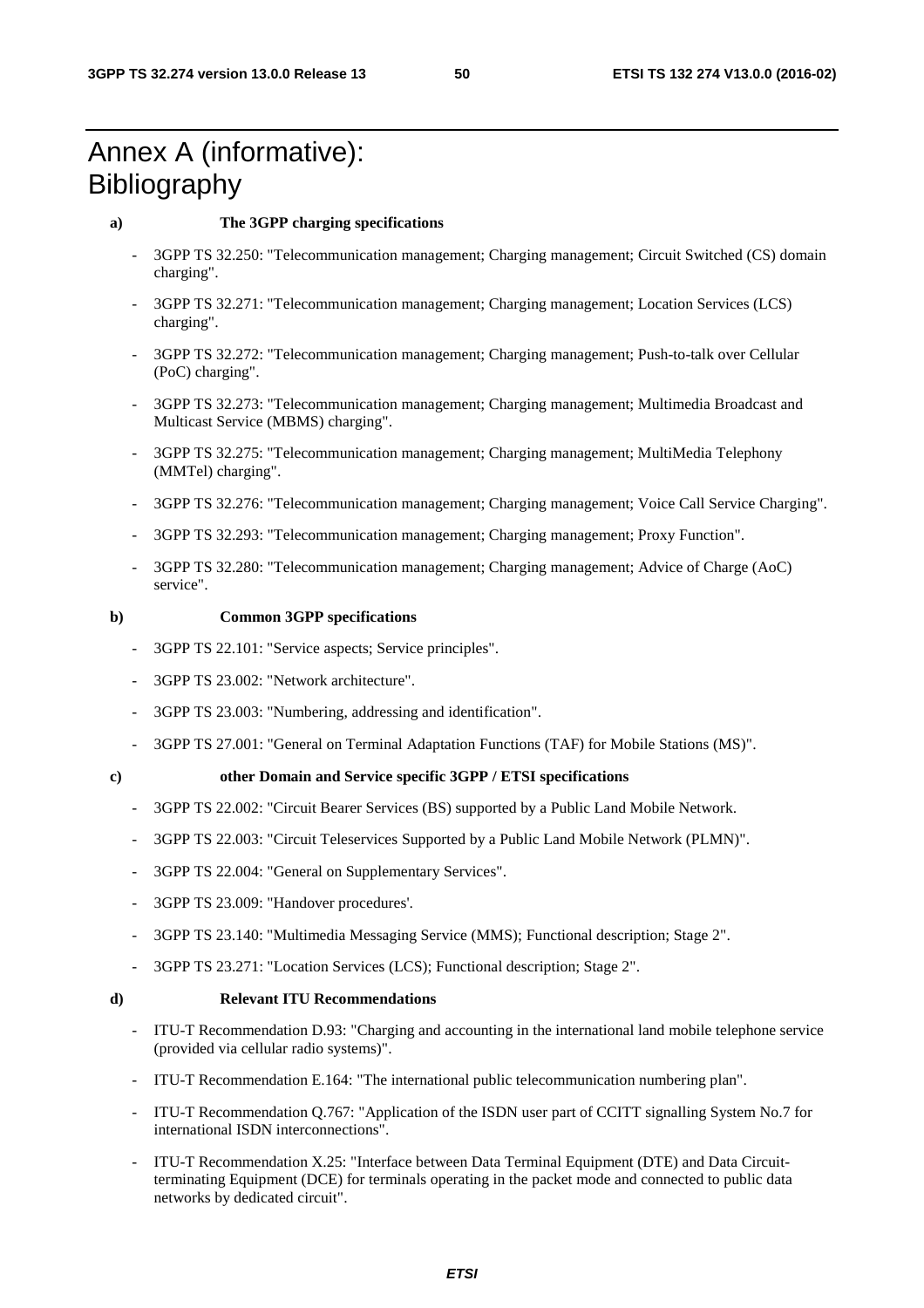# Annex A (informative): Bibliography

**a) The 3GPP charging specifications**

- 3GPP TS 32.250: "Telecommunication management; Charging management; Circuit Switched (CS) domain charging".
- 3GPP TS 32.271: "Telecommunication management; Charging management; Location Services (LCS) charging".
- 3GPP TS 32.272: "Telecommunication management; Charging management; Push-to-talk over Cellular (PoC) charging".
- 3GPP TS 32.273: "Telecommunication management; Charging management; Multimedia Broadcast and Multicast Service (MBMS) charging".
- 3GPP TS 32.275: "Telecommunication management; Charging management; MultiMedia Telephony (MMTel) charging".
- 3GPP TS 32.276: "Telecommunication management; Charging management; Voice Call Service Charging".
- 3GPP TS 32.293: "Telecommunication management; Charging management; Proxy Function".
- 3GPP TS 32.280: "Telecommunication management; Charging management; Advice of Charge (AoC) service".

**b) Common 3GPP specifications**

- 3GPP TS 22.101: "Service aspects; Service principles".
- 3GPP TS 23.002: "Network architecture".
- 3GPP TS 23.003: "Numbering, addressing and identification".
- 3GPP TS 27.001: "General on Terminal Adaptation Functions (TAF) for Mobile Stations (MS)".

**c) other Domain and Service specific 3GPP / ETSI specifications**

- 3GPP TS 22.002: "Circuit Bearer Services (BS) supported by a Public Land Mobile Network.
- 3GPP TS 22.003: "Circuit Teleservices Supported by a Public Land Mobile Network (PLMN)".
- 3GPP TS 22.004: "General on Supplementary Services".
- 3GPP TS 23.009: "Handover procedures'.
- 3GPP TS 23.140: "Multimedia Messaging Service (MMS); Functional description; Stage 2".
- 3GPP TS 23.271: "Location Services (LCS); Functional description; Stage 2".

**d) Relevant ITU Recommendations**

- ITU-T Recommendation D.93: "Charging and accounting in the international land mobile telephone service (provided via cellular radio systems)".
- ITU-T Recommendation E.164: "The international public telecommunication numbering plan".
- ITU-T Recommendation Q.767: "Application of the ISDN user part of CCITT signalling System No.7 for international ISDN interconnections".
- ITU-T Recommendation X.25: "Interface between Data Terminal Equipment (DTE) and Data Circuit-terminating Equipment (DCE) for terminals operating in the packet mode and connected to public data networks by dedicated circuit".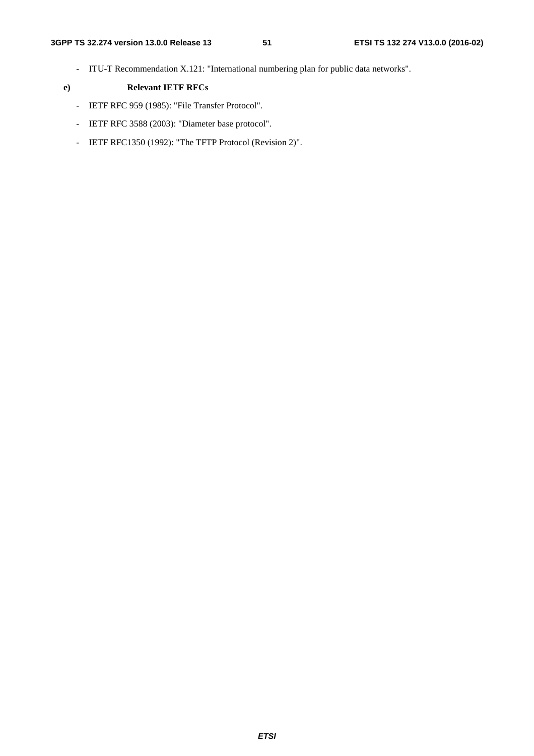- ITU-T Recommendation X.121: "International numbering plan for public data networks".

**e) Relevant IETF RFCs**

- IETF RFC 959 (1985): "File Transfer Protocol".
- IETF RFC 3588 (2003): "Diameter base protocol".
- IETF RFC1350 (1992): "The TFTP Protocol (Revision 2)".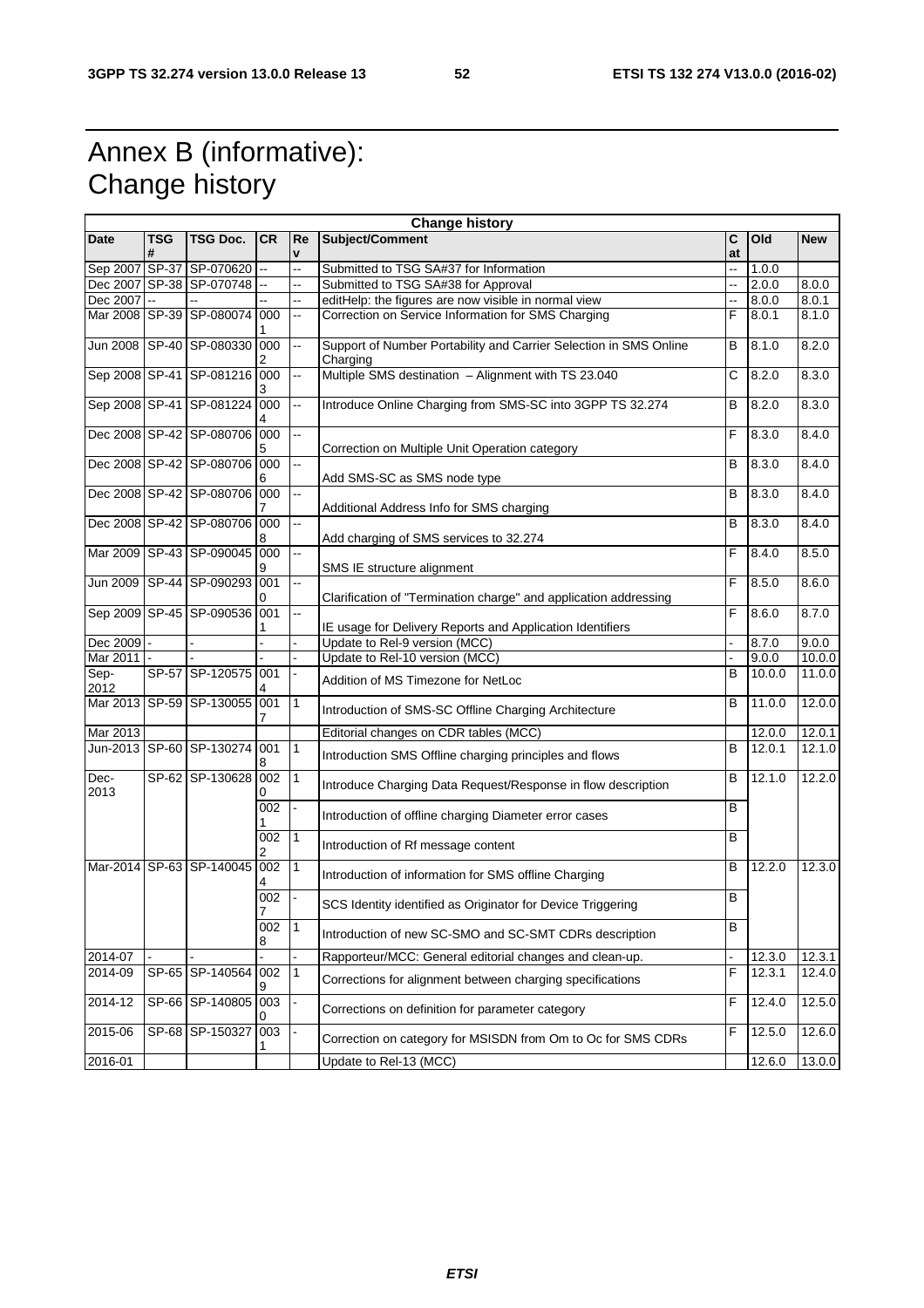# Annex B (informative): Change history

| Change history | | | | | | | | |
|---|---|---|---|---|---|---|---|---|
| **Date** | **TSG #** | **TSG Doc.** | **CR** | **Rev** | **Subject/Comment** | **Cat** | **Old** | **New** |
| Sep 2007 | SP-37 | SP-070620 | -- | -- | Submitted to TSG SA#37 for Information | -- | 1.0.0 | |
| Dec 2007 | SP-38 | SP-070748 | -- | -- | Submitted to TSG SA#38 for Approval | -- | 2.0.0 | 8.0.0 |
| Dec 2007 | -- | -- | -- | -- | editHelp: the figures are now visible in normal view | -- | 8.0.0 | 8.0.1 |
| Mar 2008 | SP-39 | SP-080074 | 0001 | -- | Correction on Service Information for SMS Charging | F | 8.0.1 | 8.1.0 |
| Jun 2008 | SP-40 | SP-080330 | 0002 | -- | Support of Number Portability and Carrier Selection in SMS Online Charging | B | 8.1.0 | 8.2.0 |
| Sep 2008 | SP-41 | SP-081216 | 0003 | -- | Multiple SMS destination – Alignment with TS 23.040 | C | 8.2.0 | 8.3.0 |
| Sep 2008 | SP-41 | SP-081224 | 0004 | -- | Introduce Online Charging from SMS-SC into 3GPP TS 32.274 | B | 8.2.0 | 8.3.0 |
| Dec 2008 | SP-42 | SP-080706 | 0005 | -- | Correction on Multiple Unit Operation category | F | 8.3.0 | 8.4.0 |
| Dec 2008 | SP-42 | SP-080706 | 0006 | -- | Add SMS-SC as SMS node type | B | 8.3.0 | 8.4.0 |
| Dec 2008 | SP-42 | SP-080706 | 0007 | -- | Additional Address Info for SMS charging | B | 8.3.0 | 8.4.0 |
| Dec 2008 | SP-42 | SP-080706 | 0008 | -- | Add charging of SMS services to 32.274 | B | 8.3.0 | 8.4.0 |
| Mar 2009 | SP-43 | SP-090045 | 0009 | -- | SMS IE structure alignment | F | 8.4.0 | 8.5.0 |
| Jun 2009 | SP-44 | SP-090293 | 0010 | -- | Clarification of "Termination charge" and application addressing | F | 8.5.0 | 8.6.0 |
| Sep 2009 | SP-45 | SP-090536 | 0011 | -- | IE usage for Delivery Reports and Application Identifiers | F | 8.6.0 | 8.7.0 |
| Dec 2009 | - | - | - | - | Update to Rel-9 version (MCC) | - | 8.7.0 | 9.0.0 |
| Mar 2011 | - | - | - | - | Update to Rel-10 version (MCC) | - | 9.0.0 | 10.0.0 |
| Sep-2012 | SP-57 | SP-120575 | 0014 | - | Addition of MS Timezone for NetLoc | B | 10.0.0 | 11.0.0 |
| Mar 2013 | SP-59 | SP-130055 | 0017 | 1 | Introduction of SMS-SC Offline Charging Architecture | B | 11.0.0 | 12.0.0 |
| Mar 2013 | | | | | Editorial changes on CDR tables (MCC) | | 12.0.0 | 12.0.1 |
| Jun-2013 | SP-60 | SP-130274 | 0018 | 1 | Introduction SMS Offline charging principles and flows | B | 12.0.1 | 12.1.0 |
| Dec-2013 | SP-62 | SP-130628 | 0020 | 1 | Introduce Charging Data Request/Response in flow description | B | 12.1.0 | 12.2.0 |
| | | | 0021 | - | Introduction of offline charging Diameter error cases | B | | |
| | | | 0022 | 1 | Introduction of Rf message content | B | | |
| Mar-2014 | SP-63 | SP-140045 | 0024 | 1 | Introduction of information for SMS offline Charging | B | 12.2.0 | 12.3.0 |
| | | | 0027 | - | SCS Identity identified as Originator for Device Triggering | B | | |
| | | | 0028 | 1 | Introduction of new SC-SMO and SC-SMT CDRs description | B | | |
| 2014-07 | - | - | - | - | Rapporteur/MCC: General editorial changes and clean-up. | - | 12.3.0 | 12.3.1 |
| 2014-09 | SP-65 | SP-140564 | 0029 | 1 | Corrections for alignment between charging specifications | F | 12.3.1 | 12.4.0 |
| 2014-12 | SP-66 | SP-140805 | 0030 | - | Corrections on definition for parameter category | F | 12.4.0 | 12.5.0 |
| 2015-06 | SP-68 | SP-150327 | 0031 | - | Correction on category for MSISDN from Om to Oc for SMS CDRs | F | 12.5.0 | 12.6.0 |
| 2016-01 | | | | | Update to Rel-13 (MCC) | | 12.6.0 | 13.0.0 |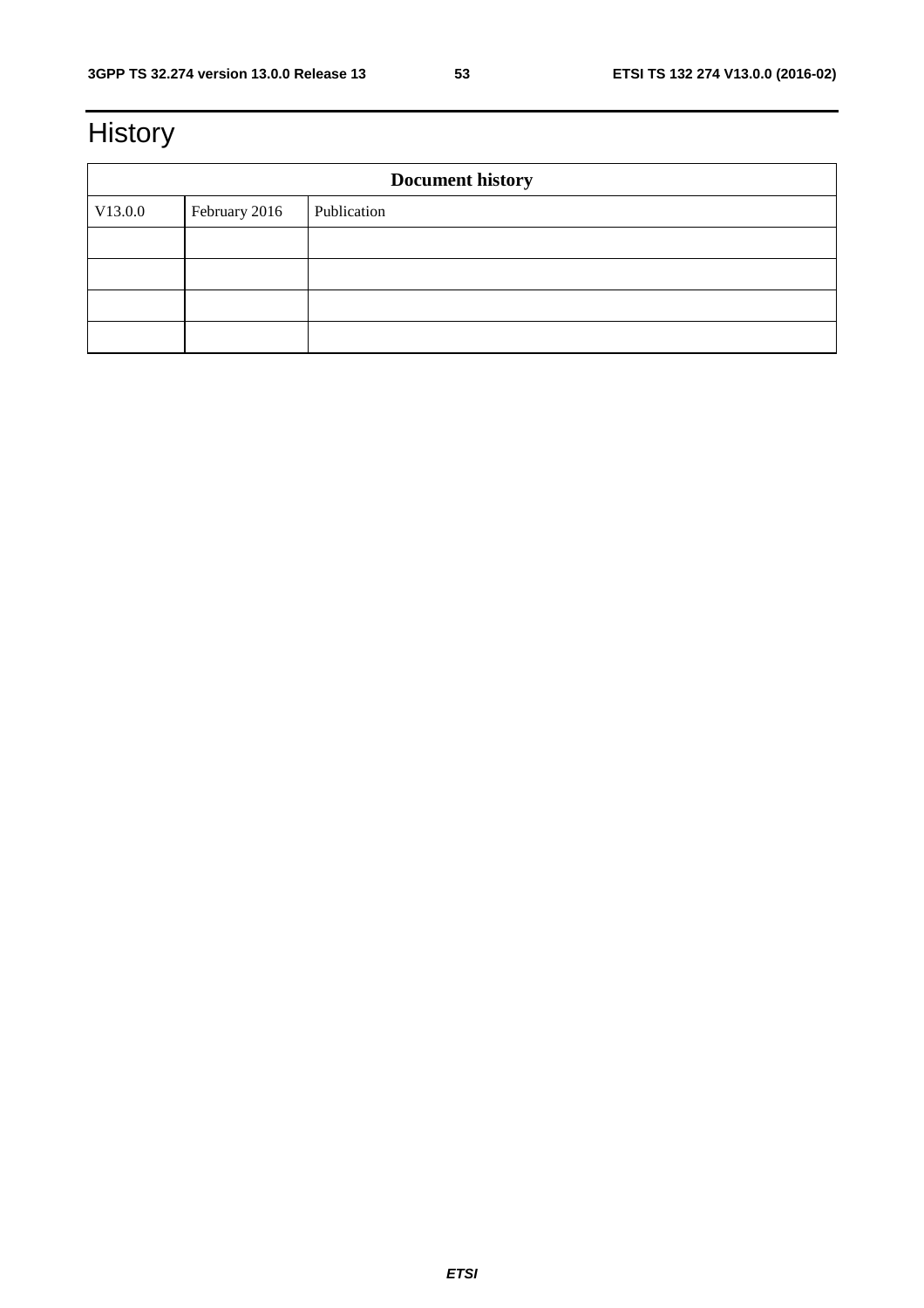# History

| Document history | | |
|---|---|---|
| V13.0.0 | February 2016 | Publication |
| | | |
| | | |
| | | |
| | | |